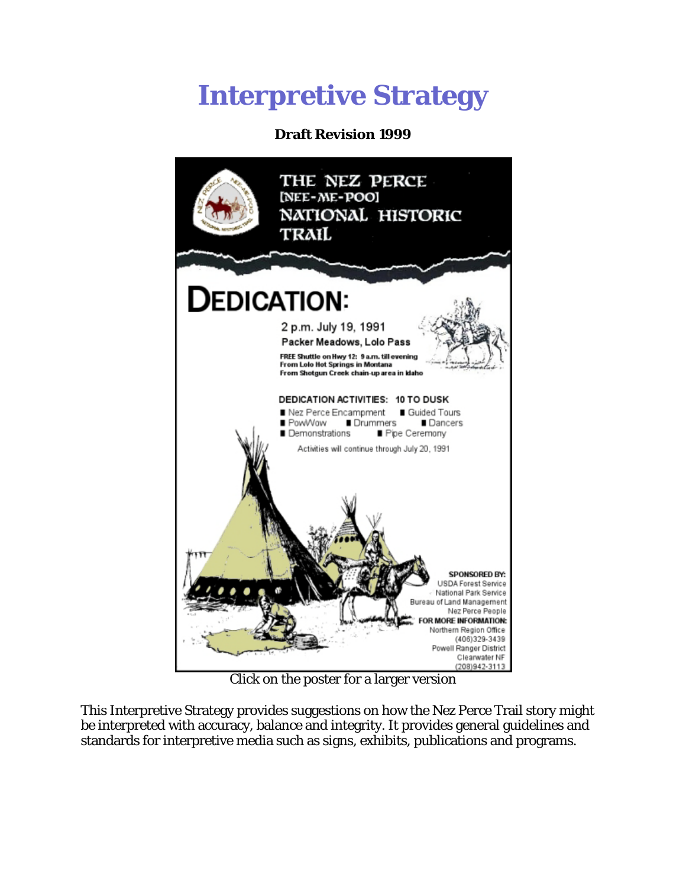# Interpretive Strategy

**Draft Revision 1999**

THE NEZ PERCE [NEE-ME-POO] NATIONAL HISTORIC TRAIL

**DEDICATION:**

2 p.m. July 19, 1991
Packer Meadows, Lolo Pass

FREE Shuttle on Hwy 12: 9 a.m. till evening
From Lolo Hot Springs in Montana
From Shotgun Creek chain-up area in Idaho

DEDICATION ACTIVITIES: 10 TO DUSK

- Nez Perce Encampment
- Guided Tours
- PowWow
- Drummers
- Dancers
- Demonstrations
- Pipe Ceremony

Activities will continue through July 20, 1991

SPONSORED BY:
USDA Forest Service
National Park Service
Bureau of Land Management
Nez Perce People

FOR MORE INFORMATION:
Northern Region Office
(406)329-3439
Powell Ranger District
Clearwater NF
(208)942-3113

Click on the poster for a larger version

This Interpretive Strategy provides suggestions on how the Nez Perce Trail story might be interpreted with accuracy, balance and integrity. It provides general guidelines and standards for interpretive media such as signs, exhibits, publications and programs.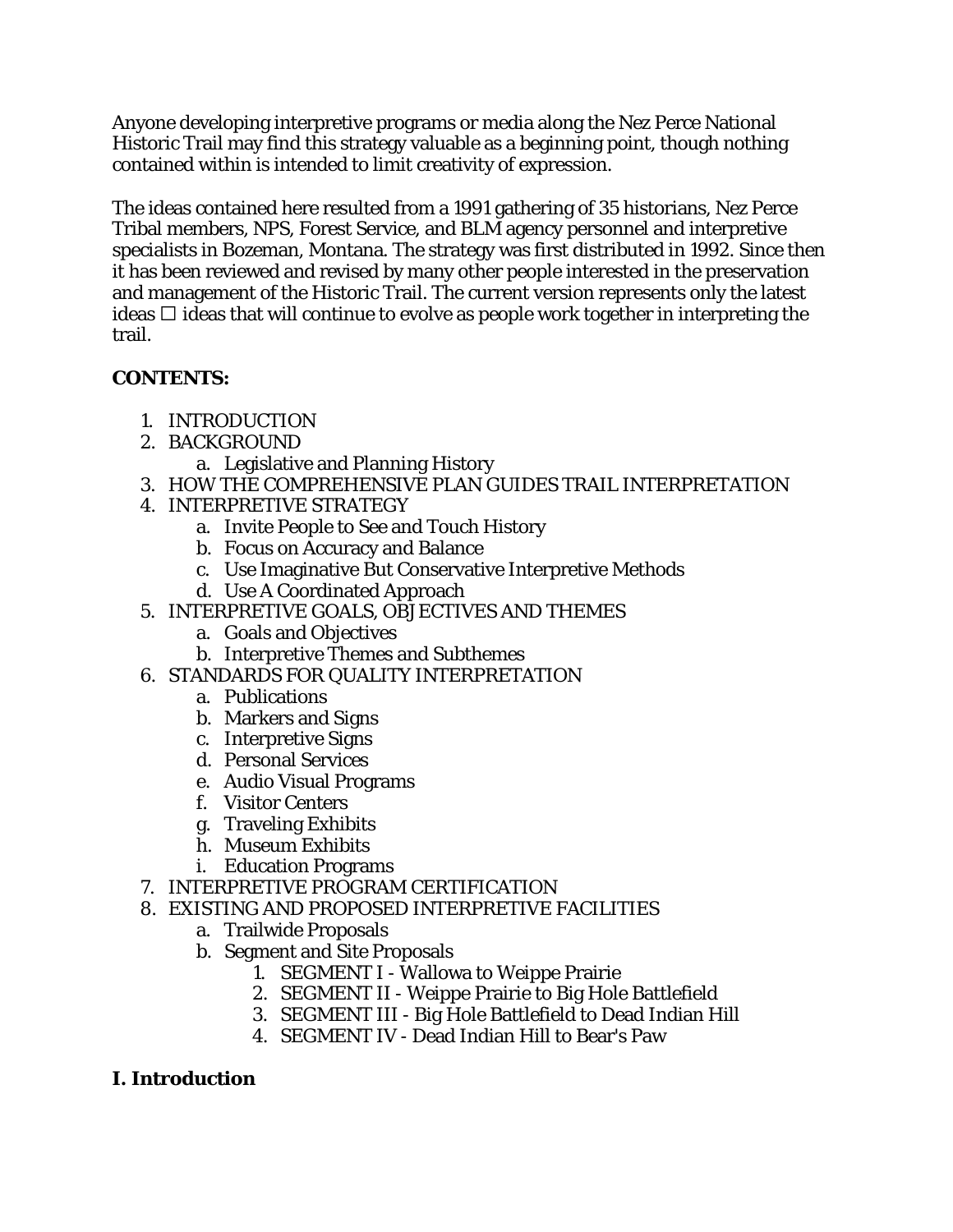Anyone developing interpretive programs or media along the Nez Perce National Historic Trail may find this strategy valuable as a beginning point, though nothing contained within is intended to limit creativity of expression.

The ideas contained here resulted from a 1991 gathering of 35 historians, Nez Perce Tribal members, NPS, Forest Service, and BLM agency personnel and interpretive specialists in Bozeman, Montana. The strategy was first distributed in 1992. Since then it has been reviewed and revised by many other people interested in the preservation and management of the Historic Trail. The current version represents only the latest ideas ☐ ideas that will continue to evolve as people work together in interpreting the trail.

**CONTENTS:**

1. INTRODUCTION
2. BACKGROUND
    a. Legislative and Planning History
3. HOW THE COMPREHENSIVE PLAN GUIDES TRAIL INTERPRETATION
4. INTERPRETIVE STRATEGY
    a. Invite People to See and Touch History
    b. Focus on Accuracy and Balance
    c. Use Imaginative But Conservative Interpretive Methods
    d. Use A Coordinated Approach
5. INTERPRETIVE GOALS, OBJECTIVES AND THEMES
    a. Goals and Objectives
    b. Interpretive Themes and Subthemes
6. STANDARDS FOR QUALITY INTERPRETATION
    a. Publications
    b. Markers and Signs
    c. Interpretive Signs
    d. Personal Services
    e. Audio Visual Programs
    f. Visitor Centers
    g. Traveling Exhibits
    h. Museum Exhibits
    i. Education Programs
7. INTERPRETIVE PROGRAM CERTIFICATION
8. EXISTING AND PROPOSED INTERPRETIVE FACILITIES
    a. Trailwide Proposals
    b. Segment and Site Proposals
        1. SEGMENT I - Wallowa to Weippe Prairie
        2. SEGMENT II - Weippe Prairie to Big Hole Battlefield
        3. SEGMENT III - Big Hole Battlefield to Dead Indian Hill
        4. SEGMENT IV - Dead Indian Hill to Bear's Paw

## I. Introduction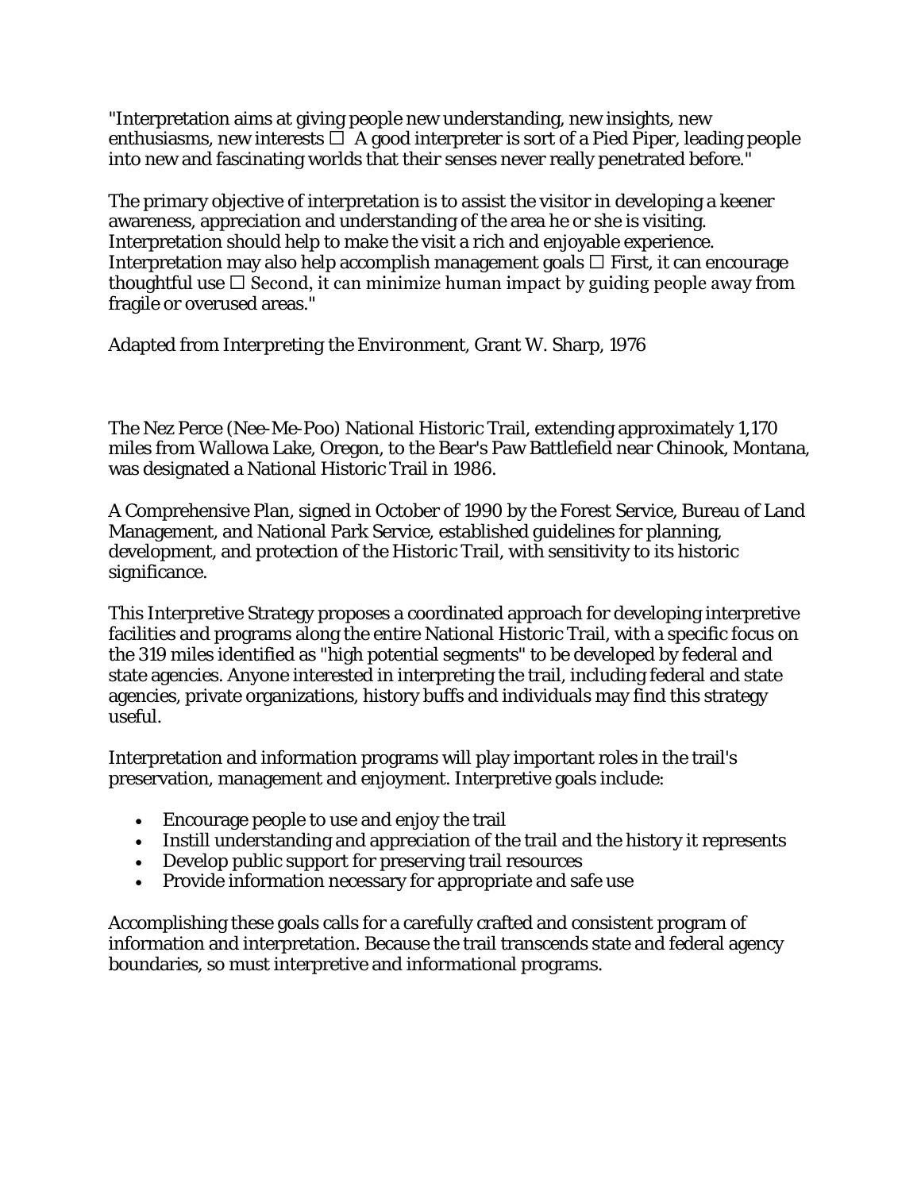"Interpretation aims at giving people new understanding, new insights, new enthusiasms, new interests  A good interpreter is sort of a Pied Piper, leading people into new and fascinating worlds that their senses never really penetrated before."

The primary objective of interpretation is to assist the visitor in developing a keener awareness, appreciation and understanding of the area he or she is visiting. Interpretation should help to make the visit a rich and enjoyable experience. Interpretation may also help accomplish management goals  First, it can encourage thoughtful use  Second, it can minimize human impact by guiding people away from fragile or overused areas."

Adapted from Interpreting the Environment, Grant W. Sharp, 1976

The Nez Perce (Nee-Me-Poo) National Historic Trail, extending approximately 1,170 miles from Wallowa Lake, Oregon, to the Bear's Paw Battlefield near Chinook, Montana, was designated a National Historic Trail in 1986.

A Comprehensive Plan, signed in October of 1990 by the Forest Service, Bureau of Land Management, and National Park Service, established guidelines for planning, development, and protection of the Historic Trail, with sensitivity to its historic significance.

This Interpretive Strategy proposes a coordinated approach for developing interpretive facilities and programs along the entire National Historic Trail, with a specific focus on the 319 miles identified as "high potential segments" to be developed by federal and state agencies. Anyone interested in interpreting the trail, including federal and state agencies, private organizations, history buffs and individuals may find this strategy useful.

Interpretation and information programs will play important roles in the trail's preservation, management and enjoyment. Interpretive goals include:

- Encourage people to use and enjoy the trail
- Instill understanding and appreciation of the trail and the history it represents
- Develop public support for preserving trail resources
- Provide information necessary for appropriate and safe use

Accomplishing these goals calls for a carefully crafted and consistent program of information and interpretation. Because the trail transcends state and federal agency boundaries, so must interpretive and informational programs.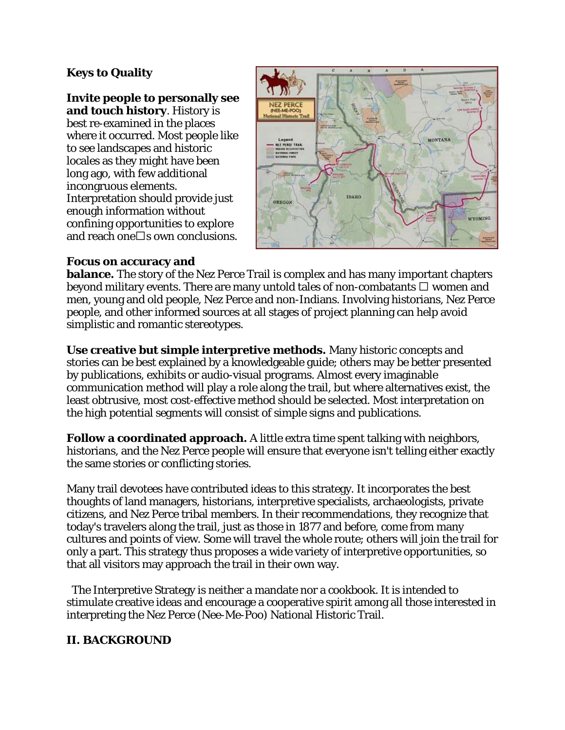**Keys to Quality**

**Invite people to personally see and touch history**. History is best re-examined in the places where it occurred. Most people like to see landscapes and historic locales as they might have been long ago, with few additional incongruous elements. Interpretation should provide just enough information without confining opportunities to explore and reach one□s own conclusions.

**Focus on accuracy and balance.** The story of the Nez Perce Trail is complex and has many important chapters beyond military events. There are many untold tales of non-combatants □ women and men, young and old people, Nez Perce and non-Indians. Involving historians, Nez Perce people, and other informed sources at all stages of project planning can help avoid simplistic and romantic stereotypes.

**Use creative but simple interpretive methods.** Many historic concepts and stories can be best explained by a knowledgeable guide; others may be better presented by publications, exhibits or audio-visual programs. Almost every imaginable communication method will play a role along the trail, but where alternatives exist, the least obtrusive, most cost-effective method should be selected. Most interpretation on the high potential segments will consist of simple signs and publications.

**Follow a coordinated approach.** A little extra time spent talking with neighbors, historians, and the Nez Perce people will ensure that everyone isn't telling either exactly the same stories or conflicting stories.

Many trail devotees have contributed ideas to this strategy. It incorporates the best thoughts of land managers, historians, interpretive specialists, archaeologists, private citizens, and Nez Perce tribal members. In their recommendations, they recognize that today's travelers along the trail, just as those in 1877 and before, come from many cultures and points of view. Some will travel the whole route; others will join the trail for only a part. This strategy thus proposes a wide variety of interpretive opportunities, so that all visitors may approach the trail in their own way.

The Interpretive Strategy is neither a mandate nor a cookbook. It is intended to stimulate creative ideas and encourage a cooperative spirit among all those interested in interpreting the Nez Perce (Nee-Me-Poo) National Historic Trail.

## II. BACKGROUND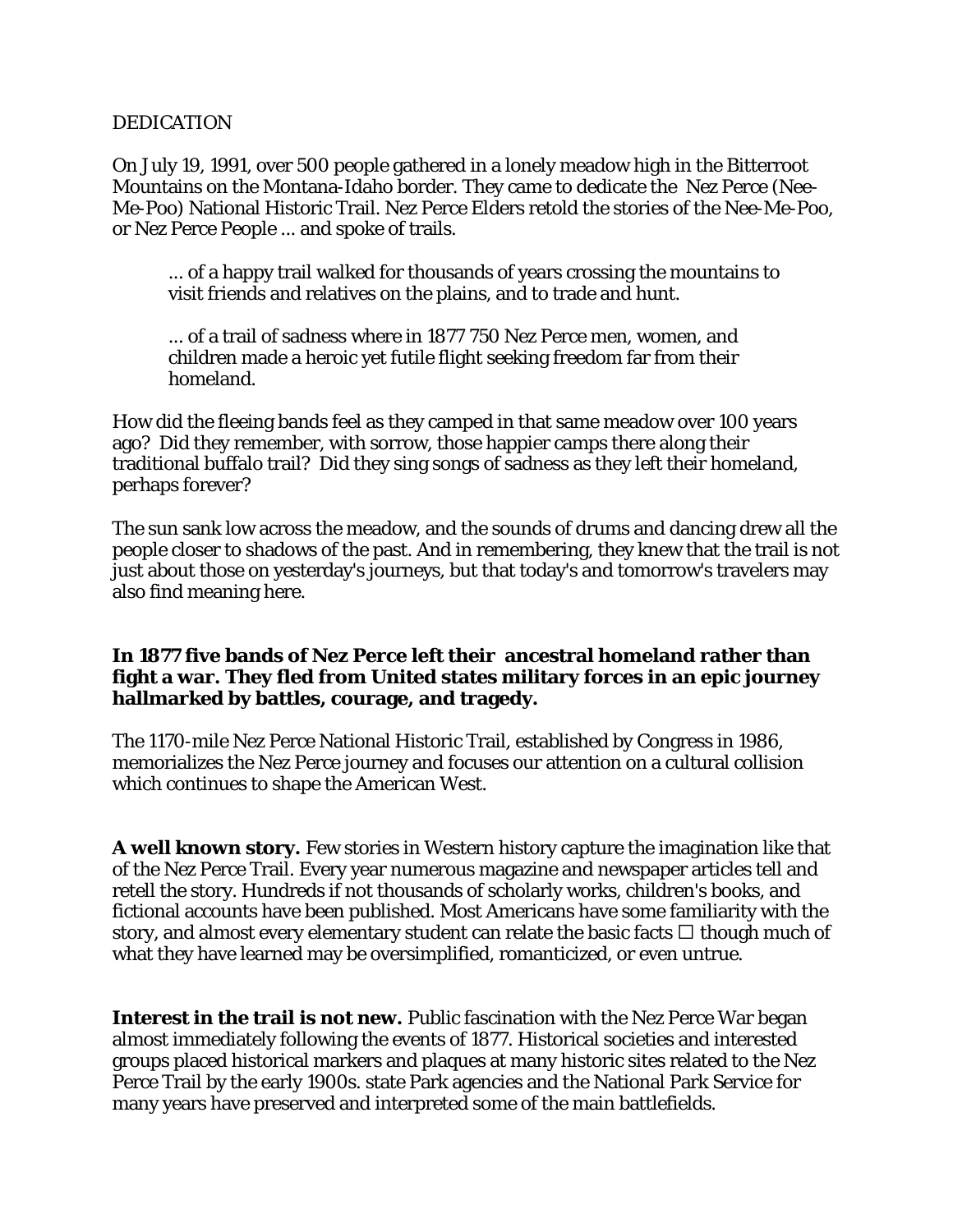DEDICATION

On July 19, 1991, over 500 people gathered in a lonely meadow high in the Bitterroot Mountains on the Montana-Idaho border. They came to dedicate the Nez Perce (Nee-Me-Poo) National Historic Trail. Nez Perce Elders retold the stories of the Nee-Me-Poo, or Nez Perce People ... and spoke of trails.

> ... of a happy trail walked for thousands of years crossing the mountains to visit friends and relatives on the plains, and to trade and hunt.
>
> ... of a trail of sadness where in 1877 750 Nez Perce men, women, and children made a heroic yet futile flight seeking freedom far from their homeland.

How did the fleeing bands feel as they camped in that same meadow over 100 years ago? Did they remember, with sorrow, those happier camps there along their traditional buffalo trail? Did they sing songs of sadness as they left their homeland, perhaps forever?

The sun sank low across the meadow, and the sounds of drums and dancing drew all the people closer to shadows of the past. And in remembering, they knew that the trail is not just about those on yesterday's journeys, but that today's and tomorrow's travelers may also find meaning here.

**In 1877 five bands of Nez Perce left their ancestral homeland rather than fight a war. They fled from United states military forces in an epic journey hallmarked by battles, courage, and tragedy.**

The 1170-mile Nez Perce National Historic Trail, established by Congress in 1986, memorializes the Nez Perce journey and focuses our attention on a cultural collision which continues to shape the American West.

**A well known story.** Few stories in Western history capture the imagination like that of the Nez Perce Trail. Every year numerous magazine and newspaper articles tell and retell the story. Hundreds if not thousands of scholarly works, children's books, and fictional accounts have been published. Most Americans have some familiarity with the story, and almost every elementary student can relate the basic facts □ though much of what they have learned may be oversimplified, romanticized, or even untrue.

**Interest in the trail is not new.** Public fascination with the Nez Perce War began almost immediately following the events of 1877. Historical societies and interested groups placed historical markers and plaques at many historic sites related to the Nez Perce Trail by the early 1900s. state Park agencies and the National Park Service for many years have preserved and interpreted some of the main battlefields.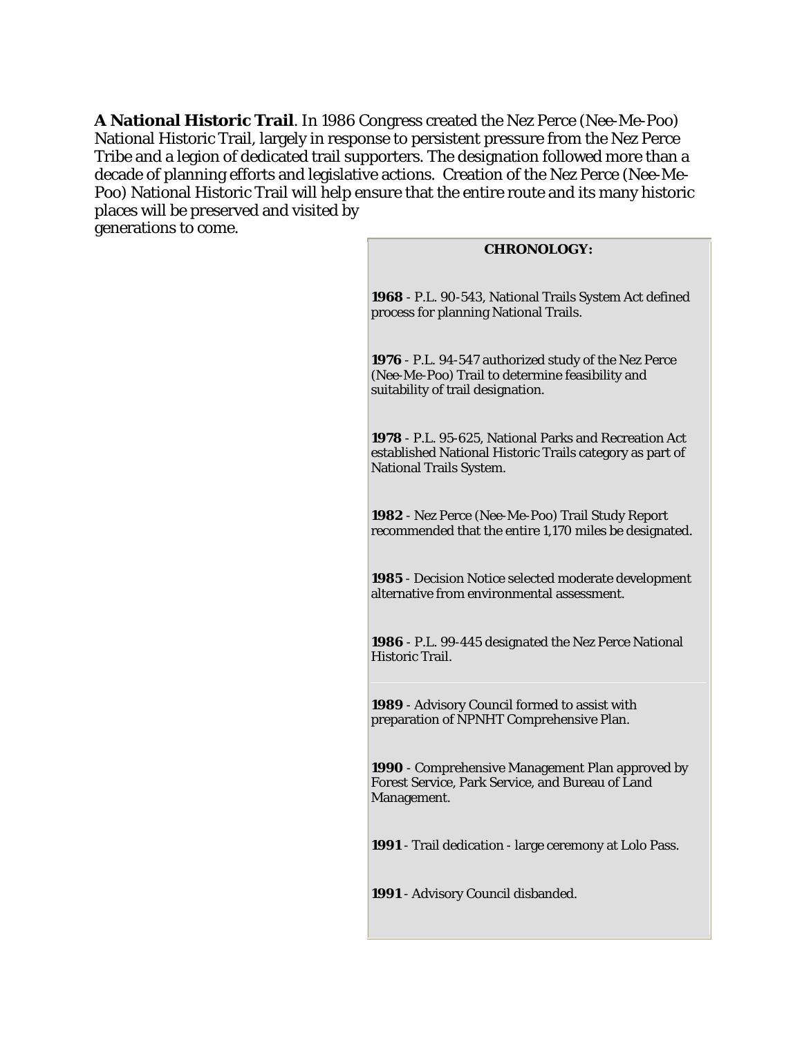**A National Historic Trail**. In 1986 Congress created the Nez Perce (Nee-Me-Poo) National Historic Trail, largely in response to persistent pressure from the Nez Perce Tribe and a legion of dedicated trail supporters. The designation followed more than a decade of planning efforts and legislative actions. Creation of the Nez Perce (Nee-Me-Poo) National Historic Trail will help ensure that the entire route and its many historic places will be preserved and visited by generations to come.

**CHRONOLOGY:**

**1968** - P.L. 90-543, National Trails System Act defined process for planning National Trails.

**1976** - P.L. 94-547 authorized study of the Nez Perce (Nee-Me-Poo) Trail to determine feasibility and suitability of trail designation.

**1978** - P.L. 95-625, National Parks and Recreation Act established National Historic Trails category as part of National Trails System.

**1982** - Nez Perce (Nee-Me-Poo) Trail Study Report recommended that the entire 1,170 miles be designated.

**1985** - Decision Notice selected moderate development alternative from environmental assessment.

**1986** - P.L. 99-445 designated the Nez Perce National Historic Trail.

**1989** - Advisory Council formed to assist with preparation of NPNHT Comprehensive Plan.

**1990** - Comprehensive Management Plan approved by Forest Service, Park Service, and Bureau of Land Management.

**1991** - Trail dedication - large ceremony at Lolo Pass.

**1991** - Advisory Council disbanded.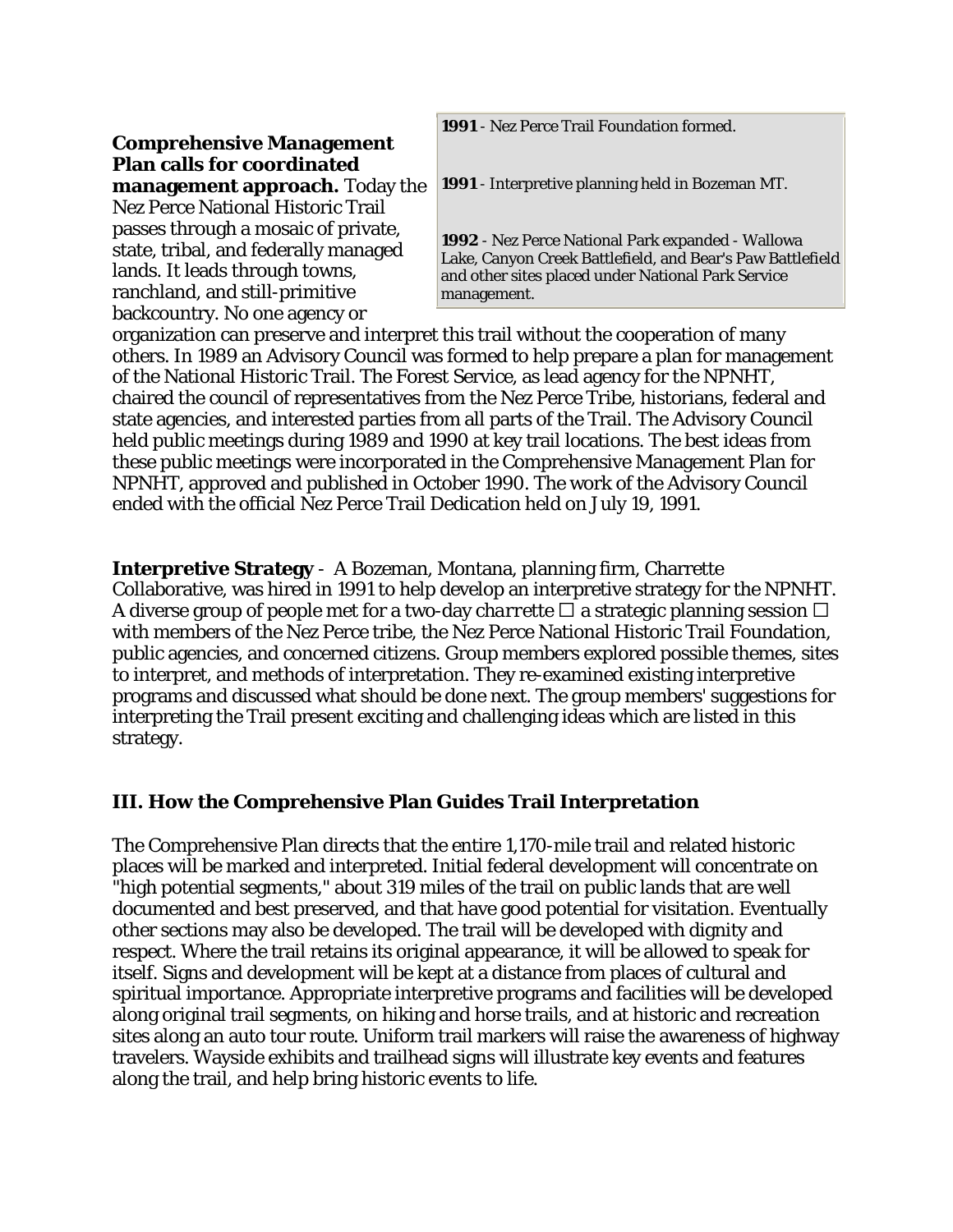**Comprehensive Management Plan calls for coordinated management approach.** Today the Nez Perce National Historic Trail passes through a mosaic of private, state, tribal, and federally managed lands. It leads through towns, ranchland, and still-primitive backcountry. No one agency or organization can preserve and interpret this trail without the cooperation of many others. In 1989 an Advisory Council was formed to help prepare a plan for management of the National Historic Trail. The Forest Service, as lead agency for the NPNHT, chaired the council of representatives from the Nez Perce Tribe, historians, federal and state agencies, and interested parties from all parts of the Trail. The Advisory Council held public meetings during 1989 and 1990 at key trail locations. The best ideas from these public meetings were incorporated in the Comprehensive Management Plan for NPNHT, approved and published in October 1990. The work of the Advisory Council ended with the official Nez Perce Trail Dedication held on July 19, 1991.

**1991** - Nez Perce Trail Foundation formed.

**1991** - Interpretive planning held in Bozeman MT.

**1992** - Nez Perce National Park expanded - Wallowa Lake, Canyon Creek Battlefield, and Bear's Paw Battlefield and other sites placed under National Park Service management.

**Interpretive Strategy** - A Bozeman, Montana, planning firm, Charrette Collaborative, was hired in 1991 to help develop an interpretive strategy for the NPNHT. A diverse group of people met for a two-day *charrette* □ a strategic planning session □ with members of the Nez Perce tribe, the Nez Perce National Historic Trail Foundation, public agencies, and concerned citizens. Group members explored possible themes, sites to interpret, and methods of interpretation. They re-examined existing interpretive programs and discussed what should be done next. The group members' suggestions for interpreting the Trail present exciting and challenging ideas which are listed in this strategy.

## III. How the Comprehensive Plan Guides Trail Interpretation

The Comprehensive Plan directs that the entire 1,170-mile trail and related historic places will be marked and interpreted. Initial federal development will concentrate on "high potential segments," about 319 miles of the trail on public lands that are well documented and best preserved, and that have good potential for visitation. Eventually other sections may also be developed. The trail will be developed with dignity and respect. Where the trail retains its original appearance, it will be allowed to speak for itself. Signs and development will be kept at a distance from places of cultural and spiritual importance. Appropriate interpretive programs and facilities will be developed along original trail segments, on hiking and horse trails, and at historic and recreation sites along an auto tour route. Uniform trail markers will raise the awareness of highway travelers. Wayside exhibits and trailhead signs will illustrate key events and features along the trail, and help bring historic events to life.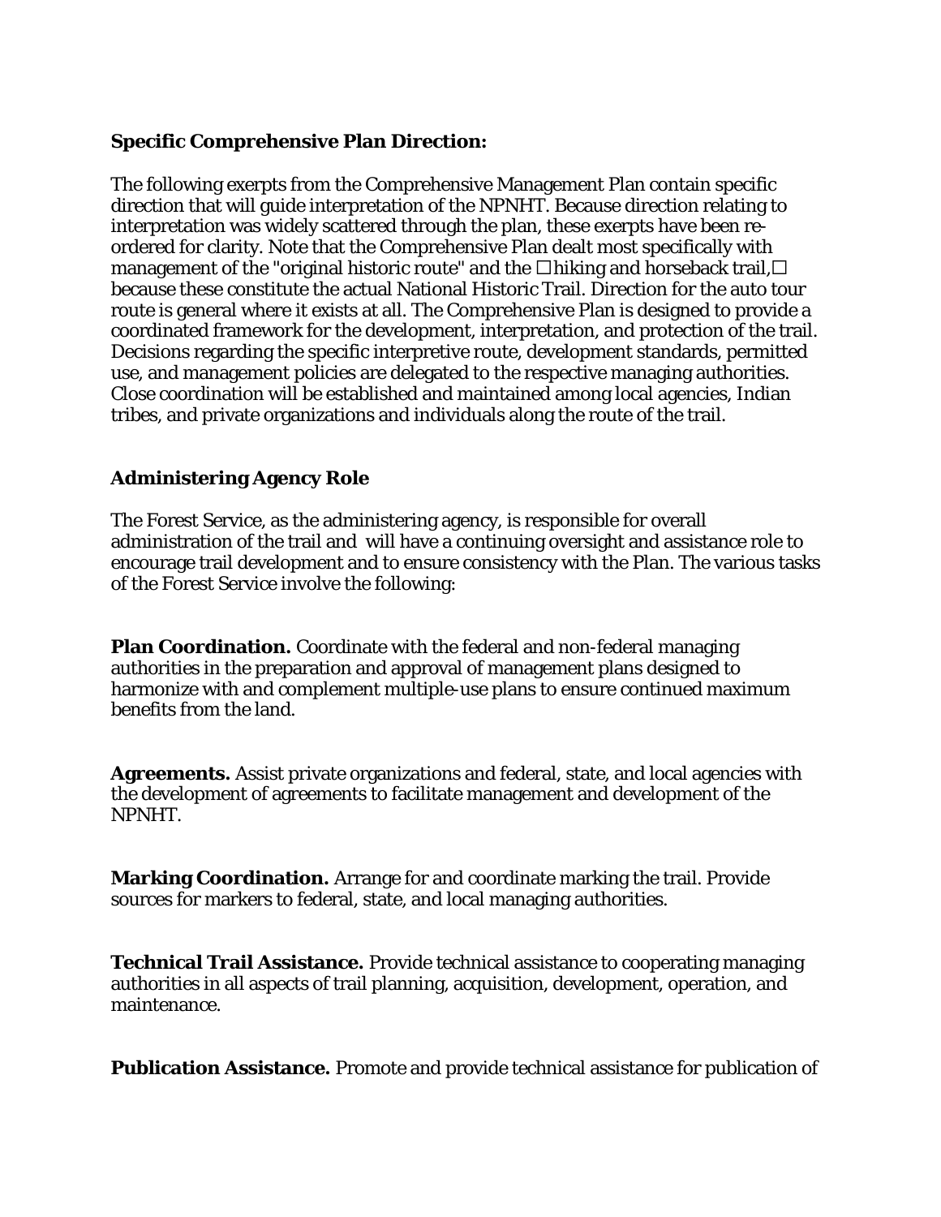**Specific Comprehensive Plan Direction:**

The following exerpts from the Comprehensive Management Plan contain specific direction that will guide interpretation of the NPNHT. Because direction relating to interpretation was widely scattered through the plan, these exerpts have been re-ordered for clarity. Note that the Comprehensive Plan dealt most specifically with management of the "original historic route" and the "hiking and horseback trail," because these constitute the actual National Historic Trail. Direction for the auto tour route is general where it exists at all. The Comprehensive Plan is designed to provide a coordinated framework for the development, interpretation, and protection of the trail. Decisions regarding the specific interpretive route, development standards, permitted use, and management policies are delegated to the respective managing authorities. Close coordination will be established and maintained among local agencies, Indian tribes, and private organizations and individuals along the route of the trail.

**Administering Agency Role**

The Forest Service, as the administering agency, is responsible for overall administration of the trail and will have a continuing oversight and assistance role to encourage trail development and to ensure consistency with the Plan. The various tasks of the Forest Service involve the following:

**Plan Coordination.** Coordinate with the federal and non-federal managing authorities in the preparation and approval of management plans designed to harmonize with and complement multiple-use plans to ensure continued maximum benefits from the land.

**Agreements.** Assist private organizations and federal, state, and local agencies with the development of agreements to facilitate management and development of the NPNHT.

**Marking Coordination.** Arrange for and coordinate marking the trail. Provide sources for markers to federal, state, and local managing authorities.

**Technical Trail Assistance.** Provide technical assistance to cooperating managing authorities in all aspects of trail planning, acquisition, development, operation, and maintenance.

**Publication Assistance.** Promote and provide technical assistance for publication of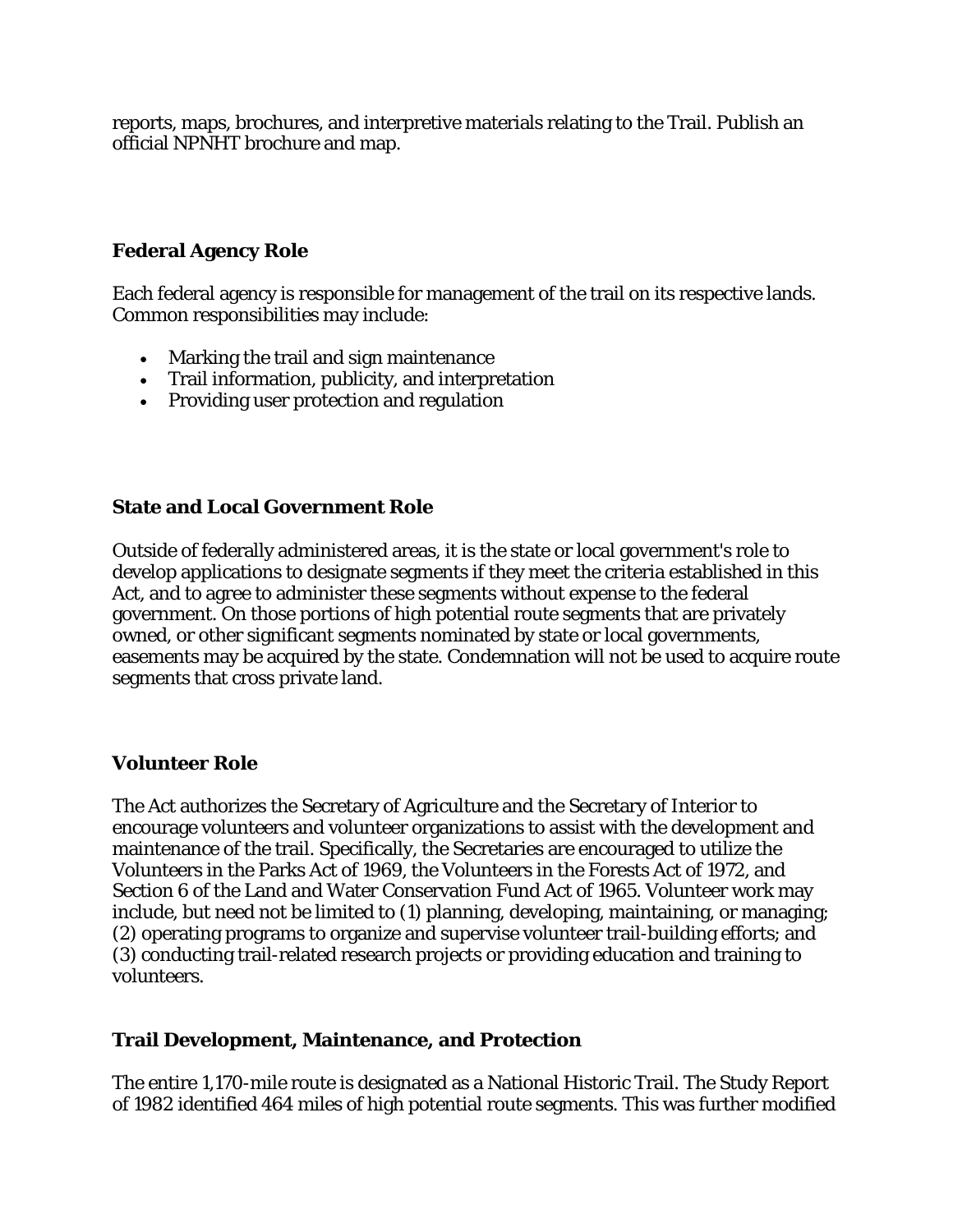reports, maps, brochures, and interpretive materials relating to the Trail. Publish an official NPNHT brochure and map.

### Federal Agency Role

Each federal agency is responsible for management of the trail on its respective lands. Common responsibilities may include:

- Marking the trail and sign maintenance
- Trail information, publicity, and interpretation
- Providing user protection and regulation

### State and Local Government Role

Outside of federally administered areas, it is the state or local government's role to develop applications to designate segments if they meet the criteria established in this Act, and to agree to administer these segments without expense to the federal government. On those portions of high potential route segments that are privately owned, or other significant segments nominated by state or local governments, easements may be acquired by the state. Condemnation will not be used to acquire route segments that cross private land.

### Volunteer Role

The Act authorizes the Secretary of Agriculture and the Secretary of Interior to encourage volunteers and volunteer organizations to assist with the development and maintenance of the trail. Specifically, the Secretaries are encouraged to utilize the Volunteers in the Parks Act of 1969, the Volunteers in the Forests Act of 1972, and Section 6 of the Land and Water Conservation Fund Act of 1965. Volunteer work may include, but need not be limited to (1) planning, developing, maintaining, or managing; (2) operating programs to organize and supervise volunteer trail-building efforts; and (3) conducting trail-related research projects or providing education and training to volunteers.

### Trail Development, Maintenance, and Protection

The entire 1,170-mile route is designated as a National Historic Trail. The Study Report of 1982 identified 464 miles of high potential route segments. This was further modified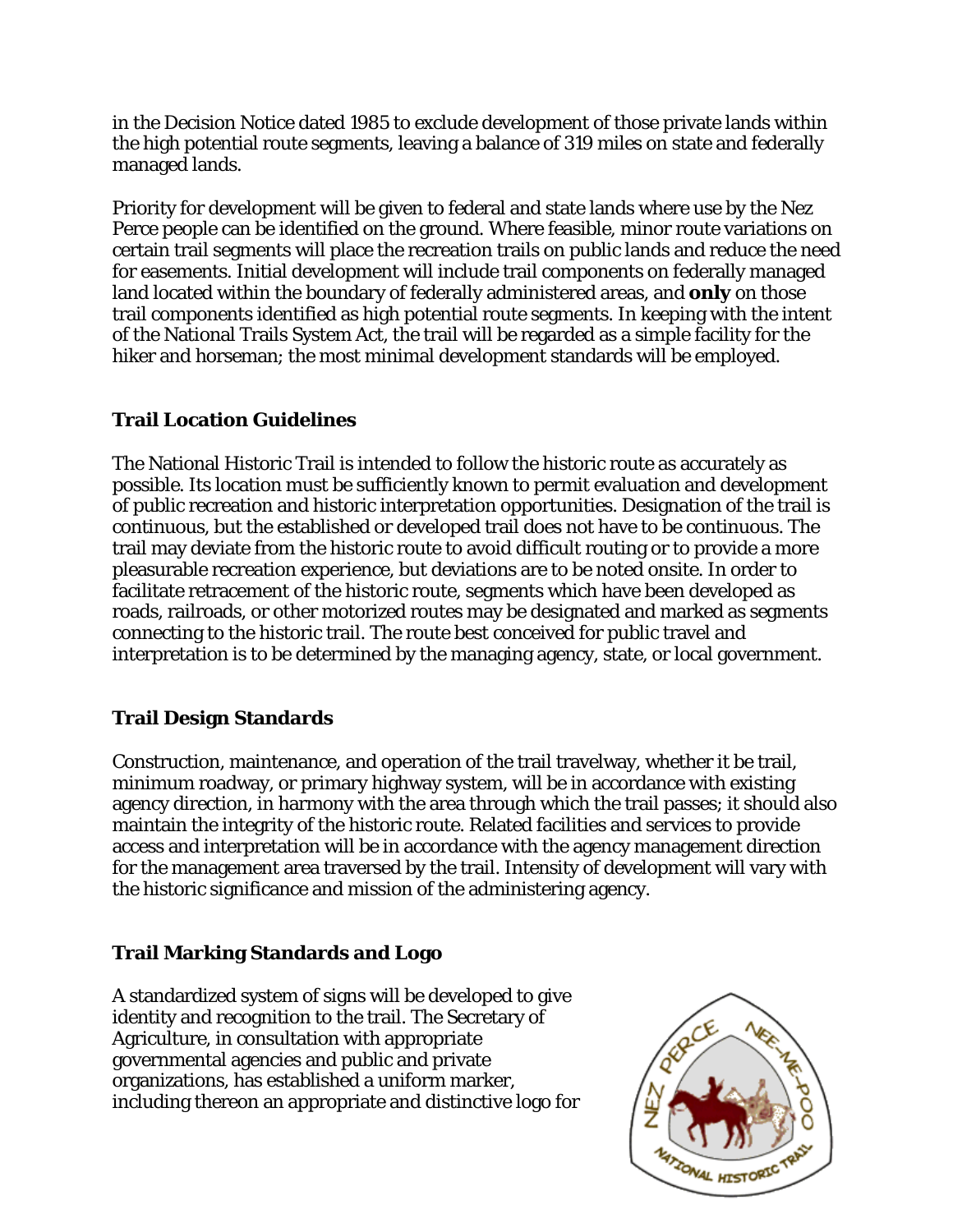in the Decision Notice dated 1985 to exclude development of those private lands within the high potential route segments, leaving a balance of 319 miles on state and federally managed lands.

Priority for development will be given to federal and state lands where use by the Nez Perce people can be identified on the ground. Where feasible, minor route variations on certain trail segments will place the recreation trails on public lands and reduce the need for easements. Initial development will include trail components on federally managed land located within the boundary of federally administered areas, and **only** on those trail components identified as high potential route segments. In keeping with the intent of the National Trails System Act, the trail will be regarded as a simple facility for the hiker and horseman; the most minimal development standards will be employed.

### Trail Location Guidelines

The National Historic Trail is intended to follow the historic route as accurately as possible. Its location must be sufficiently known to permit evaluation and development of public recreation and historic interpretation opportunities. Designation of the trail is continuous, but the established or developed trail does not have to be continuous. The trail may deviate from the historic route to avoid difficult routing or to provide a more pleasurable recreation experience, but deviations are to be noted onsite. In order to facilitate retracement of the historic route, segments which have been developed as roads, railroads, or other motorized routes may be designated and marked as segments connecting to the historic trail. The route best conceived for public travel and interpretation is to be determined by the managing agency, state, or local government.

### Trail Design Standards

Construction, maintenance, and operation of the trail travelway, whether it be trail, minimum roadway, or primary highway system, will be in accordance with existing agency direction, in harmony with the area through which the trail passes; it should also maintain the integrity of the historic route. Related facilities and services to provide access and interpretation will be in accordance with the agency management direction for the management area traversed by the trail. Intensity of development will vary with the historic significance and mission of the administering agency.

### Trail Marking Standards and Logo

A standardized system of signs will be developed to give identity and recognition to the trail. The Secretary of Agriculture, in consultation with appropriate governmental agencies and public and private organizations, has established a uniform marker, including thereon an appropriate and distinctive logo for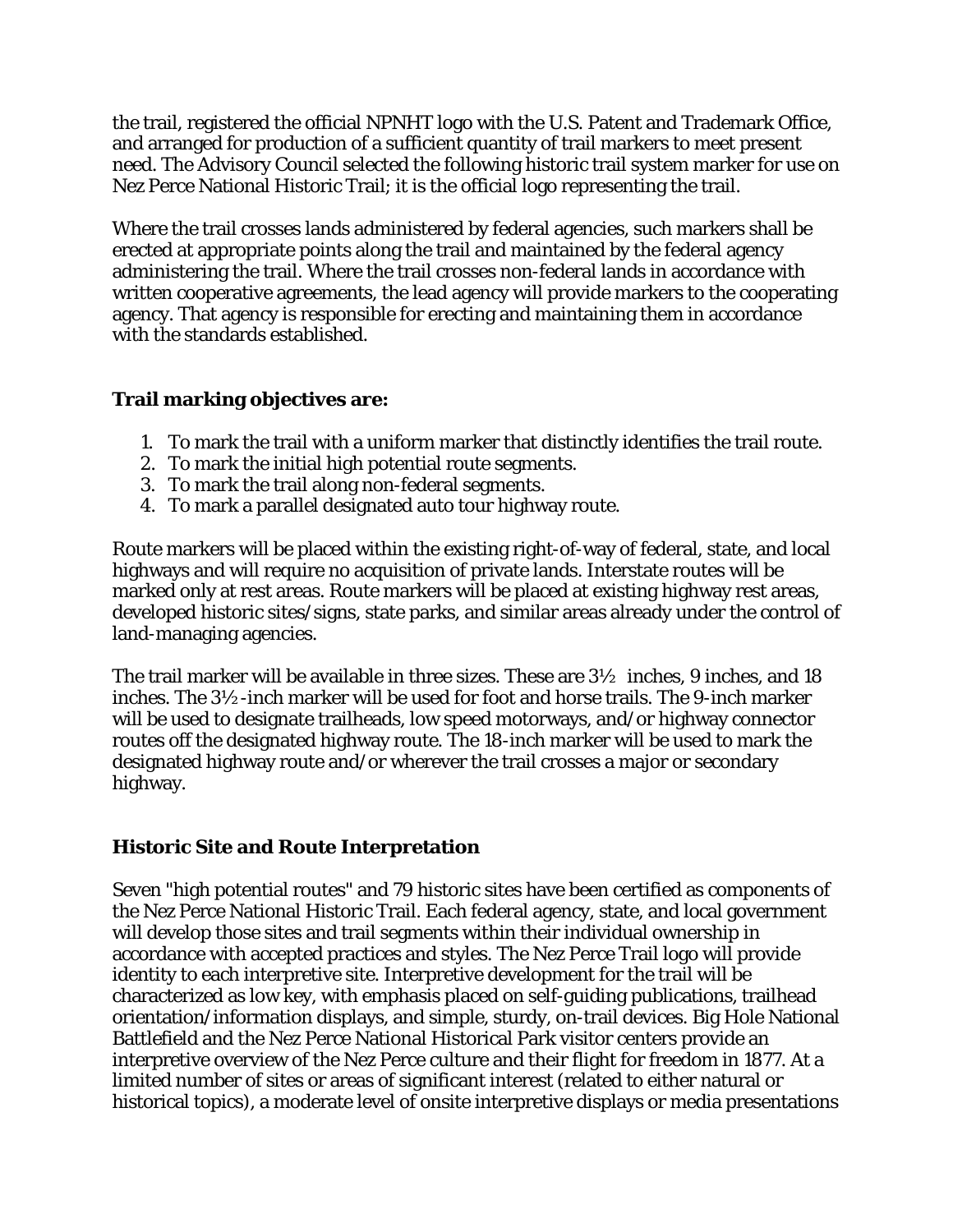the trail, registered the official NPNHT logo with the U.S. Patent and Trademark Office, and arranged for production of a sufficient quantity of trail markers to meet present need. The Advisory Council selected the following historic trail system marker for use on Nez Perce National Historic Trail; it is the official logo representing the trail.

Where the trail crosses lands administered by federal agencies, such markers shall be erected at appropriate points along the trail and maintained by the federal agency administering the trail. Where the trail crosses non-federal lands in accordance with written cooperative agreements, the lead agency will provide markers to the cooperating agency. That agency is responsible for erecting and maintaining them in accordance with the standards established.

### Trail marking objectives are:

1. To mark the trail with a uniform marker that distinctly identifies the trail route.
2. To mark the initial high potential route segments.
3. To mark the trail along non-federal segments.
4. To mark a parallel designated auto tour highway route.

Route markers will be placed within the existing right-of-way of federal, state, and local highways and will require no acquisition of private lands. Interstate routes will be marked only at rest areas. Route markers will be placed at existing highway rest areas, developed historic sites/signs, state parks, and similar areas already under the control of land-managing agencies.

The trail marker will be available in three sizes. These are 3½ inches, 9 inches, and 18 inches. The 3½-inch marker will be used for foot and horse trails. The 9-inch marker will be used to designate trailheads, low speed motorways, and/or highway connector routes off the designated highway route. The 18-inch marker will be used to mark the designated highway route and/or wherever the trail crosses a major or secondary highway.

### Historic Site and Route Interpretation

Seven "high potential routes" and 79 historic sites have been certified as components of the Nez Perce National Historic Trail. Each federal agency, state, and local government will develop those sites and trail segments within their individual ownership in accordance with accepted practices and styles. The Nez Perce Trail logo will provide identity to each interpretive site. Interpretive development for the trail will be characterized as low key, with emphasis placed on self-guiding publications, trailhead orientation/information displays, and simple, sturdy, on-trail devices. Big Hole National Battlefield and the Nez Perce National Historical Park visitor centers provide an interpretive overview of the Nez Perce culture and their flight for freedom in 1877. At a limited number of sites or areas of significant interest (related to either natural or historical topics), a moderate level of onsite interpretive displays or media presentations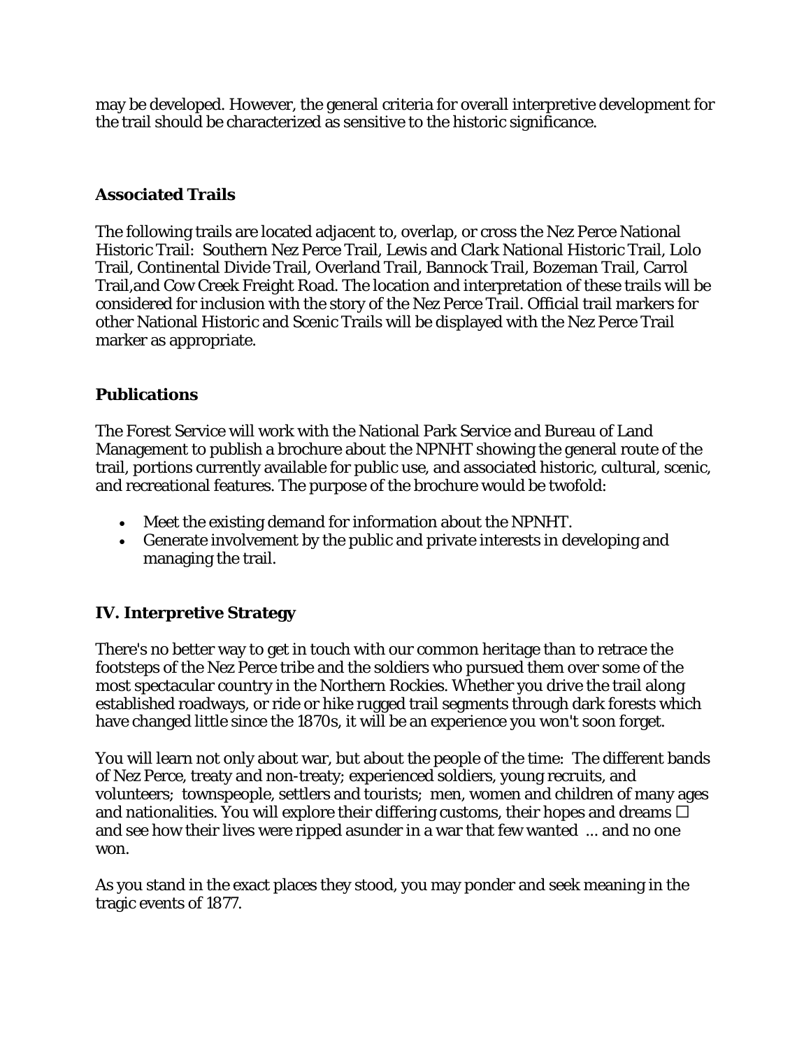may be developed. However, the general criteria for overall interpretive development for the trail should be characterized as sensitive to the historic significance.

### Associated Trails

The following trails are located adjacent to, overlap, or cross the Nez Perce National Historic Trail: Southern Nez Perce Trail, Lewis and Clark National Historic Trail, Lolo Trail, Continental Divide Trail, Overland Trail, Bannock Trail, Bozeman Trail, Carrol Trail,and Cow Creek Freight Road. The location and interpretation of these trails will be considered for inclusion with the story of the Nez Perce Trail. Official trail markers for other National Historic and Scenic Trails will be displayed with the Nez Perce Trail marker as appropriate.

### Publications

The Forest Service will work with the National Park Service and Bureau of Land Management to publish a brochure about the NPNHT showing the general route of the trail, portions currently available for public use, and associated historic, cultural, scenic, and recreational features. The purpose of the brochure would be twofold:

- Meet the existing demand for information about the NPNHT.
- Generate involvement by the public and private interests in developing and managing the trail.

## IV. Interpretive Strategy

There's no better way to get in touch with our common heritage than to retrace the footsteps of the Nez Perce tribe and the soldiers who pursued them over some of the most spectacular country in the Northern Rockies. Whether you drive the trail along established roadways, or ride or hike rugged trail segments through dark forests which have changed little since the 1870s, it will be an experience you won't soon forget.

You will learn not only about war, but about the people of the time: The different bands of Nez Perce, treaty and non-treaty; experienced soldiers, young recruits, and volunteers; townspeople, settlers and tourists; men, women and children of many ages and nationalities. You will explore their differing customs, their hopes and dreams □ and see how their lives were ripped asunder in a war that few wanted ... and no one won.

As you stand in the exact places they stood, you may ponder and seek meaning in the tragic events of 1877.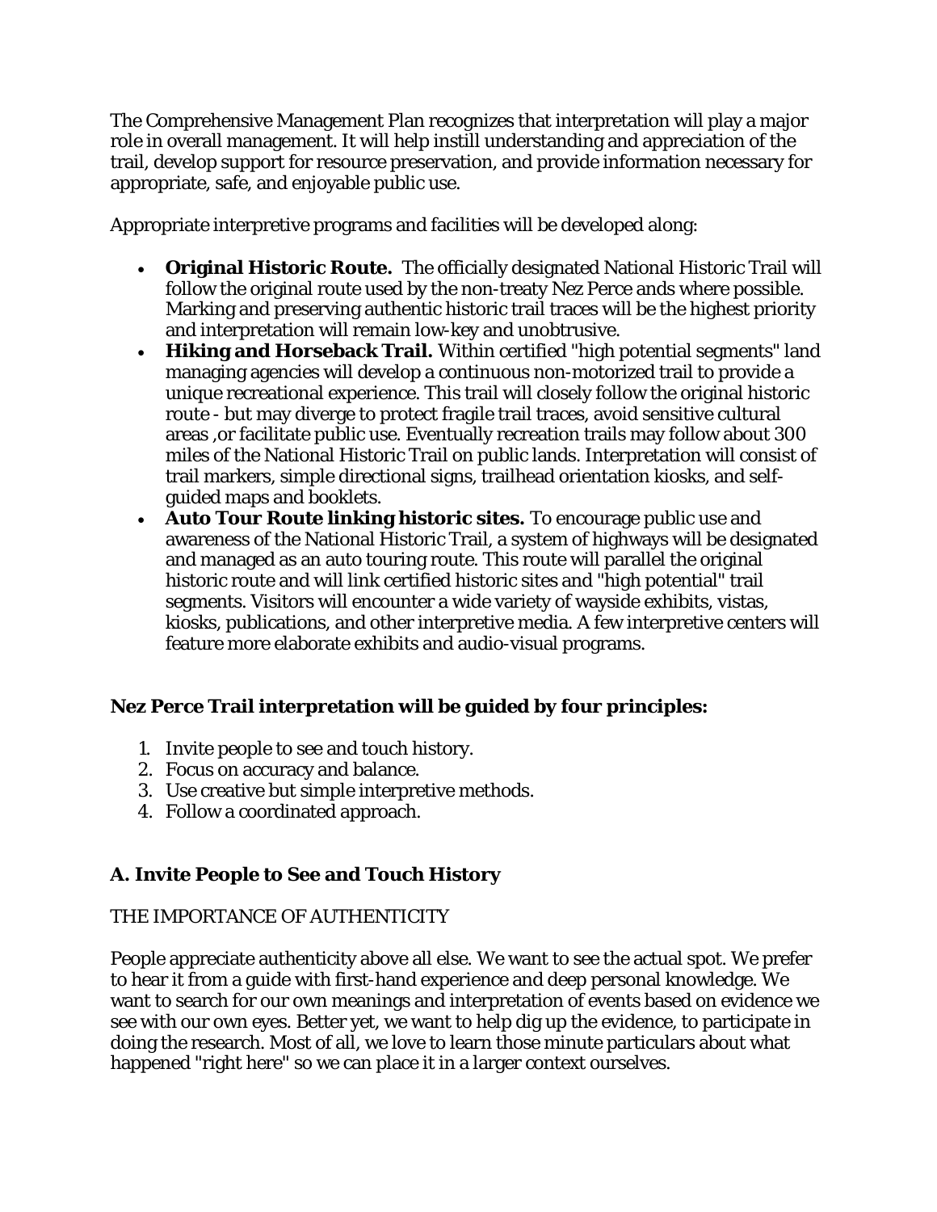The Comprehensive Management Plan recognizes that interpretation will play a major role in overall management. It will help instill understanding and appreciation of the trail, develop support for resource preservation, and provide information necessary for appropriate, safe, and enjoyable public use.

Appropriate interpretive programs and facilities will be developed along:

- **Original Historic Route.** The officially designated National Historic Trail will follow the original route used by the non-treaty Nez Perce ands where possible. Marking and preserving authentic historic trail traces will be the highest priority and interpretation will remain low-key and unobtrusive.
- **Hiking and Horseback Trail.** Within certified "high potential segments" land managing agencies will develop a continuous non-motorized trail to provide a unique recreational experience. This trail will closely follow the original historic route - but may diverge to protect fragile trail traces, avoid sensitive cultural areas ,or facilitate public use. Eventually recreation trails may follow about 300 miles of the National Historic Trail on public lands. Interpretation will consist of trail markers, simple directional signs, trailhead orientation kiosks, and self-guided maps and booklets.
- **Auto Tour Route linking historic sites.** To encourage public use and awareness of the National Historic Trail, a system of highways will be designated and managed as an auto touring route. This route will parallel the original historic route and will link certified historic sites and "high potential" trail segments. Visitors will encounter a wide variety of wayside exhibits, vistas, kiosks, publications, and other interpretive media. A few interpretive centers will feature more elaborate exhibits and audio-visual programs.

**Nez Perce Trail interpretation will be guided by four principles:**

1. Invite people to see and touch history.
2. Focus on accuracy and balance.
3. Use creative but simple interpretive methods.
4. Follow a coordinated approach.

## A. Invite People to See and Touch History

THE IMPORTANCE OF AUTHENTICITY

People appreciate authenticity above all else. We want to see the actual spot. We prefer to hear it from a guide with first-hand experience and deep personal knowledge. We want to search for our own meanings and interpretation of events based on evidence we see with our own eyes. Better yet, we want to help dig up the evidence, to participate in doing the research. Most of all, we love to learn those minute particulars about what happened "right here" so we can place it in a larger context ourselves.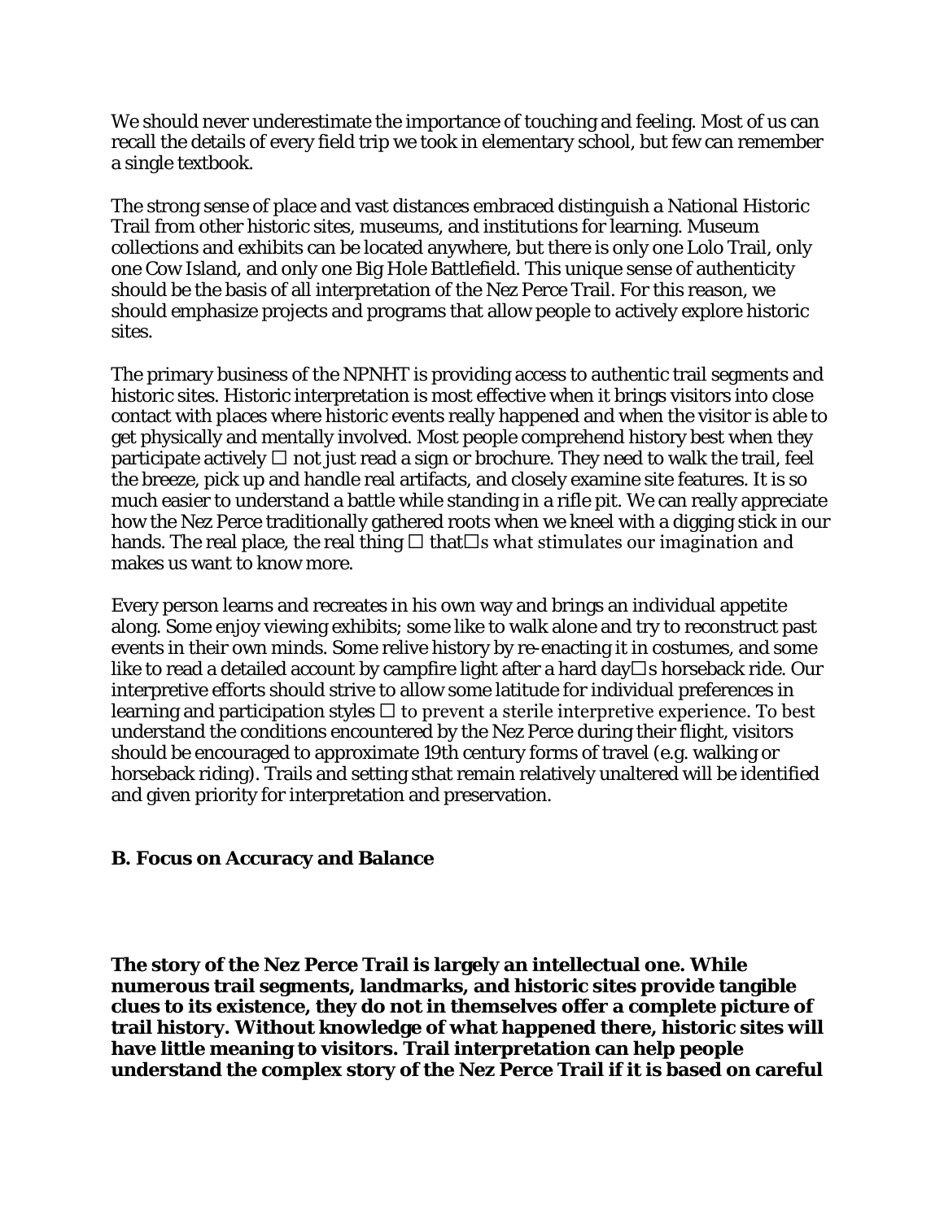We should never underestimate the importance of touching and feeling. Most of us can recall the details of every field trip we took in elementary school, but few can remember a single textbook.

The strong sense of place and vast distances embraced distinguish a National Historic Trail from other historic sites, museums, and institutions for learning. Museum collections and exhibits can be located anywhere, but there is only one Lolo Trail, only one Cow Island, and only one Big Hole Battlefield. This unique sense of authenticity should be the basis of all interpretation of the Nez Perce Trail. For this reason, we should emphasize projects and programs that allow people to actively explore historic sites.

The primary business of the NPNHT is providing access to authentic trail segments and historic sites. Historic interpretation is most effective when it brings visitors into close contact with places where historic events really happened and when the visitor is able to get physically and mentally involved. Most people comprehend history best when they participate actively □ not just read a sign or brochure. They need to walk the trail, feel the breeze, pick up and handle real artifacts, and closely examine site features. It is so much easier to understand a battle while standing in a rifle pit. We can really appreciate how the Nez Perce traditionally gathered roots when we kneel with a digging stick in our hands. The real place, the real thing □ that□s what stimulates our imagination and makes us want to know more.

Every person learns and recreates in his own way and brings an individual appetite along. Some enjoy viewing exhibits; some like to walk alone and try to reconstruct past events in their own minds. Some relive history by re-enacting it in costumes, and some like to read a detailed account by campfire light after a hard day□s horseback ride. Our interpretive efforts should strive to allow some latitude for individual preferences in learning and participation styles □ to prevent a sterile interpretive experience. To best understand the conditions encountered by the Nez Perce during their flight, visitors should be encouraged to approximate 19th century forms of travel (e.g. walking or horseback riding). Trails and setting sthat remain relatively unaltered will be identified and given priority for interpretation and preservation.

**B. Focus on Accuracy and Balance**

**The story of the Nez Perce Trail is largely an intellectual one. While numerous trail segments, landmarks, and historic sites provide tangible clues to its existence, they do not in themselves offer a complete picture of trail history. Without knowledge of what happened there, historic sites will have little meaning to visitors. Trail interpretation can help people understand the complex story of the Nez Perce Trail if it is based on careful**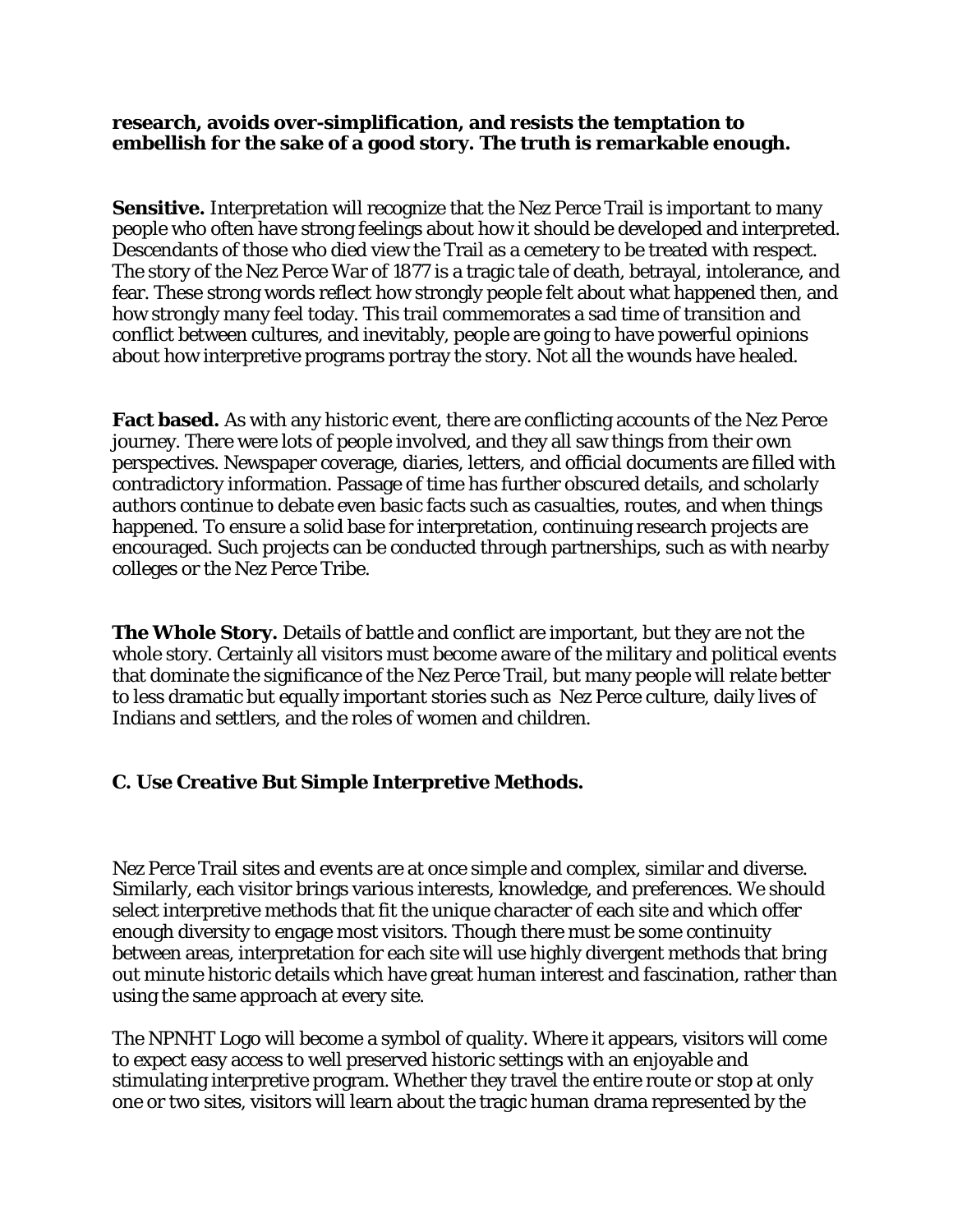**research, avoids over-simplification, and resists the temptation to embellish for the sake of a good story. The truth is remarkable enough.**

**Sensitive.** Interpretation will recognize that the Nez Perce Trail is important to many people who often have strong feelings about how it should be developed and interpreted. Descendants of those who died view the Trail as a cemetery to be treated with respect. The story of the Nez Perce War of 1877 is a tragic tale of death, betrayal, intolerance, and fear. These strong words reflect how strongly people felt about what happened then, and how strongly many feel today. This trail commemorates a sad time of transition and conflict between cultures, and inevitably, people are going to have powerful opinions about how interpretive programs portray the story. Not all the wounds have healed.

**Fact based.** As with any historic event, there are conflicting accounts of the Nez Perce journey. There were lots of people involved, and they all saw things from their own perspectives. Newspaper coverage, diaries, letters, and official documents are filled with contradictory information. Passage of time has further obscured details, and scholarly authors continue to debate even basic facts such as casualties, routes, and when things happened. To ensure a solid base for interpretation, continuing research projects are encouraged. Such projects can be conducted through partnerships, such as with nearby colleges or the Nez Perce Tribe.

**The Whole Story.** Details of battle and conflict are important, but they are not the whole story. Certainly all visitors must become aware of the military and political events that dominate the significance of the Nez Perce Trail, but many people will relate better to less dramatic but equally important stories such as Nez Perce culture, daily lives of Indians and settlers, and the roles of women and children.

### C. Use Creative But Simple Interpretive Methods.

Nez Perce Trail sites and events are at once simple and complex, similar and diverse. Similarly, each visitor brings various interests, knowledge, and preferences. We should select interpretive methods that fit the unique character of each site and which offer enough diversity to engage most visitors. Though there must be some continuity between areas, interpretation for each site will use highly divergent methods that bring out minute historic details which have great human interest and fascination, rather than using the same approach at every site.

The NPNHT Logo will become a symbol of quality. Where it appears, visitors will come to expect easy access to well preserved historic settings with an enjoyable and stimulating interpretive program. Whether they travel the entire route or stop at only one or two sites, visitors will learn about the tragic human drama represented by the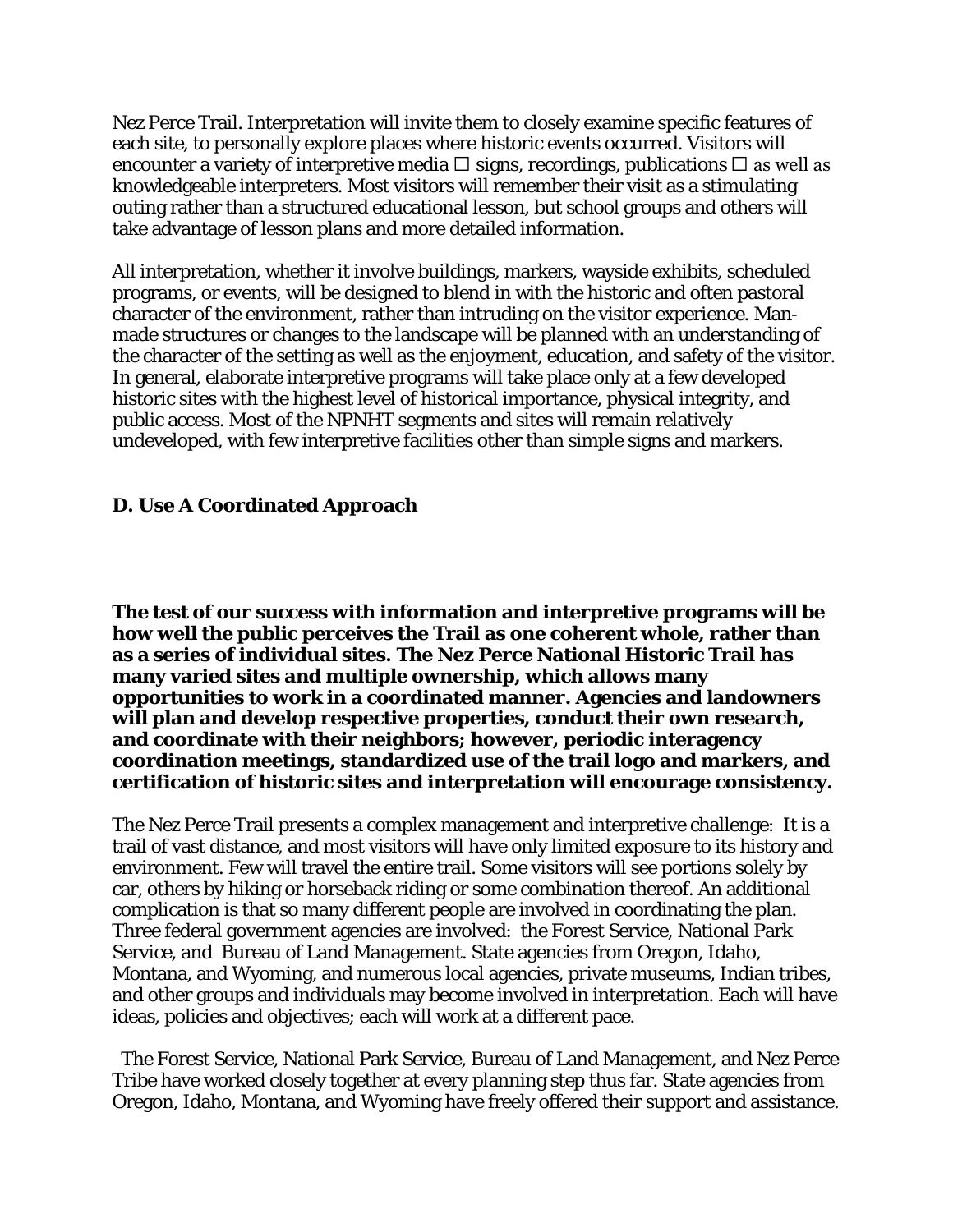Nez Perce Trail. Interpretation will invite them to closely examine specific features of each site, to personally explore places where historic events occurred. Visitors will encounter a variety of interpretive media ☐ signs, recordings, publications ☐ as well as knowledgeable interpreters. Most visitors will remember their visit as a stimulating outing rather than a structured educational lesson, but school groups and others will take advantage of lesson plans and more detailed information.

All interpretation, whether it involve buildings, markers, wayside exhibits, scheduled programs, or events, will be designed to blend in with the historic and often pastoral character of the environment, rather than intruding on the visitor experience. Man-made structures or changes to the landscape will be planned with an understanding of the character of the setting as well as the enjoyment, education, and safety of the visitor. In general, elaborate interpretive programs will take place only at a few developed historic sites with the highest level of historical importance, physical integrity, and public access. Most of the NPNHT segments and sites will remain relatively undeveloped, with few interpretive facilities other than simple signs and markers.

### D. Use A Coordinated Approach

**The test of our success with information and interpretive programs will be how well the public perceives the Trail as one coherent whole, rather than as a series of individual sites. The Nez Perce National Historic Trail has many varied sites and multiple ownership, which allows many opportunities to work in a coordinated manner. Agencies and landowners will plan and develop respective properties, conduct their own research, and coordinate with their neighbors; however, periodic interagency coordination meetings, standardized use of the trail logo and markers, and certification of historic sites and interpretation will encourage consistency.**

The Nez Perce Trail presents a complex management and interpretive challenge: It is a trail of vast distance, and most visitors will have only limited exposure to its history and environment. Few will travel the entire trail. Some visitors will see portions solely by car, others by hiking or horseback riding or some combination thereof. An additional complication is that so many different people are involved in coordinating the plan. Three federal government agencies are involved: the Forest Service, National Park Service, and Bureau of Land Management. State agencies from Oregon, Idaho, Montana, and Wyoming, and numerous local agencies, private museums, Indian tribes, and other groups and individuals may become involved in interpretation. Each will have ideas, policies and objectives; each will work at a different pace.

The Forest Service, National Park Service, Bureau of Land Management, and Nez Perce Tribe have worked closely together at every planning step thus far. State agencies from Oregon, Idaho, Montana, and Wyoming have freely offered their support and assistance.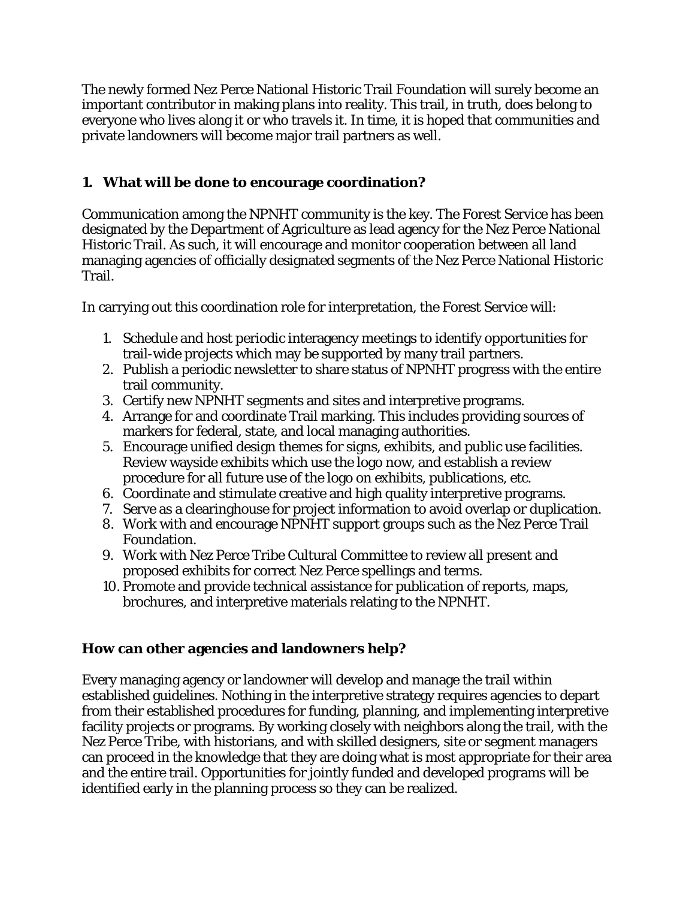The newly formed Nez Perce National Historic Trail Foundation will surely become an important contributor in making plans into reality. This trail, in truth, does belong to everyone who lives along it or who travels it. In time, it is hoped that communities and private landowners will become major trail partners as well.

## 1. What will be done to encourage coordination?

Communication among the NPNHT community is the key. The Forest Service has been designated by the Department of Agriculture as lead agency for the Nez Perce National Historic Trail. As such, it will encourage and monitor cooperation between all land managing agencies of officially designated segments of the Nez Perce National Historic Trail.

In carrying out this coordination role for interpretation, the Forest Service will:

1. Schedule and host periodic interagency meetings to identify opportunities for trail-wide projects which may be supported by many trail partners.
2. Publish a periodic newsletter to share status of NPNHT progress with the entire trail community.
3. Certify new NPNHT segments and sites and interpretive programs.
4. Arrange for and coordinate Trail marking. This includes providing sources of markers for federal, state, and local managing authorities.
5. Encourage unified design themes for signs, exhibits, and public use facilities. Review wayside exhibits which use the logo now, and establish a review procedure for all future use of the logo on exhibits, publications, etc.
6. Coordinate and stimulate creative and high quality interpretive programs.
7. Serve as a clearinghouse for project information to avoid overlap or duplication.
8. Work with and encourage NPNHT support groups such as the Nez Perce Trail Foundation.
9. Work with Nez Perce Tribe Cultural Committee to review all present and proposed exhibits for correct Nez Perce spellings and terms.
10. Promote and provide technical assistance for publication of reports, maps, brochures, and interpretive materials relating to the NPNHT.

## How can other agencies and landowners help?

Every managing agency or landowner will develop and manage the trail within established guidelines. Nothing in the interpretive strategy requires agencies to depart from their established procedures for funding, planning, and implementing interpretive facility projects or programs. By working closely with neighbors along the trail, with the Nez Perce Tribe, with historians, and with skilled designers, site or segment managers can proceed in the knowledge that they are doing what is most appropriate for their area and the entire trail. Opportunities for jointly funded and developed programs will be identified early in the planning process so they can be realized.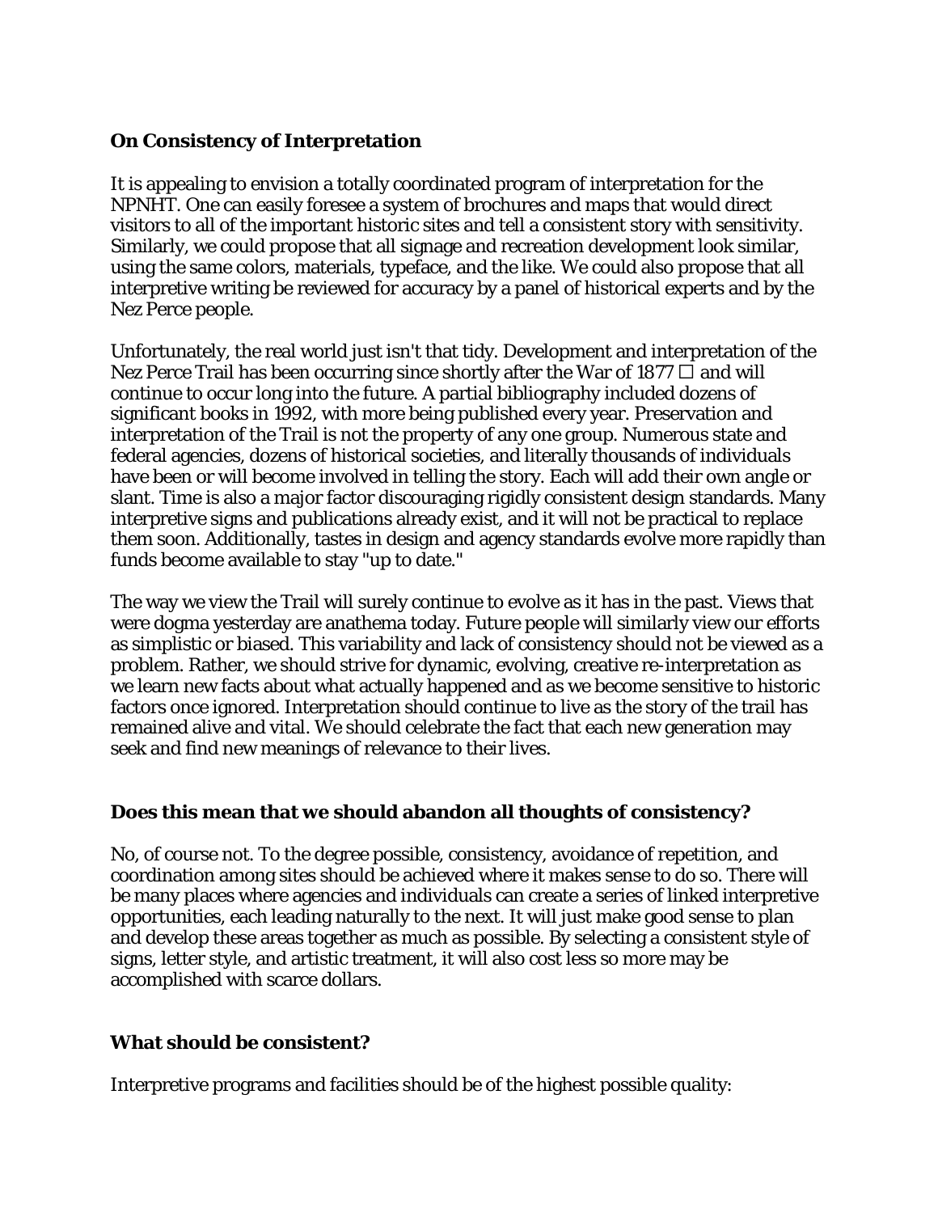### On Consistency of Interpretation

It is appealing to envision a totally coordinated program of interpretation for the NPNHT. One can easily foresee a system of brochures and maps that would direct visitors to all of the important historic sites and tell a consistent story with sensitivity. Similarly, we could propose that all signage and recreation development look similar, using the same colors, materials, typeface, and the like. We could also propose that all interpretive writing be reviewed for accuracy by a panel of historical experts and by the Nez Perce people.

Unfortunately, the real world just isn't that tidy. Development and interpretation of the Nez Perce Trail has been occurring since shortly after the War of 1877 □ and will continue to occur long into the future. A partial bibliography included dozens of significant books in 1992, with more being published every year. Preservation and interpretation of the Trail is not the property of any one group. Numerous state and federal agencies, dozens of historical societies, and literally thousands of individuals have been or will become involved in telling the story. Each will add their own angle or slant. Time is also a major factor discouraging rigidly consistent design standards. Many interpretive signs and publications already exist, and it will not be practical to replace them soon. Additionally, tastes in design and agency standards evolve more rapidly than funds become available to stay "up to date."

The way we view the Trail will surely continue to evolve as it has in the past. Views that were dogma yesterday are anathema today. Future people will similarly view our efforts as simplistic or biased. This variability and lack of consistency should not be viewed as a problem. Rather, we should strive for dynamic, evolving, creative re-interpretation as we learn new facts about what actually happened and as we become sensitive to historic factors once ignored. Interpretation should continue to live as the story of the trail has remained alive and vital. We should celebrate the fact that each new generation may seek and find new meanings of relevance to their lives.

### Does this mean that we should abandon all thoughts of consistency?

No, of course not. To the degree possible, consistency, avoidance of repetition, and coordination among sites should be achieved where it makes sense to do so. There will be many places where agencies and individuals can create a series of linked interpretive opportunities, each leading naturally to the next. It will just make good sense to plan and develop these areas together as much as possible. By selecting a consistent style of signs, letter style, and artistic treatment, it will also cost less so more may be accomplished with scarce dollars.

### What should be consistent?

Interpretive programs and facilities should be of the highest possible quality: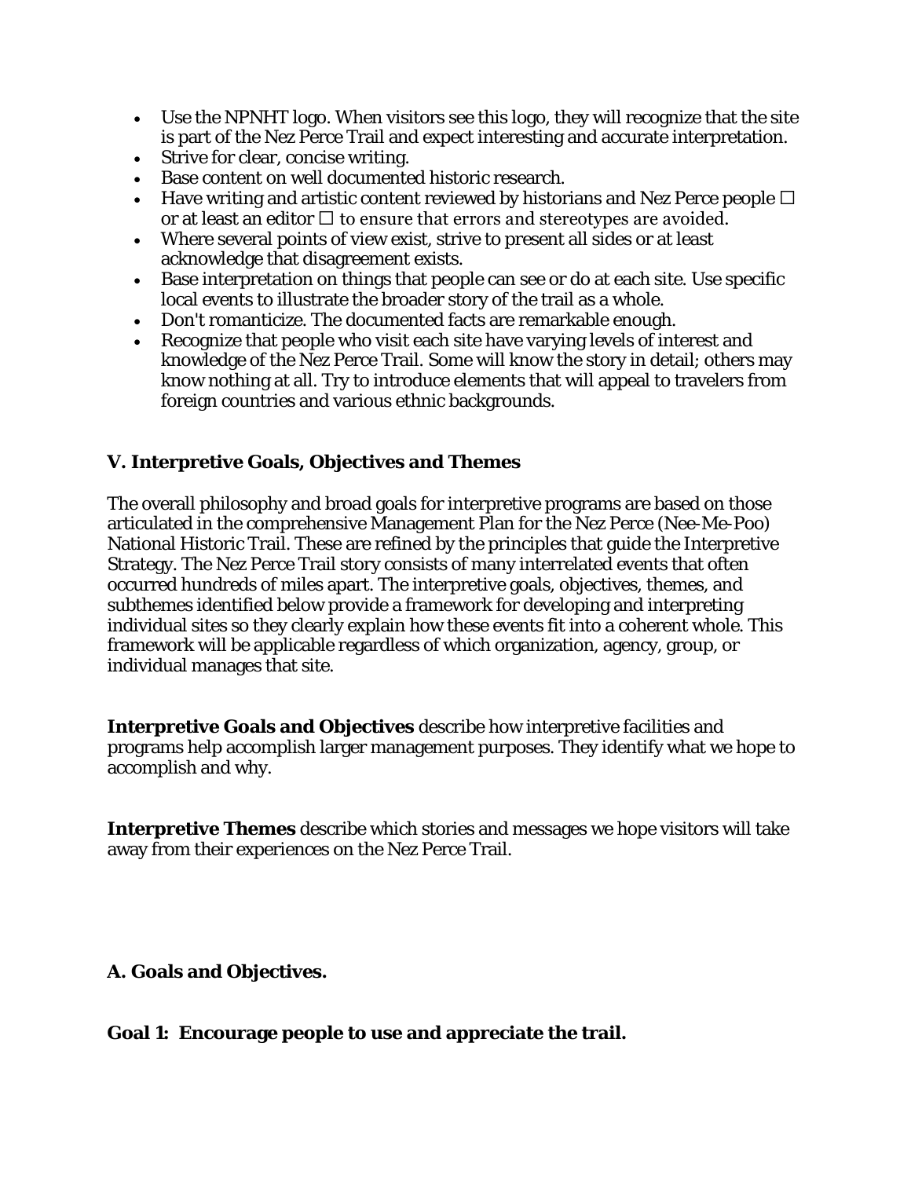- Use the NPNHT logo. When visitors see this logo, they will recognize that the site is part of the Nez Perce Trail and expect interesting and accurate interpretation.
- Strive for clear, concise writing.
- Base content on well documented historic research.
- Have writing and artistic content reviewed by historians and Nez Perce people ☐ or at least an editor ☐ to ensure that errors and stereotypes are avoided.
- Where several points of view exist, strive to present all sides or at least acknowledge that disagreement exists.
- Base interpretation on things that people can see or do at each site. Use specific local events to illustrate the broader story of the trail as a whole.
- Don't romanticize. The documented facts are remarkable enough.
- Recognize that people who visit each site have varying levels of interest and knowledge of the Nez Perce Trail. Some will know the story in detail; others may know nothing at all. Try to introduce elements that will appeal to travelers from foreign countries and various ethnic backgrounds.

## V. Interpretive Goals, Objectives and Themes

The overall philosophy and broad goals for interpretive programs are based on those articulated in the comprehensive Management Plan for the Nez Perce (Nee-Me-Poo) National Historic Trail. These are refined by the principles that guide the Interpretive Strategy. The Nez Perce Trail story consists of many interrelated events that often occurred hundreds of miles apart. The interpretive goals, objectives, themes, and subthemes identified below provide a framework for developing and interpreting individual sites so they clearly explain how these events fit into a coherent whole. This framework will be applicable regardless of which organization, agency, group, or individual manages that site.

**Interpretive Goals and Objectives** describe how interpretive facilities and programs help accomplish larger management purposes. They identify what we hope to accomplish and why.

**Interpretive Themes** describe which stories and messages we hope visitors will take away from their experiences on the Nez Perce Trail.

### A. Goals and Objectives.

#### Goal 1: Encourage people to use and appreciate the trail.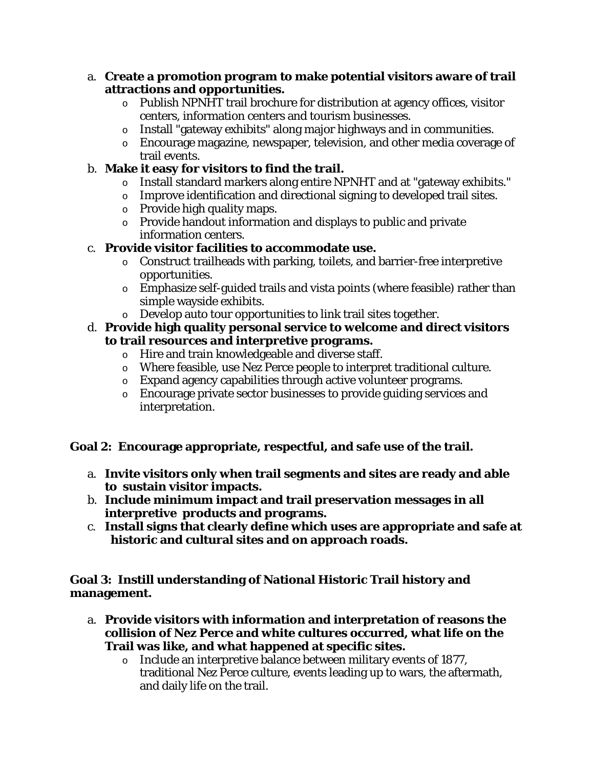a. **Create a promotion program to make potential visitors aware of trail attractions and opportunities.**
   - Publish NPNHT trail brochure for distribution at agency offices, visitor centers, information centers and tourism businesses.
   - Install "gateway exhibits" along major highways and in communities.
   - Encourage magazine, newspaper, television, and other media coverage of trail events.

b. **Make it easy for visitors to find the trail.**
   - Install standard markers along entire NPNHT and at "gateway exhibits."
   - Improve identification and directional signing to developed trail sites.
   - Provide high quality maps.
   - Provide handout information and displays to public and private information centers.

c. **Provide visitor facilities to accommodate use.**
   - Construct trailheads with parking, toilets, and barrier-free interpretive opportunities.
   - Emphasize self-guided trails and vista points (where feasible) rather than simple wayside exhibits.
   - Develop auto tour opportunities to link trail sites together.

d. **Provide high quality personal service to welcome and direct visitors to trail resources and interpretive programs.**
   - Hire and train knowledgeable and diverse staff.
   - Where feasible, use Nez Perce people to interpret traditional culture.
   - Expand agency capabilities through active volunteer programs.
   - Encourage private sector businesses to provide guiding services and interpretation.

**Goal 2: Encourage appropriate, respectful, and safe use of the trail.**

a. **Invite visitors only when trail segments and sites are ready and able to sustain visitor impacts.**

b. **Include minimum impact and trail preservation messages in all interpretive products and programs.**

c. **Install signs that clearly define which uses are appropriate and safe at historic and cultural sites and on approach roads.**

**Goal 3: Instill understanding of National Historic Trail history and management.**

a. **Provide visitors with information and interpretation of reasons the collision of Nez Perce and white cultures occurred, what life on the Trail was like, and what happened at specific sites.**
   - Include an interpretive balance between military events of 1877, traditional Nez Perce culture, events leading up to wars, the aftermath, and daily life on the trail.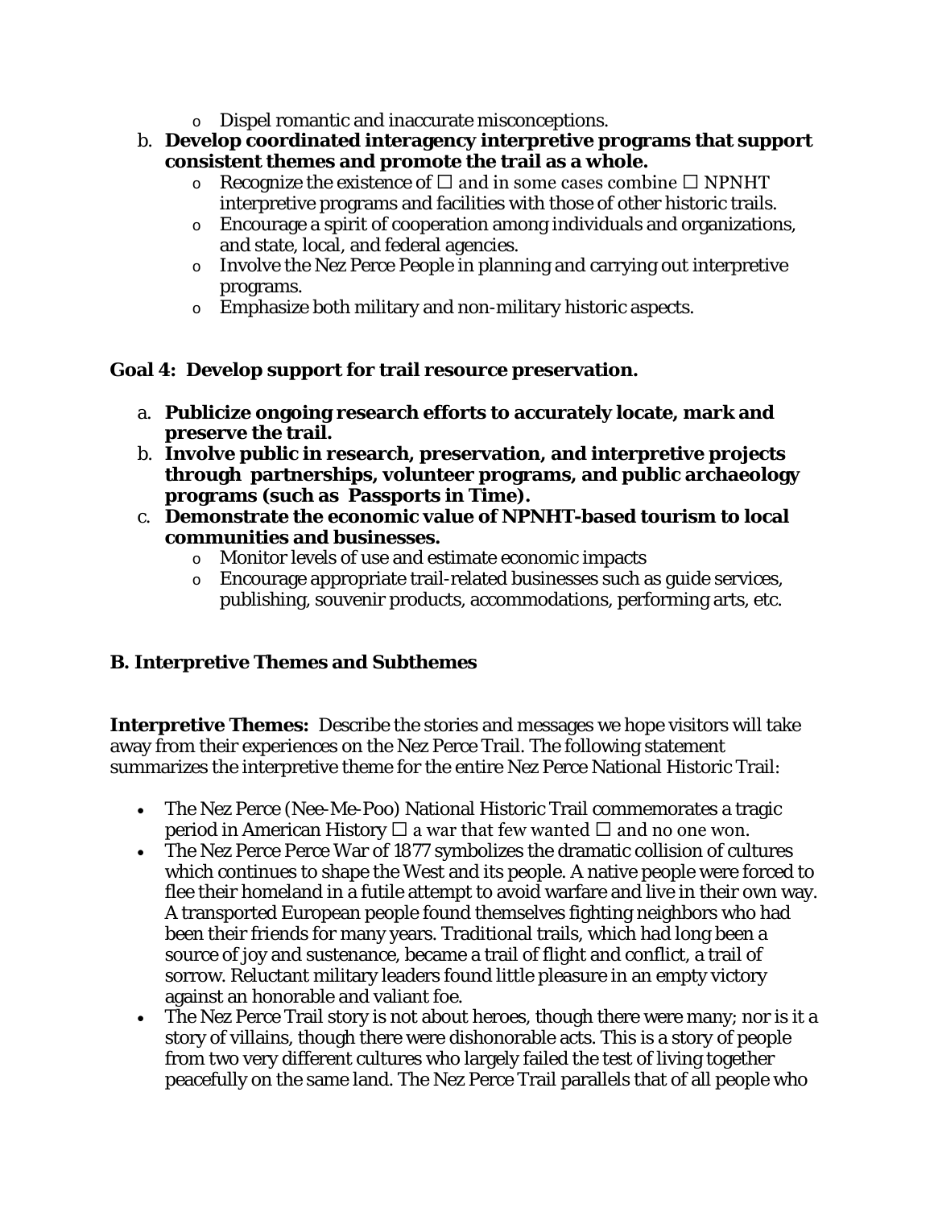- Dispel romantic and inaccurate misconceptions.

b. **Develop coordinated interagency interpretive programs that support consistent themes and promote the trail as a whole.**
   - Recognize the existence of ☐ and in some cases combine ☐ NPNHT interpretive programs and facilities with those of other historic trails.
   - Encourage a spirit of cooperation among individuals and organizations, and state, local, and federal agencies.
   - Involve the Nez Perce People in planning and carrying out interpretive programs.
   - Emphasize both military and non-military historic aspects.

**Goal 4: Develop support for trail resource preservation.**

a. **Publicize ongoing research efforts to accurately locate, mark and preserve the trail.**

b. **Involve public in research, preservation, and interpretive projects through partnerships, volunteer programs, and public archaeology programs (such as Passports in Time).**

c. **Demonstrate the economic value of NPNHT-based tourism to local communities and businesses.**
   - Monitor levels of use and estimate economic impacts
   - Encourage appropriate trail-related businesses such as guide services, publishing, souvenir products, accommodations, performing arts, etc.

## B. Interpretive Themes and Subthemes

**Interpretive Themes:** Describe the stories and messages we hope visitors will take away from their experiences on the Nez Perce Trail. The following statement summarizes the interpretive theme for the entire Nez Perce National Historic Trail:

- The Nez Perce (Nee-Me-Poo) National Historic Trail commemorates a tragic period in American History ☐ a war that few wanted ☐ and no one won.
- The Nez Perce Perce War of 1877 symbolizes the dramatic collision of cultures which continues to shape the West and its people. A native people were forced to flee their homeland in a futile attempt to avoid warfare and live in their own way. A transported European people found themselves fighting neighbors who had been their friends for many years. Traditional trails, which had long been a source of joy and sustenance, became a trail of flight and conflict, a trail of sorrow. Reluctant military leaders found little pleasure in an empty victory against an honorable and valiant foe.
- The Nez Perce Trail story is not about heroes, though there were many; nor is it a story of villains, though there were dishonorable acts. This is a story of people from two very different cultures who largely failed the test of living together peacefully on the same land. The Nez Perce Trail parallels that of all people who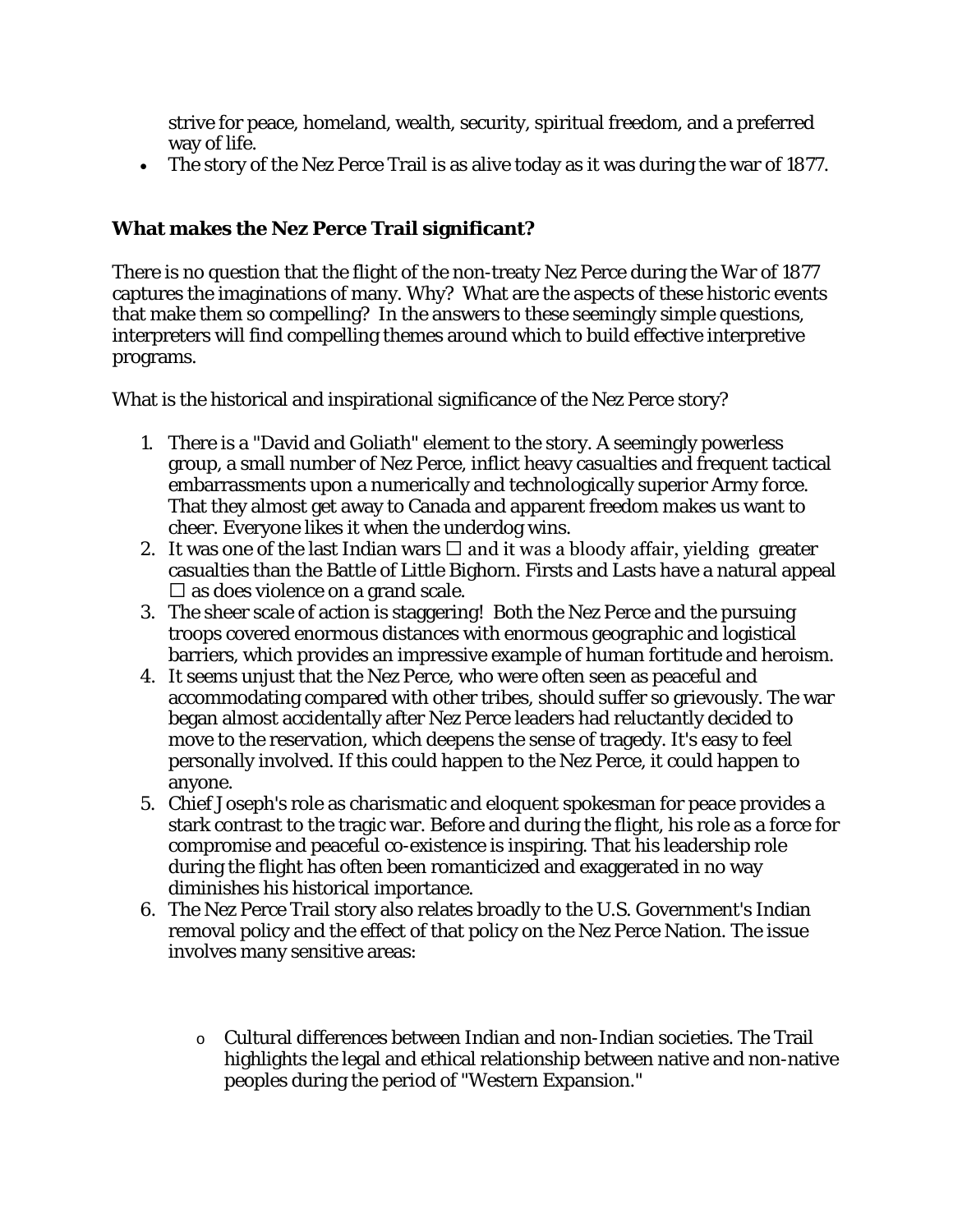strive for peace, homeland, wealth, security, spiritual freedom, and a preferred way of life.

- The story of the Nez Perce Trail is as alive today as it was during the war of 1877.

**What makes the Nez Perce Trail significant?**

There is no question that the flight of the non-treaty Nez Perce during the War of 1877 captures the imaginations of many. Why? What are the aspects of these historic events that make them so compelling? In the answers to these seemingly simple questions, interpreters will find compelling themes around which to build effective interpretive programs.

What is the historical and inspirational significance of the Nez Perce story?

1. There is a "David and Goliath" element to the story. A seemingly powerless group, a small number of Nez Perce, inflict heavy casualties and frequent tactical embarrassments upon a numerically and technologically superior Army force. That they almost get away to Canada and apparent freedom makes us want to cheer. Everyone likes it when the underdog wins.
2. It was one of the last Indian wars ☐ and it was a bloody affair, yielding greater casualties than the Battle of Little Bighorn. Firsts and Lasts have a natural appeal ☐ as does violence on a grand scale.
3. The sheer scale of action is staggering! Both the Nez Perce and the pursuing troops covered enormous distances with enormous geographic and logistical barriers, which provides an impressive example of human fortitude and heroism.
4. It seems unjust that the Nez Perce, who were often seen as peaceful and accommodating compared with other tribes, should suffer so grievously. The war began almost accidentally after Nez Perce leaders had reluctantly decided to move to the reservation, which deepens the sense of tragedy. It's easy to feel personally involved. If this could happen to the Nez Perce, it could happen to anyone.
5. Chief Joseph's role as charismatic and eloquent spokesman for peace provides a stark contrast to the tragic war. Before and during the flight, his role as a force for compromise and peaceful co-existence is inspiring. That his leadership role during the flight has often been romanticized and exaggerated in no way diminishes his historical importance.
6. The Nez Perce Trail story also relates broadly to the U.S. Government's Indian removal policy and the effect of that policy on the Nez Perce Nation. The issue involves many sensitive areas:
   - Cultural differences between Indian and non-Indian societies. The Trail highlights the legal and ethical relationship between native and non-native peoples during the period of "Western Expansion."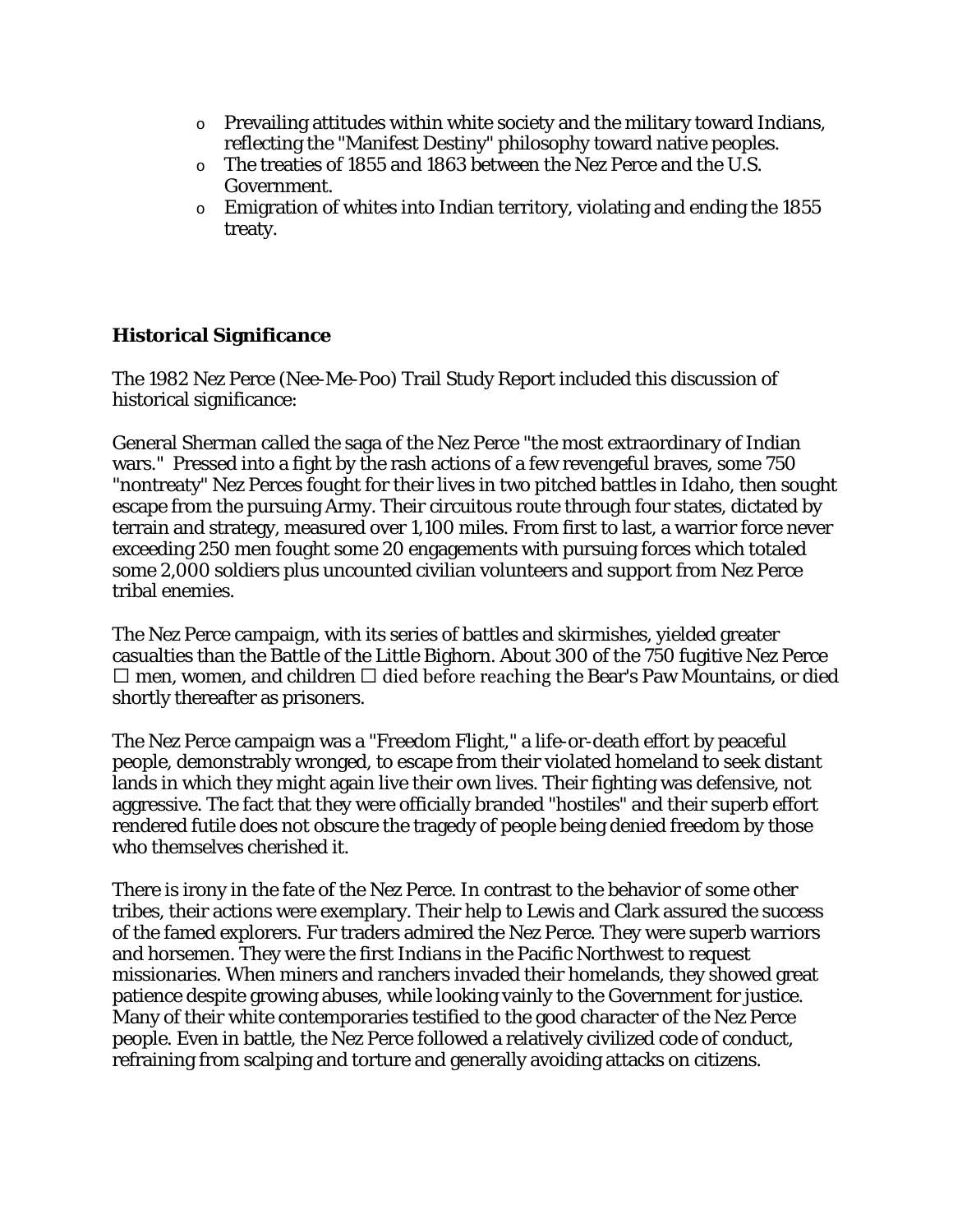- Prevailing attitudes within white society and the military toward Indians, reflecting the "Manifest Destiny" philosophy toward native peoples.
- The treaties of 1855 and 1863 between the Nez Perce and the U.S. Government.
- Emigration of whites into Indian territory, violating and ending the 1855 treaty.

### Historical Significance

The 1982 Nez Perce (Nee-Me-Poo) Trail Study Report included this discussion of historical significance:

General Sherman called the saga of the Nez Perce "the most extraordinary of Indian wars." Pressed into a fight by the rash actions of a few revengeful braves, some 750 "nontreaty" Nez Perces fought for their lives in two pitched battles in Idaho, then sought escape from the pursuing Army. Their circuitous route through four states, dictated by terrain and strategy, measured over 1,100 miles. From first to last, a warrior force never exceeding 250 men fought some 20 engagements with pursuing forces which totaled some 2,000 soldiers plus uncounted civilian volunteers and support from Nez Perce tribal enemies.

The Nez Perce campaign, with its series of battles and skirmishes, yielded greater casualties than the Battle of the Little Bighorn. About 300 of the 750 fugitive Nez Perce □ men, women, and children □ died before reaching the Bear's Paw Mountains, or died shortly thereafter as prisoners.

The Nez Perce campaign was a "Freedom Flight," a life-or-death effort by peaceful people, demonstrably wronged, to escape from their violated homeland to seek distant lands in which they might again live their own lives. Their fighting was defensive, not aggressive. The fact that they were officially branded "hostiles" and their superb effort rendered futile does not obscure the tragedy of people being denied freedom by those who themselves cherished it.

There is irony in the fate of the Nez Perce. In contrast to the behavior of some other tribes, their actions were exemplary. Their help to Lewis and Clark assured the success of the famed explorers. Fur traders admired the Nez Perce. They were superb warriors and horsemen. They were the first Indians in the Pacific Northwest to request missionaries. When miners and ranchers invaded their homelands, they showed great patience despite growing abuses, while looking vainly to the Government for justice. Many of their white contemporaries testified to the good character of the Nez Perce people. Even in battle, the Nez Perce followed a relatively civilized code of conduct, refraining from scalping and torture and generally avoiding attacks on citizens.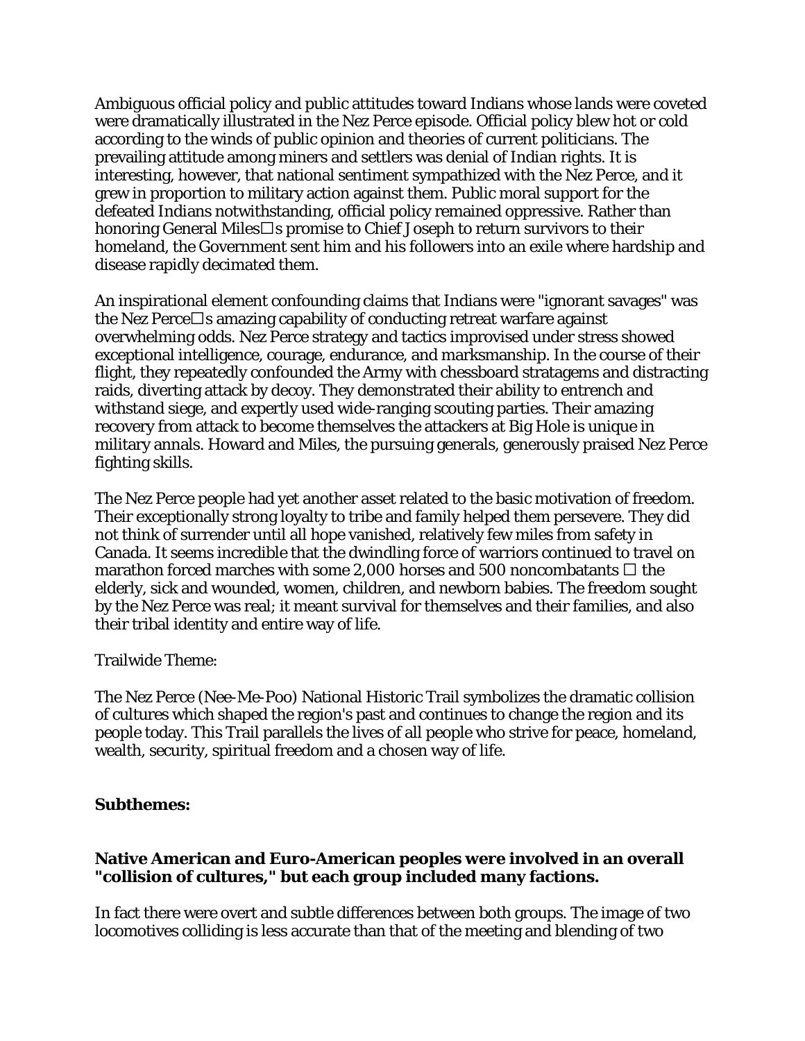Ambiguous official policy and public attitudes toward Indians whose lands were coveted were dramatically illustrated in the Nez Perce episode. Official policy blew hot or cold according to the winds of public opinion and theories of current politicians. The prevailing attitude among miners and settlers was denial of Indian rights. It is interesting, however, that national sentiment sympathized with the Nez Perce, and it grew in proportion to military action against them. Public moral support for the defeated Indians notwithstanding, official policy remained oppressive. Rather than honoring General Miles□s promise to Chief Joseph to return survivors to their homeland, the Government sent him and his followers into an exile where hardship and disease rapidly decimated them.

An inspirational element confounding claims that Indians were "ignorant savages" was the Nez Perce□s amazing capability of conducting retreat warfare against overwhelming odds. Nez Perce strategy and tactics improvised under stress showed exceptional intelligence, courage, endurance, and marksmanship. In the course of their flight, they repeatedly confounded the Army with chessboard stratagems and distracting raids, diverting attack by decoy. They demonstrated their ability to entrench and withstand siege, and expertly used wide-ranging scouting parties. Their amazing recovery from attack to become themselves the attackers at Big Hole is unique in military annals. Howard and Miles, the pursuing generals, generously praised Nez Perce fighting skills.

The Nez Perce people had yet another asset related to the basic motivation of freedom. Their exceptionally strong loyalty to tribe and family helped them persevere. They did not think of surrender until all hope vanished, relatively few miles from safety in Canada. It seems incredible that the dwindling force of warriors continued to travel on marathon forced marches with some 2,000 horses and 500 noncombatants □ the elderly, sick and wounded, women, children, and newborn babies. The freedom sought by the Nez Perce was real; it meant survival for themselves and their families, and also their tribal identity and entire way of life.

Trailwide Theme:

The Nez Perce (Nee-Me-Poo) National Historic Trail symbolizes the dramatic collision of cultures which shaped the region's past and continues to change the region and its people today. This Trail parallels the lives of all people who strive for peace, homeland, wealth, security, spiritual freedom and a chosen way of life.

**Subthemes:**

**Native American and Euro-American peoples were involved in an overall "collision of cultures," but each group included many factions.**

In fact there were overt and subtle differences between both groups. The image of two locomotives colliding is less accurate than that of the meeting and blending of two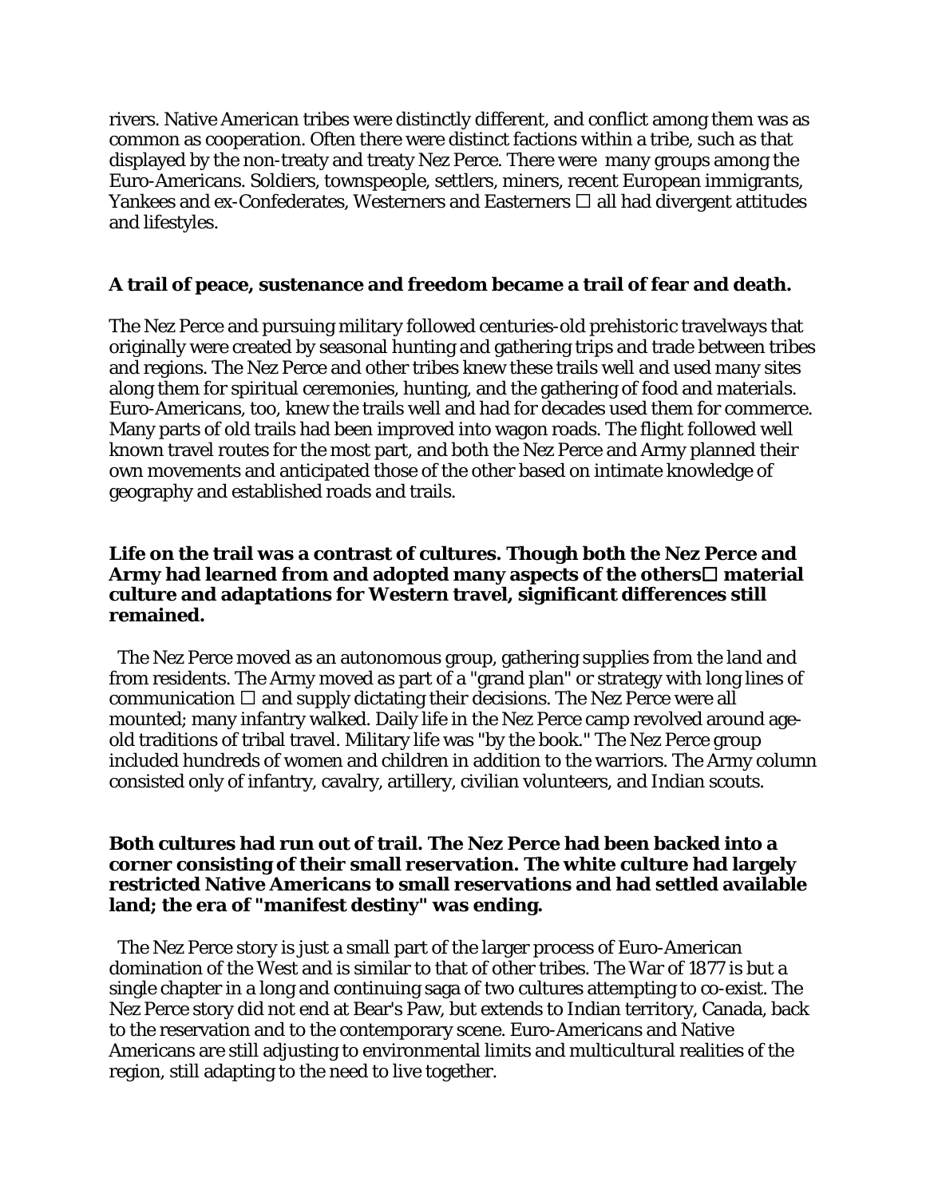rivers. Native American tribes were distinctly different, and conflict among them was as common as cooperation. Often there were distinct factions within a tribe, such as that displayed by the non-treaty and treaty Nez Perce. There were many groups among the Euro-Americans. Soldiers, townspeople, settlers, miners, recent European immigrants, Yankees and ex-Confederates, Westerners and Easterners  all had divergent attitudes and lifestyles.

**A trail of peace, sustenance and freedom became a trail of fear and death.**

The Nez Perce and pursuing military followed centuries-old prehistoric travelways that originally were created by seasonal hunting and gathering trips and trade between tribes and regions. The Nez Perce and other tribes knew these trails well and used many sites along them for spiritual ceremonies, hunting, and the gathering of food and materials. Euro-Americans, too, knew the trails well and had for decades used them for commerce. Many parts of old trails had been improved into wagon roads. The flight followed well known travel routes for the most part, and both the Nez Perce and Army planned their own movements and anticipated those of the other based on intimate knowledge of geography and established roads and trails.

**Life on the trail was a contrast of cultures. Though both the Nez Perce and Army had learned from and adopted many aspects of the others material culture and adaptations for Western travel, significant differences still remained.**

The Nez Perce moved as an autonomous group, gathering supplies from the land and from residents. The Army moved as part of a "grand plan" or strategy with long lines of communication  and supply dictating their decisions. The Nez Perce were all mounted; many infantry walked. Daily life in the Nez Perce camp revolved around age-old traditions of tribal travel. Military life was "by the book." The Nez Perce group included hundreds of women and children in addition to the warriors. The Army column consisted only of infantry, cavalry, artillery, civilian volunteers, and Indian scouts.

**Both cultures had run out of trail. The Nez Perce had been backed into a corner consisting of their small reservation. The white culture had largely restricted Native Americans to small reservations and had settled available land; the era of "manifest destiny" was ending.**

The Nez Perce story is just a small part of the larger process of Euro-American domination of the West and is similar to that of other tribes. The War of 1877 is but a single chapter in a long and continuing saga of two cultures attempting to co-exist. The Nez Perce story did not end at Bear's Paw, but extends to Indian territory, Canada, back to the reservation and to the contemporary scene. Euro-Americans and Native Americans are still adjusting to environmental limits and multicultural realities of the region, still adapting to the need to live together.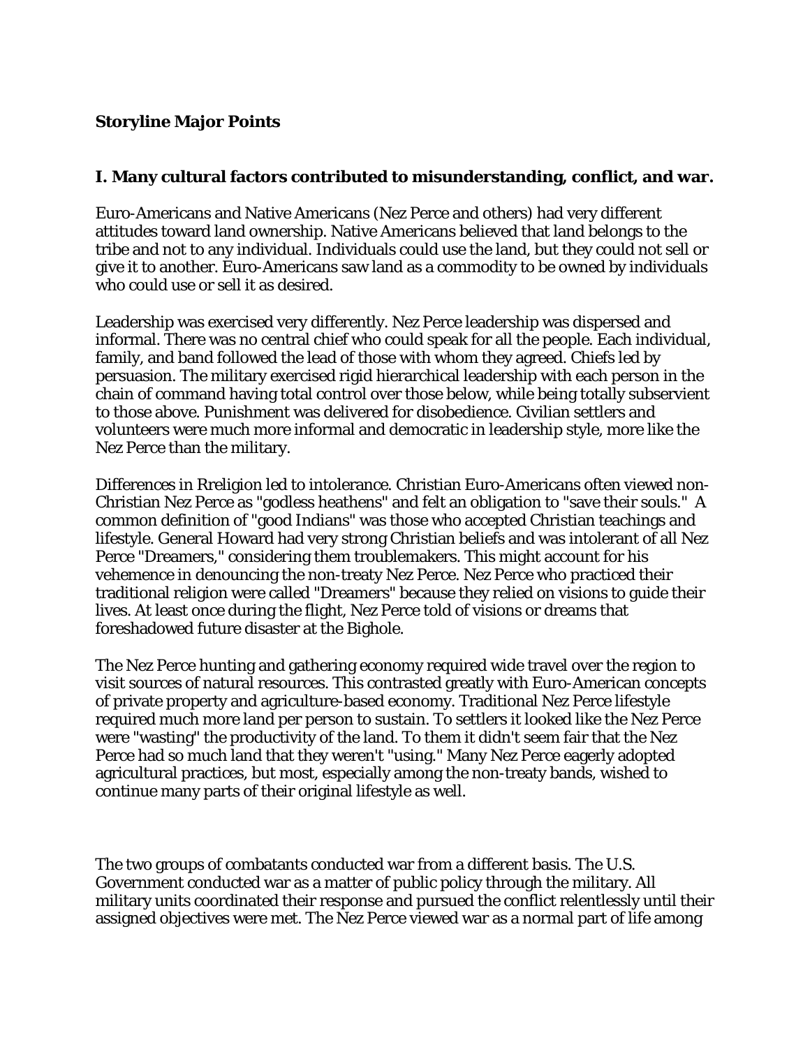**Storyline Major Points**

**I. Many cultural factors contributed to misunderstanding, conflict, and war.**

Euro-Americans and Native Americans (Nez Perce and others) had very different attitudes toward land ownership. Native Americans believed that land belongs to the tribe and not to any individual. Individuals could use the land, but they could not sell or give it to another. Euro-Americans saw land as a commodity to be owned by individuals who could use or sell it as desired.

Leadership was exercised very differently. Nez Perce leadership was dispersed and informal. There was no central chief who could speak for all the people. Each individual, family, and band followed the lead of those with whom they agreed. Chiefs led by persuasion. The military exercised rigid hierarchical leadership with each person in the chain of command having total control over those below, while being totally subservient to those above. Punishment was delivered for disobedience. Civilian settlers and volunteers were much more informal and democratic in leadership style, more like the Nez Perce than the military.

Differences in Rreligion led to intolerance. Christian Euro-Americans often viewed non-Christian Nez Perce as "godless heathens" and felt an obligation to "save their souls." A common definition of "good Indians" was those who accepted Christian teachings and lifestyle. General Howard had very strong Christian beliefs and was intolerant of all Nez Perce "Dreamers," considering them troublemakers. This might account for his vehemence in denouncing the non-treaty Nez Perce. Nez Perce who practiced their traditional religion were called "Dreamers" because they relied on visions to guide their lives. At least once during the flight, Nez Perce told of visions or dreams that foreshadowed future disaster at the Bighole.

The Nez Perce hunting and gathering economy required wide travel over the region to visit sources of natural resources. This contrasted greatly with Euro-American concepts of private property and agriculture-based economy. Traditional Nez Perce lifestyle required much more land per person to sustain. To settlers it looked like the Nez Perce were "wasting" the productivity of the land. To them it didn't seem fair that the Nez Perce had so much land that they weren't "using." Many Nez Perce eagerly adopted agricultural practices, but most, especially among the non-treaty bands, wished to continue many parts of their original lifestyle as well.

The two groups of combatants conducted war from a different basis. The U.S. Government conducted war as a matter of public policy through the military. All military units coordinated their response and pursued the conflict relentlessly until their assigned objectives were met. The Nez Perce viewed war as a normal part of life among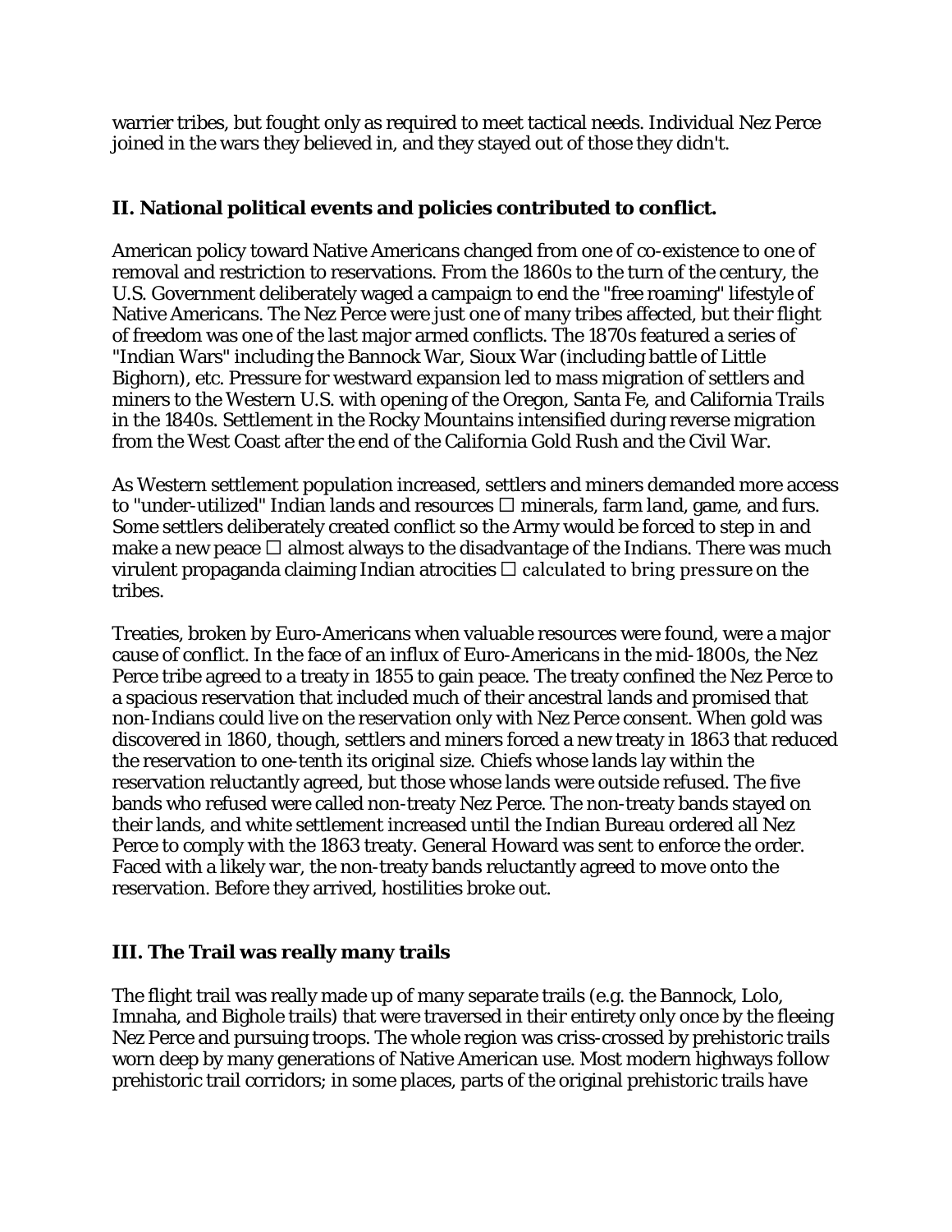warrier tribes, but fought only as required to meet tactical needs. Individual Nez Perce joined in the wars they believed in, and they stayed out of those they didn't.

## II. National political events and policies contributed to conflict.

American policy toward Native Americans changed from one of co-existence to one of removal and restriction to reservations. From the 1860s to the turn of the century, the U.S. Government deliberately waged a campaign to end the "free roaming" lifestyle of Native Americans. The Nez Perce were just one of many tribes affected, but their flight of freedom was one of the last major armed conflicts. The 1870s featured a series of "Indian Wars" including the Bannock War, Sioux War (including battle of Little Bighorn), etc. Pressure for westward expansion led to mass migration of settlers and miners to the Western U.S. with opening of the Oregon, Santa Fe, and California Trails in the 1840s. Settlement in the Rocky Mountains intensified during reverse migration from the West Coast after the end of the California Gold Rush and the Civil War.

As Western settlement population increased, settlers and miners demanded more access to "under-utilized" Indian lands and resources ☐ minerals, farm land, game, and furs. Some settlers deliberately created conflict so the Army would be forced to step in and make a new peace ☐ almost always to the disadvantage of the Indians. There was much virulent propaganda claiming Indian atrocities ☐ calculated to bring pressure on the tribes.

Treaties, broken by Euro-Americans when valuable resources were found, were a major cause of conflict. In the face of an influx of Euro-Americans in the mid-1800s, the Nez Perce tribe agreed to a treaty in 1855 to gain peace. The treaty confined the Nez Perce to a spacious reservation that included much of their ancestral lands and promised that non-Indians could live on the reservation only with Nez Perce consent. When gold was discovered in 1860, though, settlers and miners forced a new treaty in 1863 that reduced the reservation to one-tenth its original size. Chiefs whose lands lay within the reservation reluctantly agreed, but those whose lands were outside refused. The five bands who refused were called non-treaty Nez Perce. The non-treaty bands stayed on their lands, and white settlement increased until the Indian Bureau ordered all Nez Perce to comply with the 1863 treaty. General Howard was sent to enforce the order. Faced with a likely war, the non-treaty bands reluctantly agreed to move onto the reservation. Before they arrived, hostilities broke out.

## III. The Trail was really many trails

The flight trail was really made up of many separate trails (e.g. the Bannock, Lolo, Imnaha, and Bighole trails) that were traversed in their entirety only once by the fleeing Nez Perce and pursuing troops. The whole region was criss-crossed by prehistoric trails worn deep by many generations of Native American use. Most modern highways follow prehistoric trail corridors; in some places, parts of the original prehistoric trails have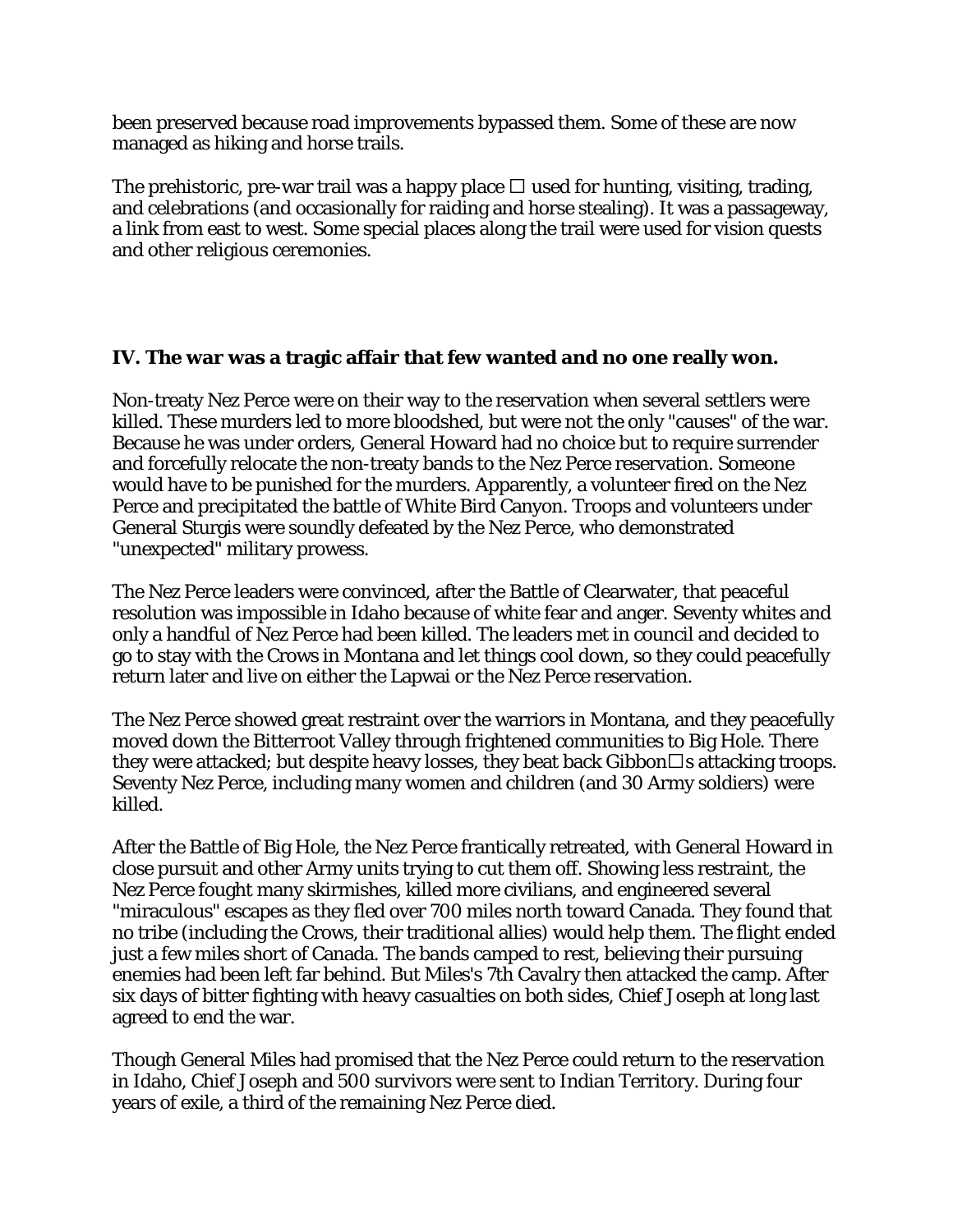been preserved because road improvements bypassed them. Some of these are now managed as hiking and horse trails.

The prehistoric, pre-war trail was a happy place  used for hunting, visiting, trading, and celebrations (and occasionally for raiding and horse stealing). It was a passageway, a link from east to west. Some special places along the trail were used for vision quests and other religious ceremonies.

**IV. The war was a tragic affair that few wanted and no one really won.**

Non-treaty Nez Perce were on their way to the reservation when several settlers were killed. These murders led to more bloodshed, but were not the only "causes" of the war. Because he was under orders, General Howard had no choice but to require surrender and forcefully relocate the non-treaty bands to the Nez Perce reservation. Someone would have to be punished for the murders. Apparently, a volunteer fired on the Nez Perce and precipitated the battle of White Bird Canyon. Troops and volunteers under General Sturgis were soundly defeated by the Nez Perce, who demonstrated "unexpected" military prowess.

The Nez Perce leaders were convinced, after the Battle of Clearwater, that peaceful resolution was impossible in Idaho because of white fear and anger. Seventy whites and only a handful of Nez Perce had been killed. The leaders met in council and decided to go to stay with the Crows in Montana and let things cool down, so they could peacefully return later and live on either the Lapwai or the Nez Perce reservation.

The Nez Perce showed great restraint over the warriors in Montana, and they peacefully moved down the Bitterroot Valley through frightened communities to Big Hole. There they were attacked; but despite heavy losses, they beat back Gibbons attacking troops. Seventy Nez Perce, including many women and children (and 30 Army soldiers) were killed.

After the Battle of Big Hole, the Nez Perce frantically retreated, with General Howard in close pursuit and other Army units trying to cut them off. Showing less restraint, the Nez Perce fought many skirmishes, killed more civilians, and engineered several "miraculous" escapes as they fled over 700 miles north toward Canada. They found that no tribe (including the Crows, their traditional allies) would help them. The flight ended just a few miles short of Canada. The bands camped to rest, believing their pursuing enemies had been left far behind. But Miles's 7th Cavalry then attacked the camp. After six days of bitter fighting with heavy casualties on both sides, Chief Joseph at long last agreed to end the war.

Though General Miles had promised that the Nez Perce could return to the reservation in Idaho, Chief Joseph and 500 survivors were sent to Indian Territory. During four years of exile, a third of the remaining Nez Perce died.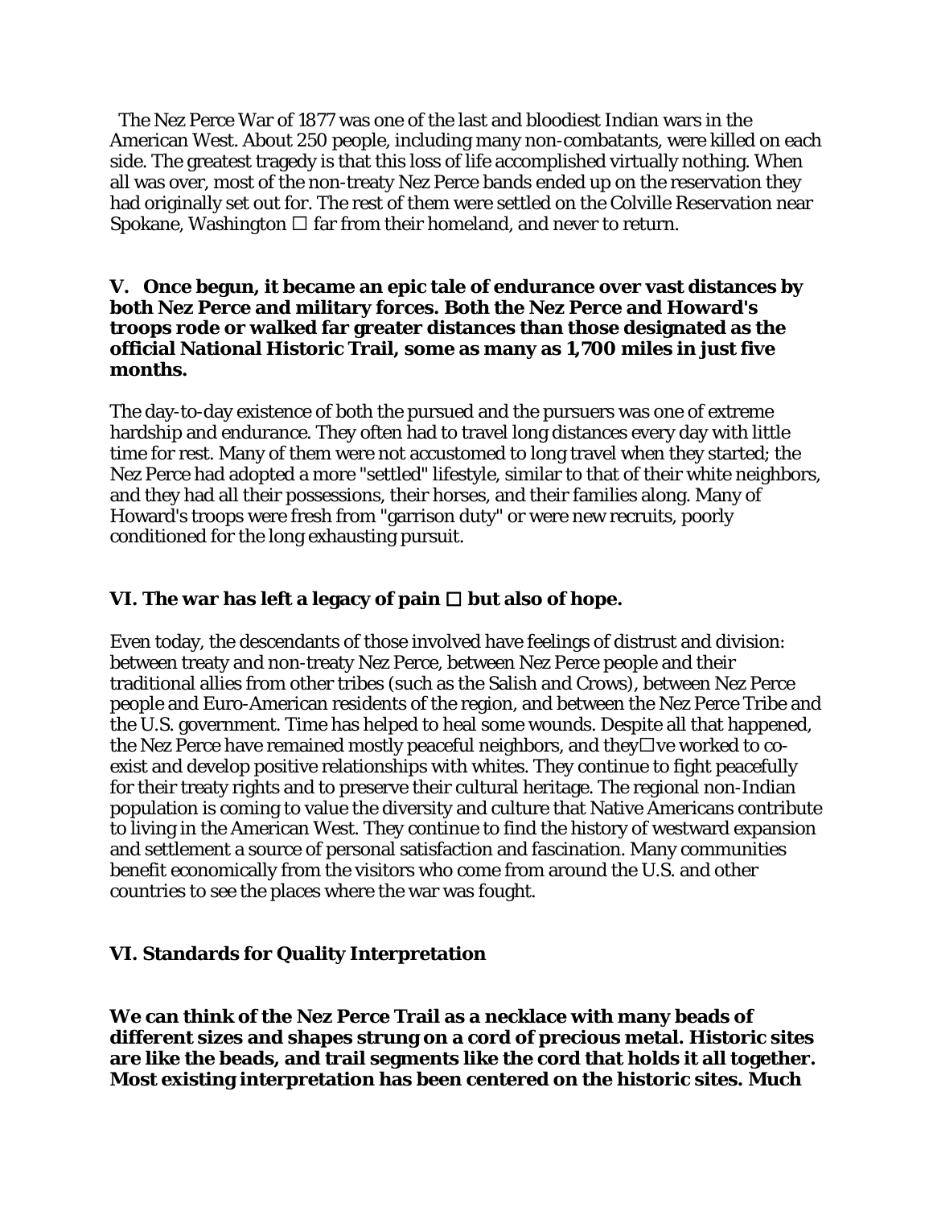The Nez Perce War of 1877 was one of the last and bloodiest Indian wars in the American West. About 250 people, including many non-combatants, were killed on each side. The greatest tragedy is that this loss of life accomplished virtually nothing. When all was over, most of the non-treaty Nez Perce bands ended up on the reservation they had originally set out for. The rest of them were settled on the Colville Reservation near Spokane, Washington  far from their homeland, and never to return.

**V. Once begun, it became an epic tale of endurance over vast distances by both Nez Perce and military forces. Both the Nez Perce and Howard's troops rode or walked far greater distances than those designated as the official National Historic Trail, some as many as 1,700 miles in just five months.**

The day-to-day existence of both the pursued and the pursuers was one of extreme hardship and endurance. They often had to travel long distances every day with little time for rest. Many of them were not accustomed to long travel when they started; the Nez Perce had adopted a more "settled" lifestyle, similar to that of their white neighbors, and they had all their possessions, their horses, and their families along. Many of Howard's troops were fresh from "garrison duty" or were new recruits, poorly conditioned for the long exhausting pursuit.

**VI. The war has left a legacy of pain  but also of hope.**

Even today, the descendants of those involved have feelings of distrust and division: between treaty and non-treaty Nez Perce, between Nez Perce people and their traditional allies from other tribes (such as the Salish and Crows), between Nez Perce people and Euro-American residents of the region, and between the Nez Perce Tribe and the U.S. government. Time has helped to heal some wounds. Despite all that happened, the Nez Perce have remained mostly peaceful neighbors, and theyve worked to co-exist and develop positive relationships with whites. They continue to fight peacefully for their treaty rights and to preserve their cultural heritage. The regional non-Indian population is coming to value the diversity and culture that Native Americans contribute to living in the American West. They continue to find the history of westward expansion and settlement a source of personal satisfaction and fascination. Many communities benefit economically from the visitors who come from around the U.S. and other countries to see the places where the war was fought.

## VI. Standards for Quality Interpretation

**We can think of the Nez Perce Trail as a necklace with many beads of different sizes and shapes strung on a cord of precious metal. Historic sites are like the beads, and trail segments like the cord that holds it all together. Most existing interpretation has been centered on the historic sites. Much**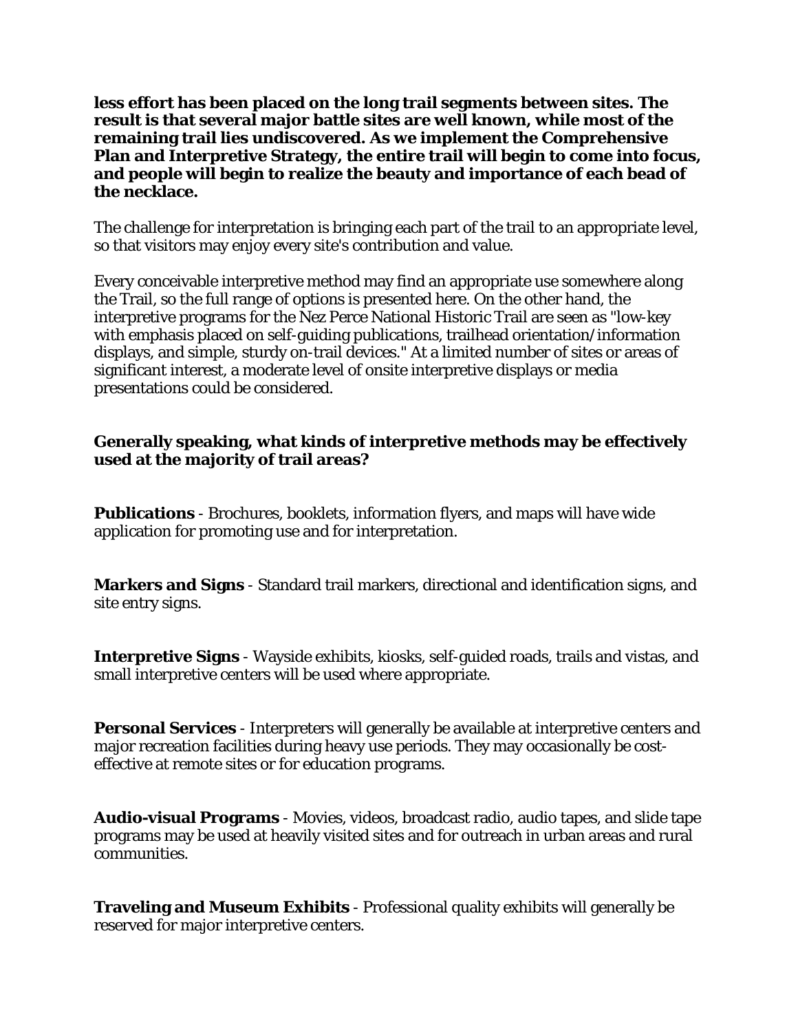**less effort has been placed on the long trail segments between sites. The result is that several major battle sites are well known, while most of the remaining trail lies undiscovered. As we implement the Comprehensive Plan and Interpretive Strategy, the entire trail will begin to come into focus, and people will begin to realize the beauty and importance of each bead of the necklace.**

The challenge for interpretation is bringing each part of the trail to an appropriate level, so that visitors may enjoy every site's contribution and value.

Every conceivable interpretive method may find an appropriate use somewhere along the Trail, so the full range of options is presented here. On the other hand, the interpretive programs for the Nez Perce National Historic Trail are seen as "low-key with emphasis placed on self-guiding publications, trailhead orientation/information displays, and simple, sturdy on-trail devices." At a limited number of sites or areas of significant interest, a moderate level of onsite interpretive displays or media presentations could be considered.

**Generally speaking, what kinds of interpretive methods may be effectively used at the majority of trail areas?**

**Publications** - Brochures, booklets, information flyers, and maps will have wide application for promoting use and for interpretation.

**Markers and Signs** - Standard trail markers, directional and identification signs, and site entry signs.

**Interpretive Signs** - Wayside exhibits, kiosks, self-guided roads, trails and vistas, and small interpretive centers will be used where appropriate.

**Personal Services** - Interpreters will generally be available at interpretive centers and major recreation facilities during heavy use periods. They may occasionally be cost-effective at remote sites or for education programs.

**Audio-visual Programs** - Movies, videos, broadcast radio, audio tapes, and slide tape programs may be used at heavily visited sites and for outreach in urban areas and rural communities.

**Traveling and Museum Exhibits** - Professional quality exhibits will generally be reserved for major interpretive centers.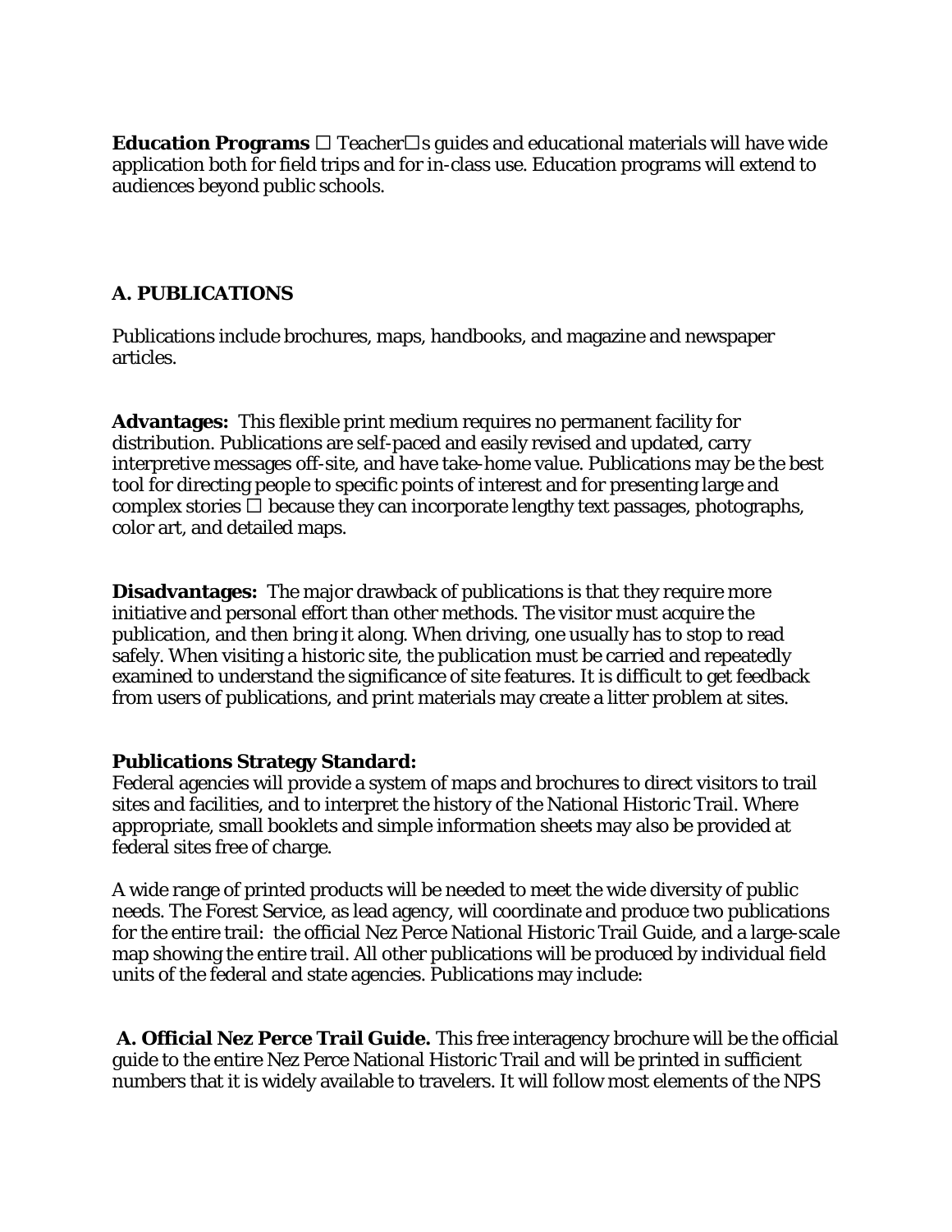**Education Programs** □ Teacher□s guides and educational materials will have wide application both for field trips and for in-class use. Education programs will extend to audiences beyond public schools.

### A. PUBLICATIONS

Publications include brochures, maps, handbooks, and magazine and newspaper articles.

**Advantages:** This flexible print medium requires no permanent facility for distribution. Publications are self-paced and easily revised and updated, carry interpretive messages off-site, and have take-home value. Publications may be the best tool for directing people to specific points of interest and for presenting large and complex stories □ because they can incorporate lengthy text passages, photographs, color art, and detailed maps.

**Disadvantages:** The major drawback of publications is that they require more initiative and personal effort than other methods. The visitor must acquire the publication, and then bring it along. When driving, one usually has to stop to read safely. When visiting a historic site, the publication must be carried and repeatedly examined to understand the significance of site features. It is difficult to get feedback from users of publications, and print materials may create a litter problem at sites.

**Publications Strategy Standard:**
Federal agencies will provide a system of maps and brochures to direct visitors to trail sites and facilities, and to interpret the history of the National Historic Trail. Where appropriate, small booklets and simple information sheets may also be provided at federal sites free of charge.

A wide range of printed products will be needed to meet the wide diversity of public needs. The Forest Service, as lead agency, will coordinate and produce two publications for the entire trail: the official Nez Perce National Historic Trail Guide, and a large-scale map showing the entire trail. All other publications will be produced by individual field units of the federal and state agencies. Publications may include:

**A. Official Nez Perce Trail Guide.** This free interagency brochure will be the official guide to the entire Nez Perce National Historic Trail and will be printed in sufficient numbers that it is widely available to travelers. It will follow most elements of the NPS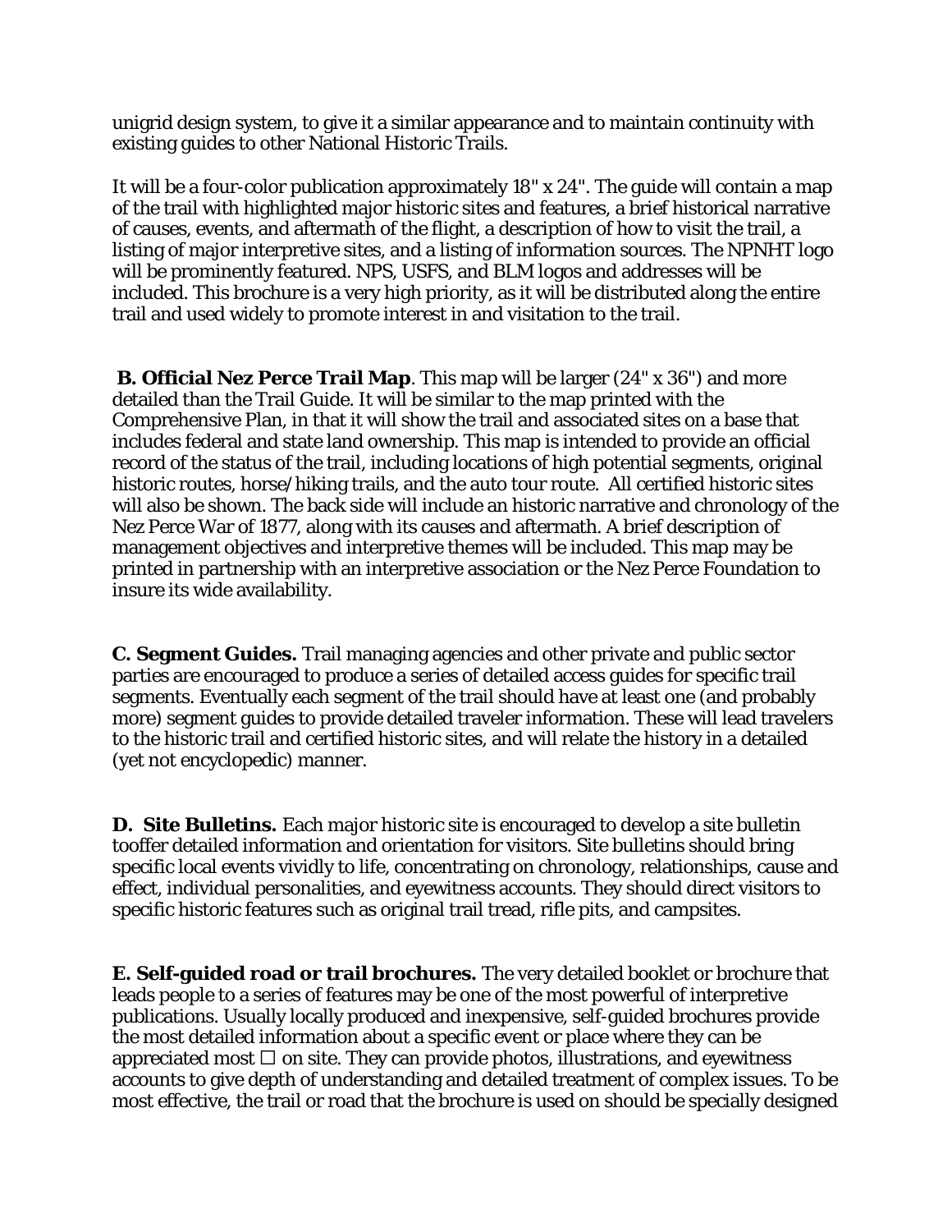unigrid design system, to give it a similar appearance and to maintain continuity with existing guides to other National Historic Trails.

It will be a four-color publication approximately 18" x 24". The guide will contain a map of the trail with highlighted major historic sites and features, a brief historical narrative of causes, events, and aftermath of the flight, a description of how to visit the trail, a listing of major interpretive sites, and a listing of information sources. The NPNHT logo will be prominently featured. NPS, USFS, and BLM logos and addresses will be included. This brochure is a very high priority, as it will be distributed along the entire trail and used widely to promote interest in and visitation to the trail.

**B. Official Nez Perce Trail Map**. This map will be larger (24" x 36") and more detailed than the Trail Guide. It will be similar to the map printed with the Comprehensive Plan, in that it will show the trail and associated sites on a base that includes federal and state land ownership. This map is intended to provide an official record of the status of the trail, including locations of high potential segments, original historic routes, horse/hiking trails, and the auto tour route. All certified historic sites will also be shown. The back side will include an historic narrative and chronology of the Nez Perce War of 1877, along with its causes and aftermath. A brief description of management objectives and interpretive themes will be included. This map may be printed in partnership with an interpretive association or the Nez Perce Foundation to insure its wide availability.

**C. Segment Guides.** Trail managing agencies and other private and public sector parties are encouraged to produce a series of detailed access guides for specific trail segments. Eventually each segment of the trail should have at least one (and probably more) segment guides to provide detailed traveler information. These will lead travelers to the historic trail and certified historic sites, and will relate the history in a detailed (yet not encyclopedic) manner.

**D. Site Bulletins.** Each major historic site is encouraged to develop a site bulletin tooffer detailed information and orientation for visitors. Site bulletins should bring specific local events vividly to life, concentrating on chronology, relationships, cause and effect, individual personalities, and eyewitness accounts. They should direct visitors to specific historic features such as original trail tread, rifle pits, and campsites.

**E. Self-guided road or trail brochures.** The very detailed booklet or brochure that leads people to a series of features may be one of the most powerful of interpretive publications. Usually locally produced and inexpensive, self-guided brochures provide the most detailed information about a specific event or place where they can be appreciated most □ on site. They can provide photos, illustrations, and eyewitness accounts to give depth of understanding and detailed treatment of complex issues. To be most effective, the trail or road that the brochure is used on should be specially designed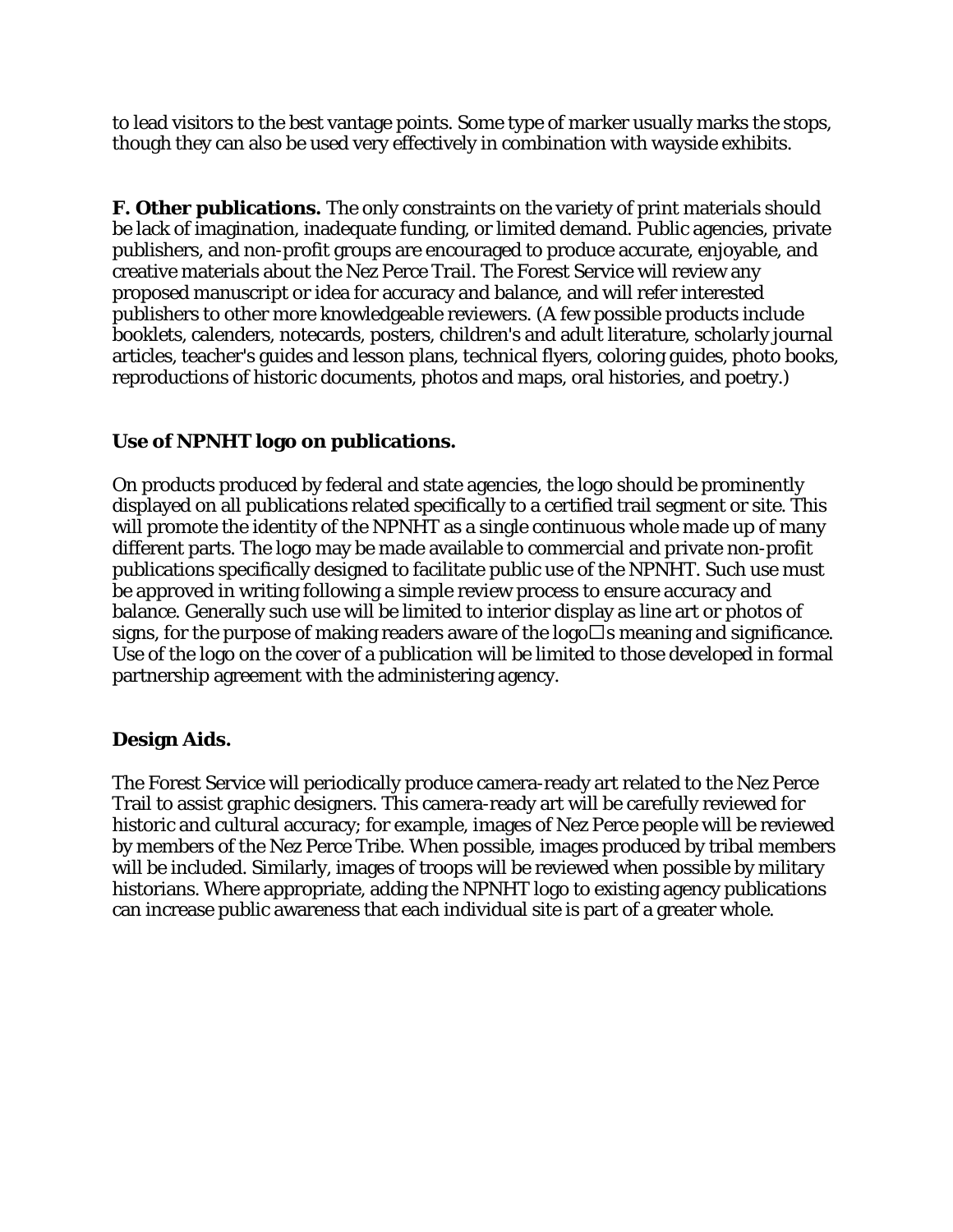to lead visitors to the best vantage points. Some type of marker usually marks the stops, though they can also be used very effectively in combination with wayside exhibits.

**F. Other publications.** The only constraints on the variety of print materials should be lack of imagination, inadequate funding, or limited demand. Public agencies, private publishers, and non-profit groups are encouraged to produce accurate, enjoyable, and creative materials about the Nez Perce Trail. The Forest Service will review any proposed manuscript or idea for accuracy and balance, and will refer interested publishers to other more knowledgeable reviewers. (A few possible products include booklets, calenders, notecards, posters, children's and adult literature, scholarly journal articles, teacher's guides and lesson plans, technical flyers, coloring guides, photo books, reproductions of historic documents, photos and maps, oral histories, and poetry.)

**Use of NPNHT logo on publications.**

On products produced by federal and state agencies, the logo should be prominently displayed on all publications related specifically to a certified trail segment or site. This will promote the identity of the NPNHT as a single continuous whole made up of many different parts. The logo may be made available to commercial and private non-profit publications specifically designed to facilitate public use of the NPNHT. Such use must be approved in writing following a simple review process to ensure accuracy and balance. Generally such use will be limited to interior display as line art or photos of signs, for the purpose of making readers aware of the logo□s meaning and significance. Use of the logo on the cover of a publication will be limited to those developed in formal partnership agreement with the administering agency.

**Design Aids.**

The Forest Service will periodically produce camera-ready art related to the Nez Perce Trail to assist graphic designers. This camera-ready art will be carefully reviewed for historic and cultural accuracy; for example, images of Nez Perce people will be reviewed by members of the Nez Perce Tribe. When possible, images produced by tribal members will be included. Similarly, images of troops will be reviewed when possible by military historians. Where appropriate, adding the NPNHT logo to existing agency publications can increase public awareness that each individual site is part of a greater whole.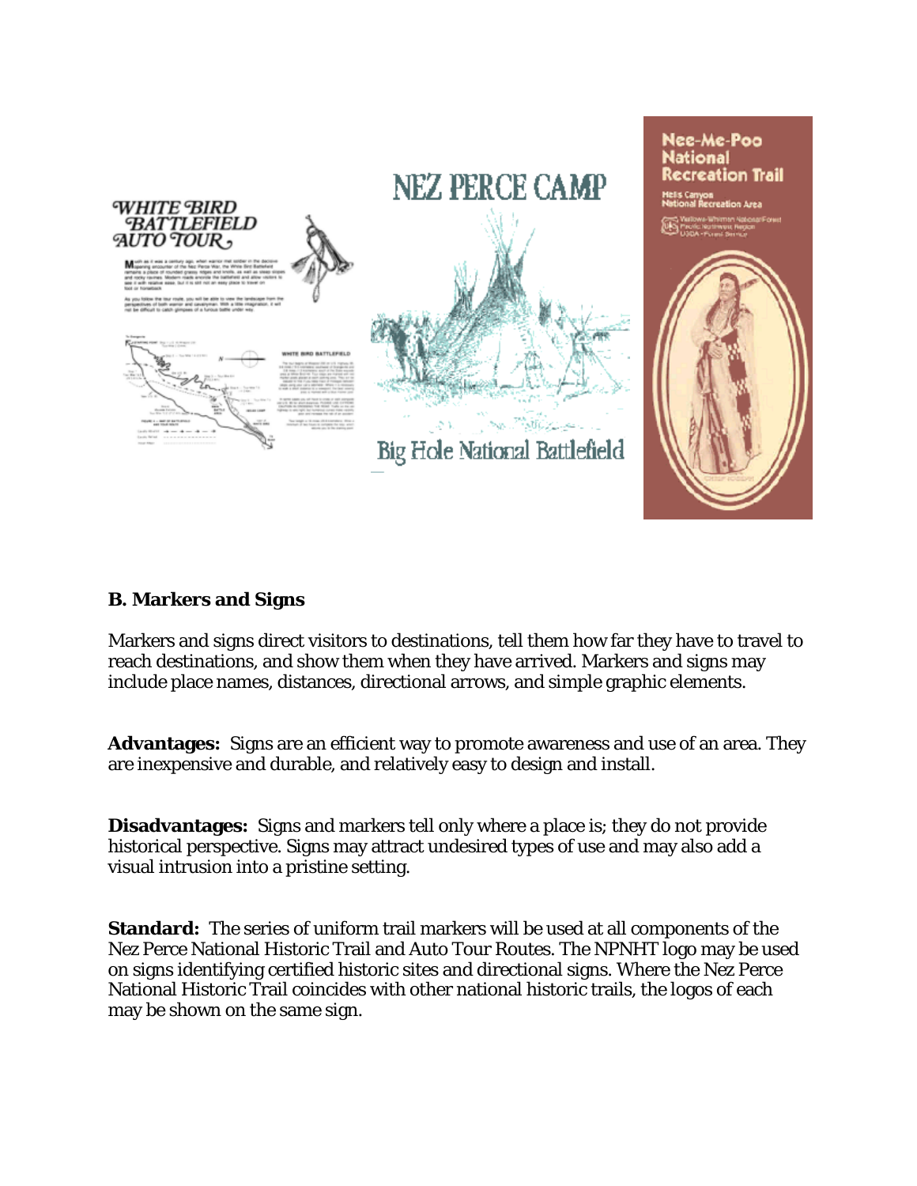## B. Markers and Signs

Markers and signs direct visitors to destinations, tell them how far they have to travel to reach destinations, and show them when they have arrived. Markers and signs may include place names, distances, directional arrows, and simple graphic elements.

**Advantages:** Signs are an efficient way to promote awareness and use of an area. They are inexpensive and durable, and relatively easy to design and install.

**Disadvantages:** Signs and markers tell only where a place is; they do not provide historical perspective. Signs may attract undesired types of use and may also add a visual intrusion into a pristine setting.

**Standard:** The series of uniform trail markers will be used at all components of the Nez Perce National Historic Trail and Auto Tour Routes. The NPNHT logo may be used on signs identifying certified historic sites and directional signs. Where the Nez Perce National Historic Trail coincides with other national historic trails, the logos of each may be shown on the same sign.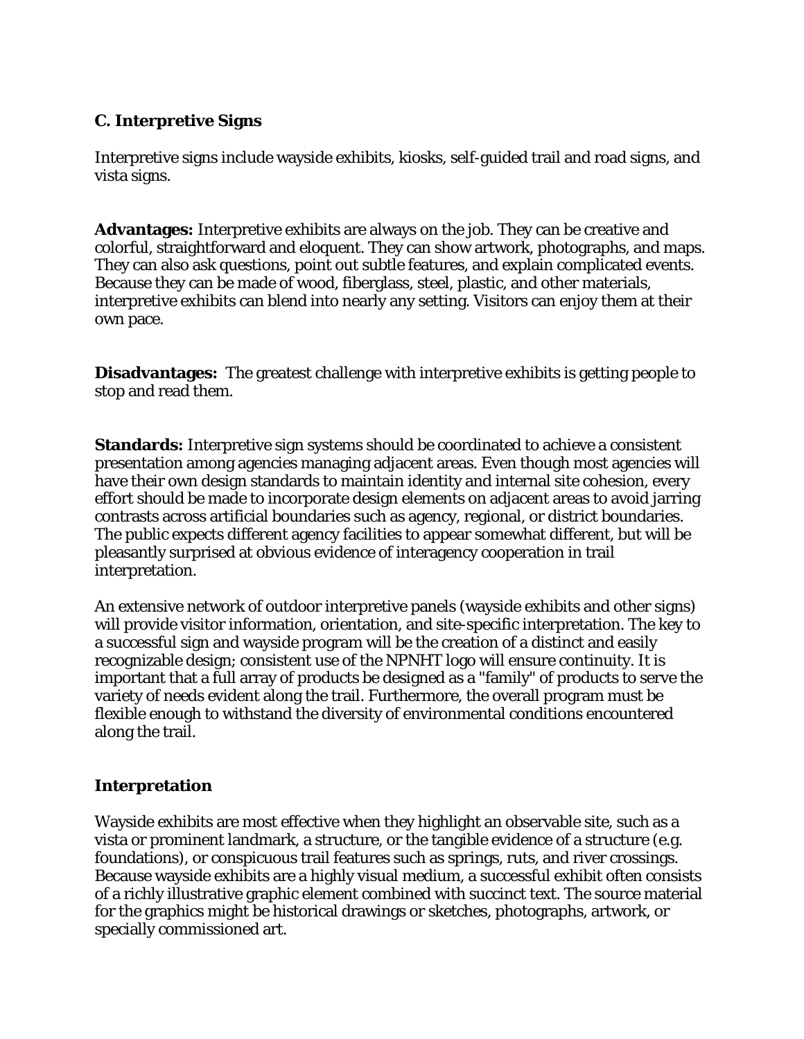### C. Interpretive Signs

Interpretive signs include wayside exhibits, kiosks, self-guided trail and road signs, and vista signs.

**Advantages:** Interpretive exhibits are always on the job. They can be creative and colorful, straightforward and eloquent. They can show artwork, photographs, and maps. They can also ask questions, point out subtle features, and explain complicated events. Because they can be made of wood, fiberglass, steel, plastic, and other materials, interpretive exhibits can blend into nearly any setting. Visitors can enjoy them at their own pace.

**Disadvantages:** The greatest challenge with interpretive exhibits is getting people to stop and read them.

**Standards:** Interpretive sign systems should be coordinated to achieve a consistent presentation among agencies managing adjacent areas. Even though most agencies will have their own design standards to maintain identity and internal site cohesion, every effort should be made to incorporate design elements on adjacent areas to avoid jarring contrasts across artificial boundaries such as agency, regional, or district boundaries. The public expects different agency facilities to appear somewhat different, but will be pleasantly surprised at obvious evidence of interagency cooperation in trail interpretation.

An extensive network of outdoor interpretive panels (wayside exhibits and other signs) will provide visitor information, orientation, and site-specific interpretation. The key to a successful sign and wayside program will be the creation of a distinct and easily recognizable design; consistent use of the NPNHT logo will ensure continuity. It is important that a full array of products be designed as a "family" of products to serve the variety of needs evident along the trail. Furthermore, the overall program must be flexible enough to withstand the diversity of environmental conditions encountered along the trail.

### Interpretation

Wayside exhibits are most effective when they highlight an observable site, such as a vista or prominent landmark, a structure, or the tangible evidence of a structure (e.g. foundations), or conspicuous trail features such as springs, ruts, and river crossings. Because wayside exhibits are a highly visual medium, a successful exhibit often consists of a richly illustrative graphic element combined with succinct text. The source material for the graphics might be historical drawings or sketches, photographs, artwork, or specially commissioned art.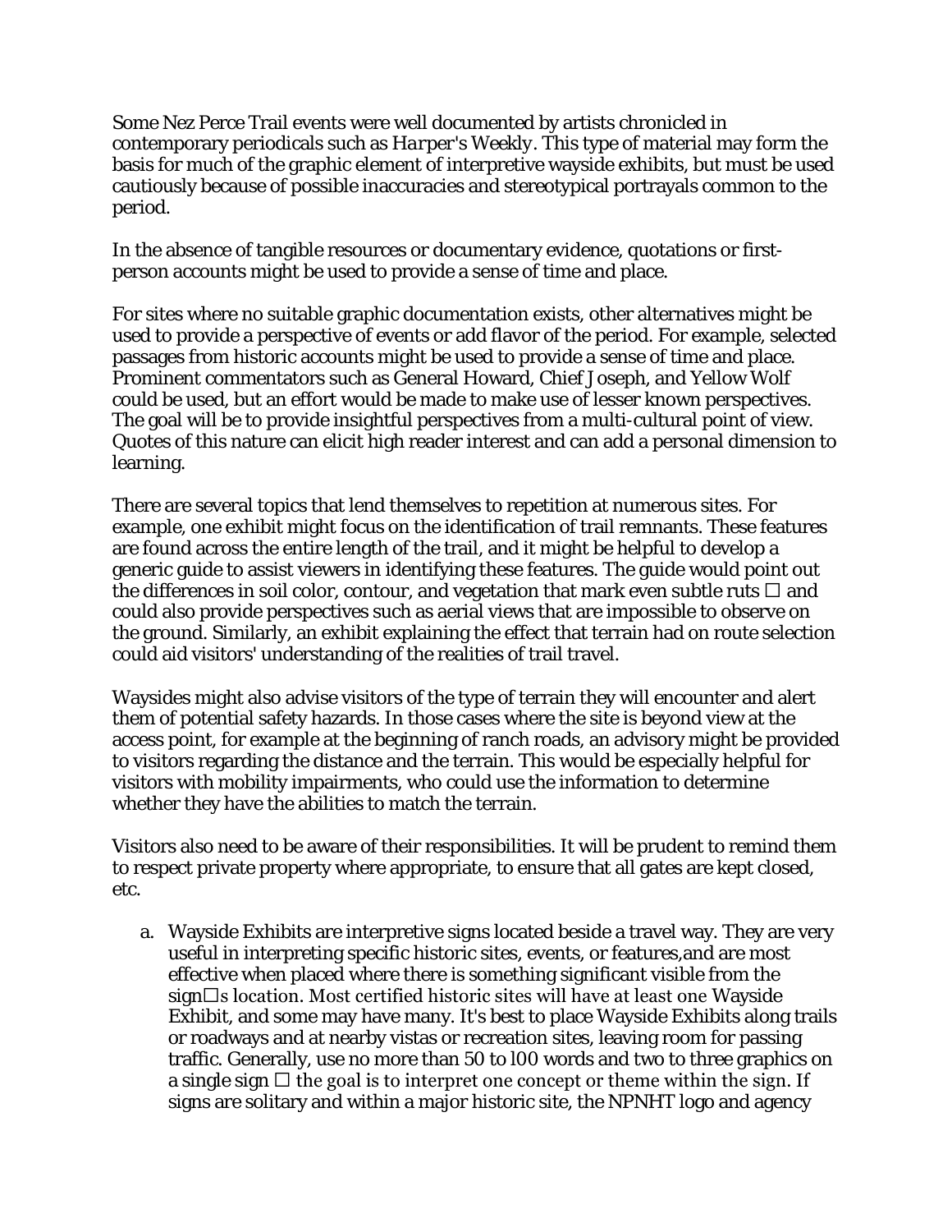Some Nez Perce Trail events were well documented by artists chronicled in contemporary periodicals such as *Harper's Weekly*. This type of material may form the basis for much of the graphic element of interpretive wayside exhibits, but must be used cautiously because of possible inaccuracies and stereotypical portrayals common to the period.

In the absence of tangible resources or documentary evidence, quotations or first-person accounts might be used to provide a sense of time and place.

For sites where no suitable graphic documentation exists, other alternatives might be used to provide a perspective of events or add flavor of the period. For example, selected passages from historic accounts might be used to provide a sense of time and place. Prominent commentators such as General Howard, Chief Joseph, and Yellow Wolf could be used, but an effort would be made to make use of lesser known perspectives. The goal will be to provide insightful perspectives from a multi-cultural point of view. Quotes of this nature can elicit high reader interest and can add a personal dimension to learning.

There are several topics that lend themselves to repetition at numerous sites. For example, one exhibit might focus on the identification of trail remnants. These features are found across the entire length of the trail, and it might be helpful to develop a generic guide to assist viewers in identifying these features. The guide would point out the differences in soil color, contour, and vegetation that mark even subtle ruts □ and could also provide perspectives such as aerial views that are impossible to observe on the ground. Similarly, an exhibit explaining the effect that terrain had on route selection could aid visitors' understanding of the realities of trail travel.

Waysides might also advise visitors of the type of terrain they will encounter and alert them of potential safety hazards. In those cases where the site is beyond view at the access point, for example at the beginning of ranch roads, an advisory might be provided to visitors regarding the distance and the terrain. This would be especially helpful for visitors with mobility impairments, who could use the information to determine whether they have the abilities to match the terrain.

Visitors also need to be aware of their responsibilities. It will be prudent to remind them to respect private property where appropriate, to ensure that all gates are kept closed, etc.

a. Wayside Exhibits are interpretive signs located beside a travel way. They are very useful in interpreting specific historic sites, events, or features,and are most effective when placed where there is something significant visible from the sign□s location. Most certified historic sites will have at least one Wayside Exhibit, and some may have many. It's best to place Wayside Exhibits along trails or roadways and at nearby vistas or recreation sites, leaving room for passing traffic. Generally, use no more than 50 to l00 words and two to three graphics on a single sign □ the goal is to interpret one concept or theme within the sign. If signs are solitary and within a major historic site, the NPNHT logo and agency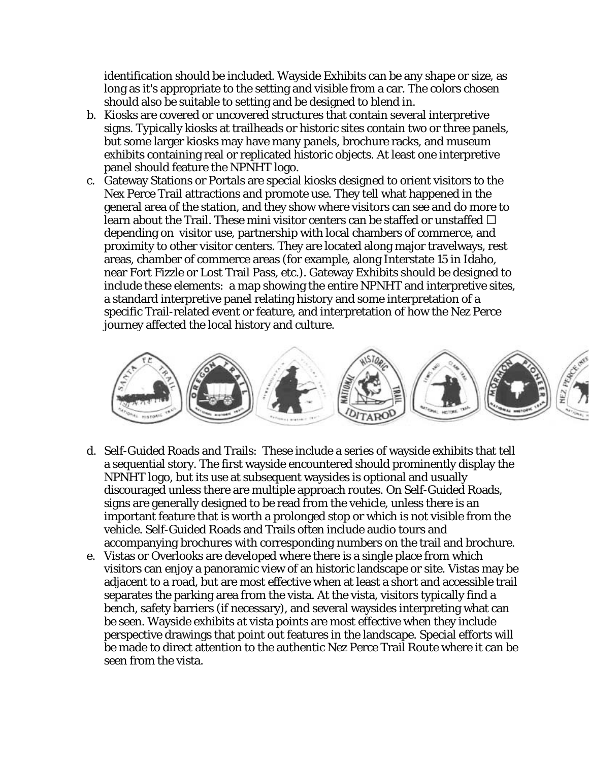identification should be included. Wayside Exhibits can be any shape or size, as long as it's appropriate to the setting and visible from a car. The colors chosen should also be suitable to setting and be designed to blend in.

b. Kiosks are covered or uncovered structures that contain several interpretive signs. Typically kiosks at trailheads or historic sites contain two or three panels, but some larger kiosks may have many panels, brochure racks, and museum exhibits containing real or replicated historic objects. At least one interpretive panel should feature the NPNHT logo.

c. Gateway Stations or Portals are special kiosks designed to orient visitors to the Nex Perce Trail attractions and promote use. They tell what happened in the general area of the station, and they show where visitors can see and do more to learn about the Trail. These mini visitor centers can be staffed or unstaffed  depending on visitor use, partnership with local chambers of commerce, and proximity to other visitor centers. They are located along major travelways, rest areas, chamber of commerce areas (for example, along Interstate 15 in Idaho, near Fort Fizzle or Lost Trail Pass, etc.). Gateway Exhibits should be designed to include these elements: a map showing the entire NPNHT and interpretive sites, a standard interpretive panel relating history and some interpretation of a specific Trail-related event or feature, and interpretation of how the Nez Perce journey affected the local history and culture.

d. Self-Guided Roads and Trails: These include a series of wayside exhibits that tell a sequential story. The first wayside encountered should prominently display the NPNHT logo, but its use at subsequent waysides is optional and usually discouraged unless there are multiple approach routes. On Self-Guided Roads, signs are generally designed to be read from the vehicle, unless there is an important feature that is worth a prolonged stop or which is not visible from the vehicle. Self-Guided Roads and Trails often include audio tours and accompanying brochures with corresponding numbers on the trail and brochure.

e. Vistas or Overlooks are developed where there is a single place from which visitors can enjoy a panoramic view of an historic landscape or site. Vistas may be adjacent to a road, but are most effective when at least a short and accessible trail separates the parking area from the vista. At the vista, visitors typically find a bench, safety barriers (if necessary), and several waysides interpreting what can be seen. Wayside exhibits at vista points are most effective when they include perspective drawings that point out features in the landscape. Special efforts will be made to direct attention to the authentic Nez Perce Trail Route where it can be seen from the vista.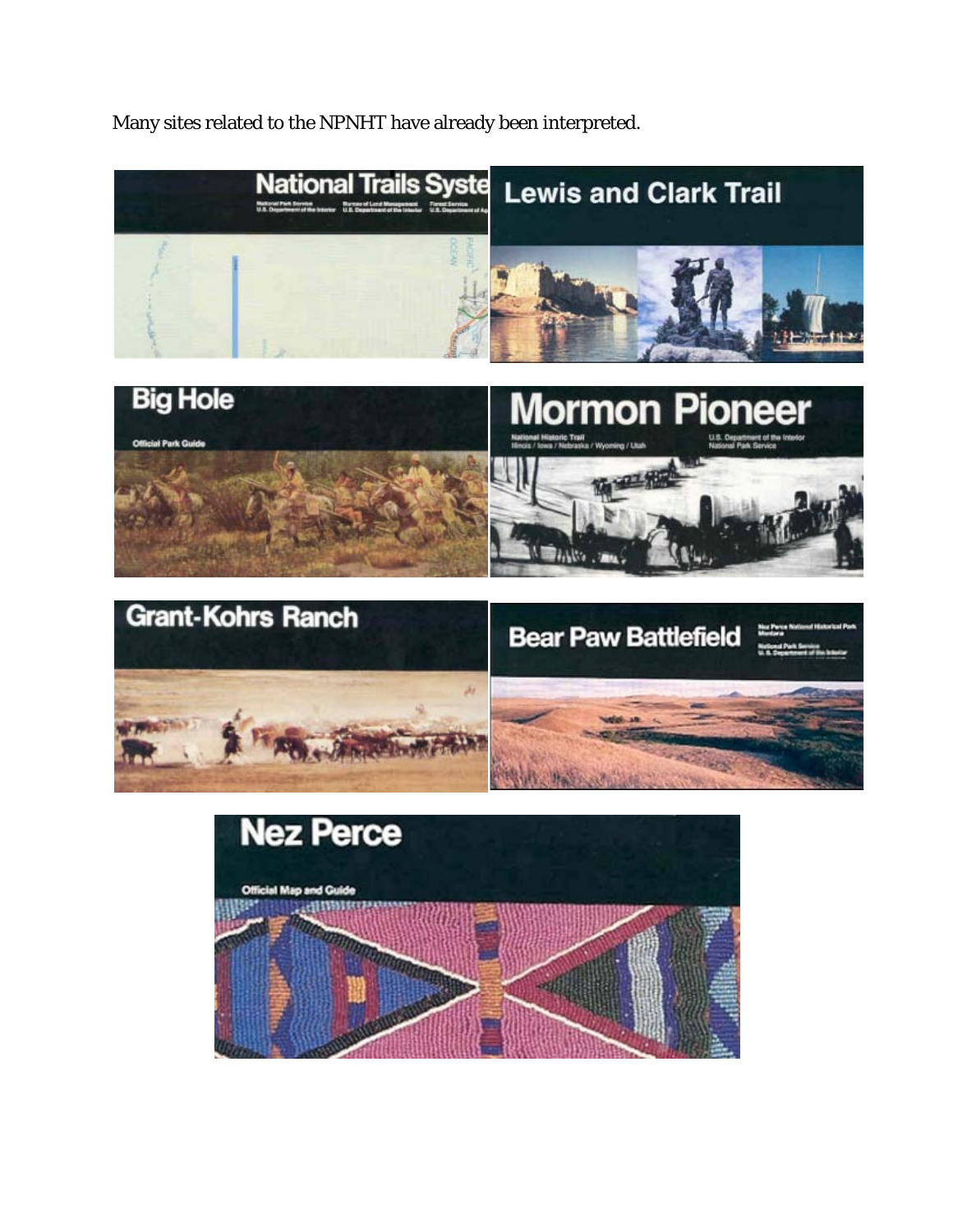Many sites related to the NPNHT have already been interpreted.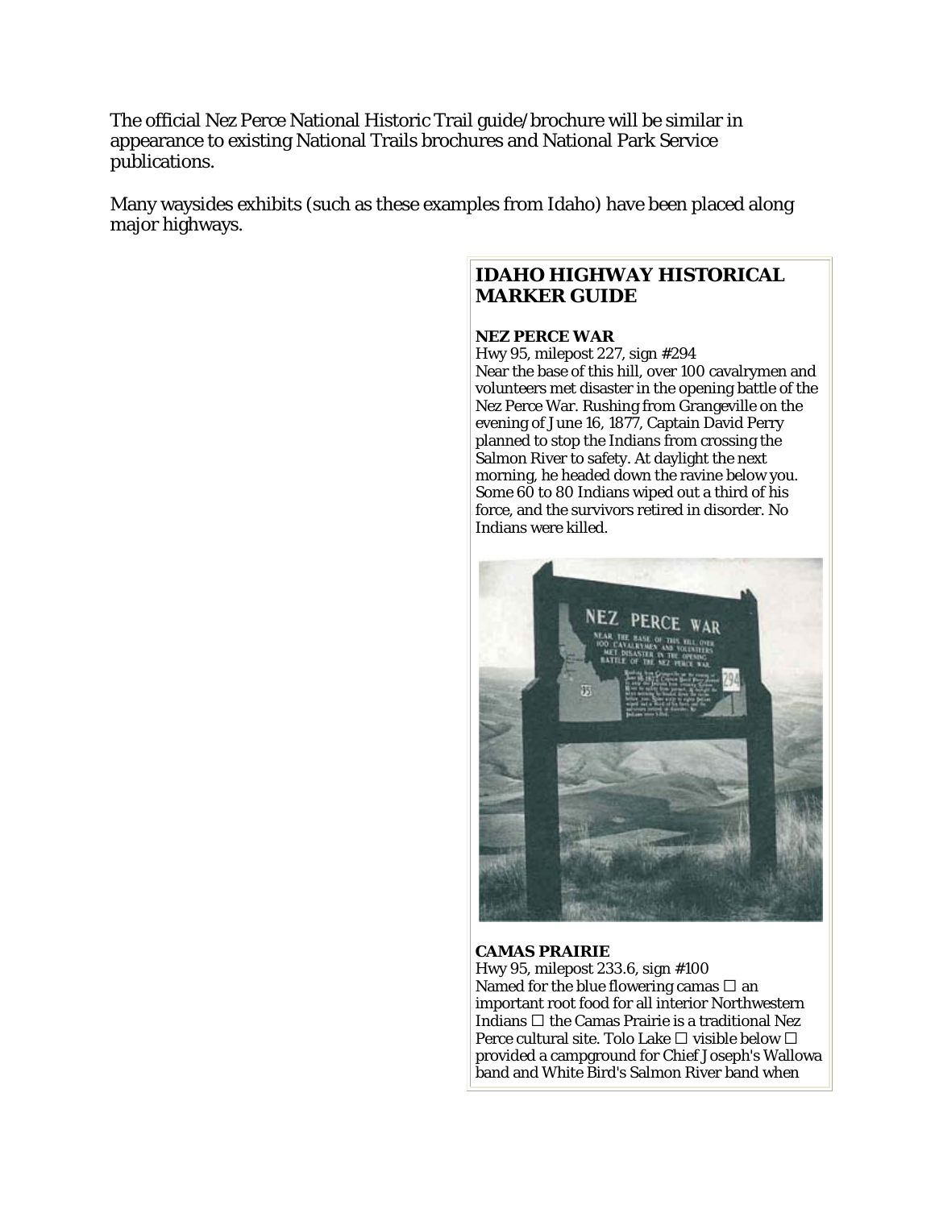The official Nez Perce National Historic Trail guide/brochure will be similar in appearance to existing National Trails brochures and National Park Service publications.

Many waysides exhibits (such as these examples from Idaho) have been placed along major highways.

## IDAHO HIGHWAY HISTORICAL MARKER GUIDE

**NEZ PERCE WAR**

Hwy 95, milepost 227, sign #294

Near the base of this hill, over 100 cavalrymen and volunteers met disaster in the opening battle of the Nez Perce War. Rushing from Grangeville on the evening of June 16, 1877, Captain David Perry planned to stop the Indians from crossing the Salmon River to safety. At daylight the next morning, he headed down the ravine below you. Some 60 to 80 Indians wiped out a third of his force, and the survivors retired in disorder. No Indians were killed.

**CAMAS PRAIRIE**

Hwy 95, milepost 233.6, sign #100

Named for the blue flowering camas □ an important root food for all interior Northwestern Indians □ the Camas Prairie is a traditional Nez Perce cultural site. Tolo Lake □ visible below □ provided a campground for Chief Joseph's Wallowa band and White Bird's Salmon River band when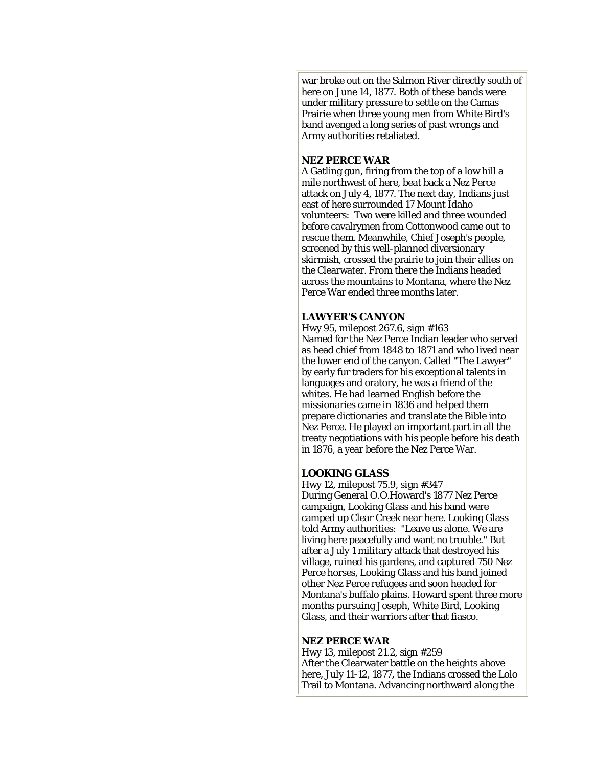war broke out on the Salmon River directly south of here on June 14, 1877. Both of these bands were under military pressure to settle on the Camas Prairie when three young men from White Bird's band avenged a long series of past wrongs and Army authorities retaliated.

**NEZ PERCE WAR**

A Gatling gun, firing from the top of a low hill a mile northwest of here, beat back a Nez Perce attack on July 4, 1877. The next day, Indians just east of here surrounded 17 Mount Idaho volunteers: Two were killed and three wounded before cavalrymen from Cottonwood came out to rescue them. Meanwhile, Chief Joseph's people, screened by this well-planned diversionary skirmish, crossed the prairie to join their allies on the Clearwater. From there the Indians headed across the mountains to Montana, where the Nez Perce War ended three months later.

**LAWYER'S CANYON**

Hwy 95, milepost 267.6, sign #163

Named for the Nez Perce Indian leader who served as head chief from 1848 to 1871 and who lived near the lower end of the canyon. Called "The Lawyer" by early fur traders for his exceptional talents in languages and oratory, he was a friend of the whites. He had learned English before the missionaries came in 1836 and helped them prepare dictionaries and translate the Bible into Nez Perce. He played an important part in all the treaty negotiations with his people before his death in 1876, a year before the Nez Perce War.

**LOOKING GLASS**

Hwy 12, milepost 75.9, sign #347

During General O.O.Howard's 1877 Nez Perce campaign, Looking Glass and his band were camped up Clear Creek near here. Looking Glass told Army authorities: "Leave us alone. We are living here peacefully and want no trouble." But after a July 1 military attack that destroyed his village, ruined his gardens, and captured 750 Nez Perce horses, Looking Glass and his band joined other Nez Perce refugees and soon headed for Montana's buffalo plains. Howard spent three more months pursuing Joseph, White Bird, Looking Glass, and their warriors after that fiasco.

**NEZ PERCE WAR**

Hwy 13, milepost 21.2, sign #259

After the Clearwater battle on the heights above here, July 11-12, 1877, the Indians crossed the Lolo Trail to Montana. Advancing northward along the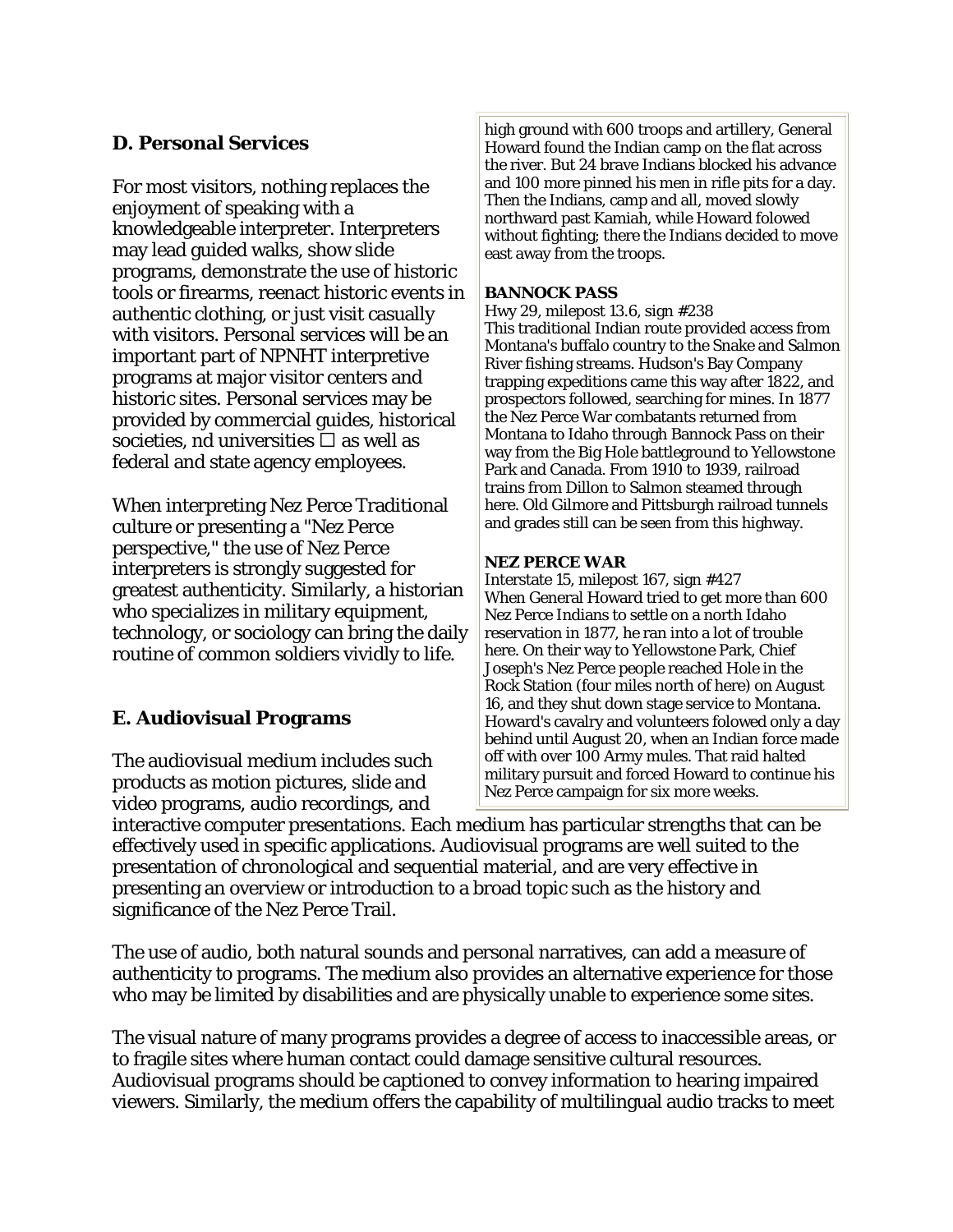## D. Personal Services

For most visitors, nothing replaces the enjoyment of speaking with a knowledgeable interpreter. Interpreters may lead guided walks, show slide programs, demonstrate the use of historic tools or firearms, reenact historic events in authentic clothing, or just visit casually with visitors. Personal services will be an important part of NPNHT interpretive programs at major visitor centers and historic sites. Personal services may be provided by commercial guides, historical societies, nd universities □ as well as federal and state agency employees.

When interpreting Nez Perce Traditional culture or presenting a "Nez Perce perspective," the use of Nez Perce interpreters is strongly suggested for greatest authenticity. Similarly, a historian who specializes in military equipment, technology, or sociology can bring the daily routine of common soldiers vividly to life.

## E. Audiovisual Programs

The audiovisual medium includes such products as motion pictures, slide and video programs, audio recordings, and interactive computer presentations. Each medium has particular strengths that can be effectively used in specific applications. Audiovisual programs are well suited to the presentation of chronological and sequential material, and are very effective in presenting an overview or introduction to a broad topic such as the history and significance of the Nez Perce Trail.

The use of audio, both natural sounds and personal narratives, can add a measure of authenticity to programs. The medium also provides an alternative experience for those who may be limited by disabilities and are physically unable to experience some sites.

The visual nature of many programs provides a degree of access to inaccessible areas, or to fragile sites where human contact could damage sensitive cultural resources. Audiovisual programs should be captioned to convey information to hearing impaired viewers. Similarly, the medium offers the capability of multilingual audio tracks to meet

---

high ground with 600 troops and artillery, General Howard found the Indian camp on the flat across the river. But 24 brave Indians blocked his advance and 100 more pinned his men in rifle pits for a day. Then the Indians, camp and all, moved slowly northward past Kamiah, while Howard folowed without fighting; there the Indians decided to move east away from the troops.

**BANNOCK PASS**
Hwy 29, milepost 13.6, sign #238
This traditional Indian route provided access from Montana's buffalo country to the Snake and Salmon River fishing streams. Hudson's Bay Company trapping expeditions came this way after 1822, and prospectors followed, searching for mines. In 1877 the Nez Perce War combatants returned from Montana to Idaho through Bannock Pass on their way from the Big Hole battleground to Yellowstone Park and Canada. From 1910 to 1939, railroad trains from Dillon to Salmon steamed through here. Old Gilmore and Pittsburgh railroad tunnels and grades still can be seen from this highway.

**NEZ PERCE WAR**
Interstate 15, milepost 167, sign #427
When General Howard tried to get more than 600 Nez Perce Indians to settle on a north Idaho reservation in 1877, he ran into a lot of trouble here. On their way to Yellowstone Park, Chief Joseph's Nez Perce people reached Hole in the Rock Station (four miles north of here) on August 16, and they shut down stage service to Montana. Howard's cavalry and volunteers folowed only a day behind until August 20, when an Indian force made off with over 100 Army mules. That raid halted military pursuit and forced Howard to continue his Nez Perce campaign for six more weeks.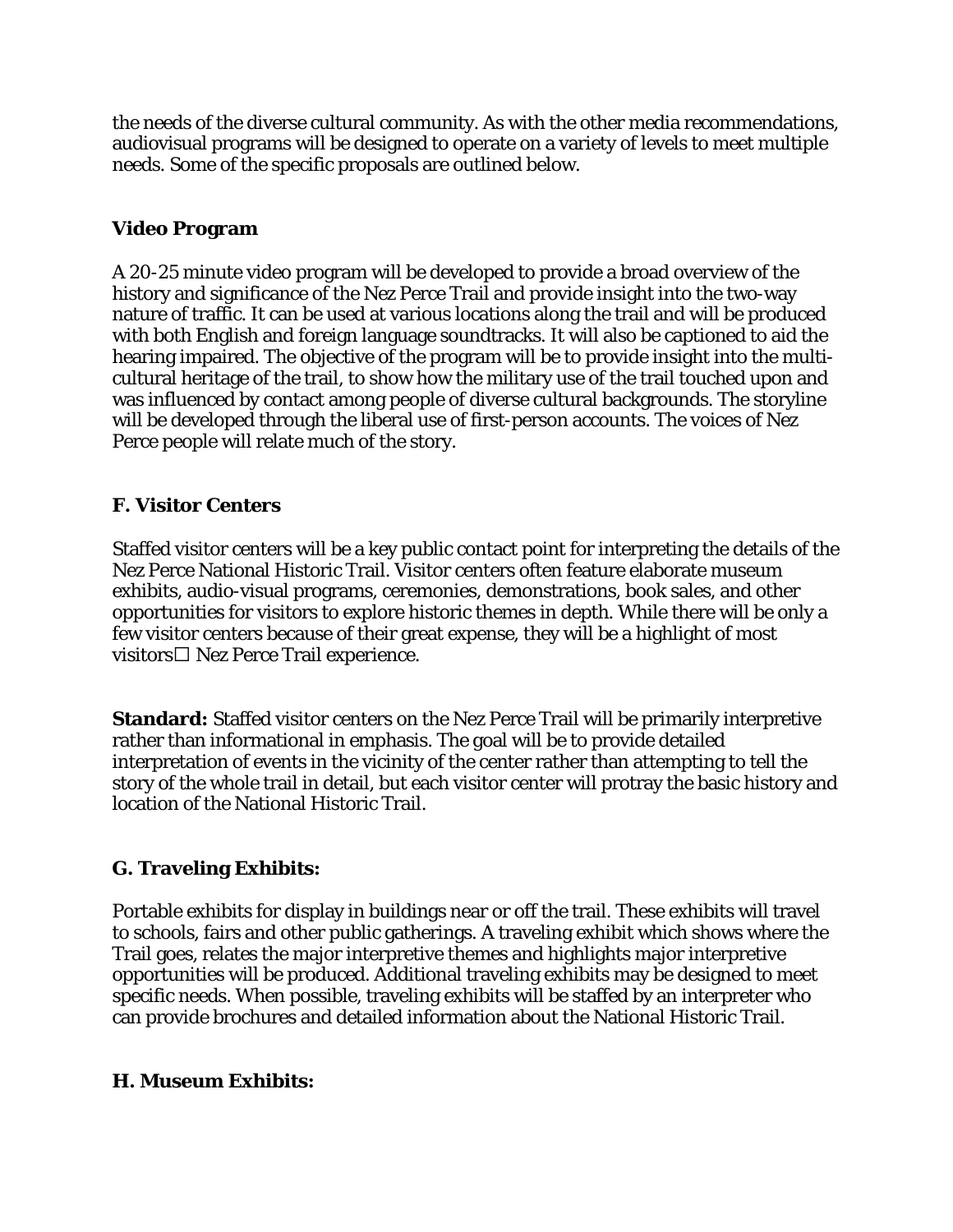the needs of the diverse cultural community. As with the other media recommendations, audiovisual programs will be designed to operate on a variety of levels to meet multiple needs. Some of the specific proposals are outlined below.

### Video Program

A 20-25 minute video program will be developed to provide a broad overview of the history and significance of the Nez Perce Trail and provide insight into the two-way nature of traffic. It can be used at various locations along the trail and will be produced with both English and foreign language soundtracks. It will also be captioned to aid the hearing impaired. The objective of the program will be to provide insight into the multi-cultural heritage of the trail, to show how the military use of the trail touched upon and was influenced by contact among people of diverse cultural backgrounds. The storyline will be developed through the liberal use of first-person accounts. The voices of Nez Perce people will relate much of the story.

### F. Visitor Centers

Staffed visitor centers will be a key public contact point for interpreting the details of the Nez Perce National Historic Trail. Visitor centers often feature elaborate museum exhibits, audio-visual programs, ceremonies, demonstrations, book sales, and other opportunities for visitors to explore historic themes in depth. While there will be only a few visitor centers because of their great expense, they will be a highlight of most visitors□ Nez Perce Trail experience.

**Standard:** Staffed visitor centers on the Nez Perce Trail will be primarily interpretive rather than informational in emphasis. The goal will be to provide detailed interpretation of events in the vicinity of the center rather than attempting to tell the story of the whole trail in detail, but each visitor center will protray the basic history and location of the National Historic Trail.

### G. Traveling Exhibits:

Portable exhibits for display in buildings near or off the trail. These exhibits will travel to schools, fairs and other public gatherings. A traveling exhibit which shows where the Trail goes, relates the major interpretive themes and highlights major interpretive opportunities will be produced. Additional traveling exhibits may be designed to meet specific needs. When possible, traveling exhibits will be staffed by an interpreter who can provide brochures and detailed information about the National Historic Trail.

### H. Museum Exhibits: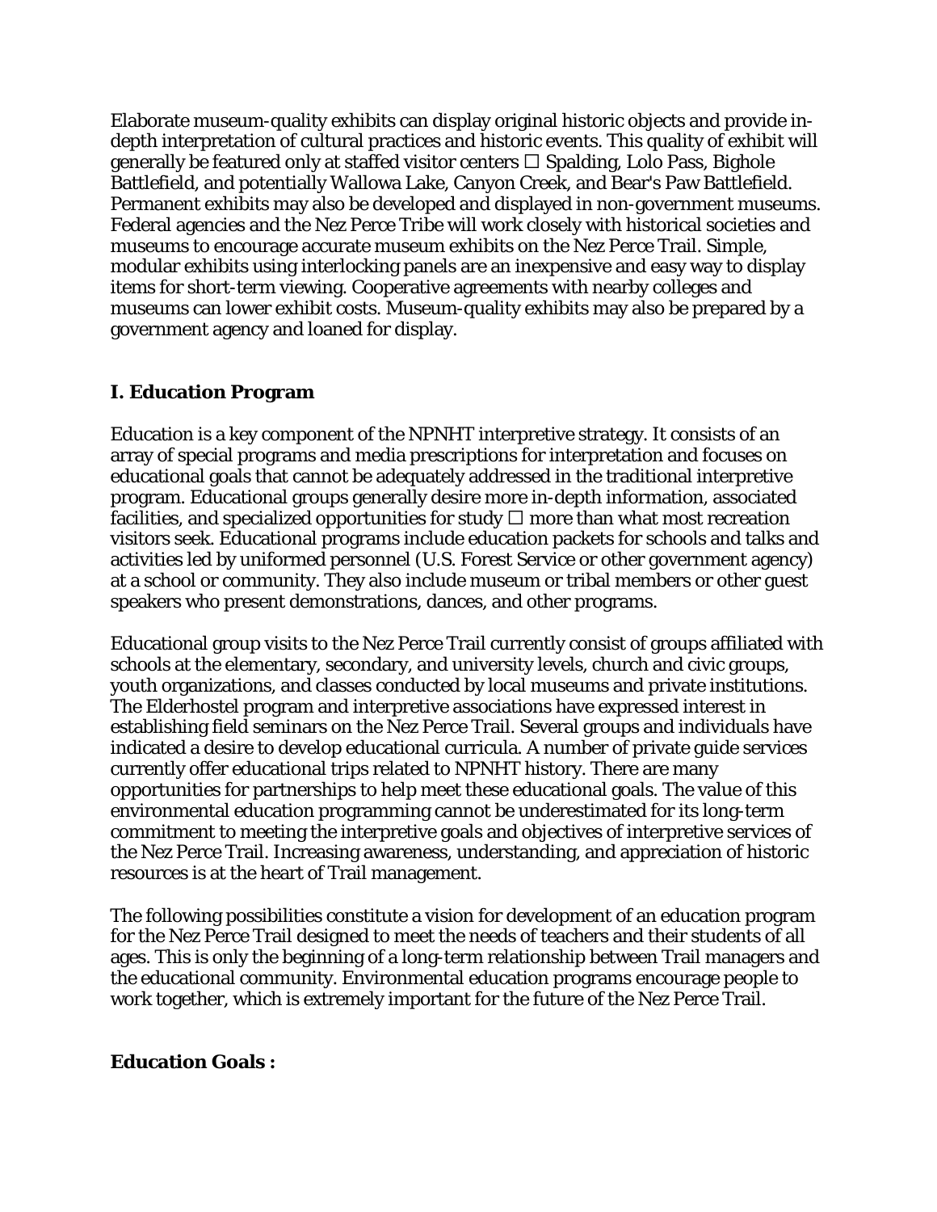Elaborate museum-quality exhibits can display original historic objects and provide in-depth interpretation of cultural practices and historic events. This quality of exhibit will generally be featured only at staffed visitor centers □ Spalding, Lolo Pass, Bighole Battlefield, and potentially Wallowa Lake, Canyon Creek, and Bear's Paw Battlefield. Permanent exhibits may also be developed and displayed in non-government museums. Federal agencies and the Nez Perce Tribe will work closely with historical societies and museums to encourage accurate museum exhibits on the Nez Perce Trail. Simple, modular exhibits using interlocking panels are an inexpensive and easy way to display items for short-term viewing. Cooperative agreements with nearby colleges and museums can lower exhibit costs. Museum-quality exhibits may also be prepared by a government agency and loaned for display.

## I. Education Program

Education is a key component of the NPNHT interpretive strategy. It consists of an array of special programs and media prescriptions for interpretation and focuses on educational goals that cannot be adequately addressed in the traditional interpretive program. Educational groups generally desire more in-depth information, associated facilities, and specialized opportunities for study □ more than what most recreation visitors seek. Educational programs include education packets for schools and talks and activities led by uniformed personnel (U.S. Forest Service or other government agency) at a school or community. They also include museum or tribal members or other guest speakers who present demonstrations, dances, and other programs.

Educational group visits to the Nez Perce Trail currently consist of groups affiliated with schools at the elementary, secondary, and university levels, church and civic groups, youth organizations, and classes conducted by local museums and private institutions. The Elderhostel program and interpretive associations have expressed interest in establishing field seminars on the Nez Perce Trail. Several groups and individuals have indicated a desire to develop educational curricula. A number of private guide services currently offer educational trips related to NPNHT history. There are many opportunities for partnerships to help meet these educational goals. The value of this environmental education programming cannot be underestimated for its long-term commitment to meeting the interpretive goals and objectives of interpretive services of the Nez Perce Trail. Increasing awareness, understanding, and appreciation of historic resources is at the heart of Trail management.

The following possibilities constitute a vision for development of an education program for the Nez Perce Trail designed to meet the needs of teachers and their students of all ages. This is only the beginning of a long-term relationship between Trail managers and the educational community. Environmental education programs encourage people to work together, which is extremely important for the future of the Nez Perce Trail.

**Education Goals :**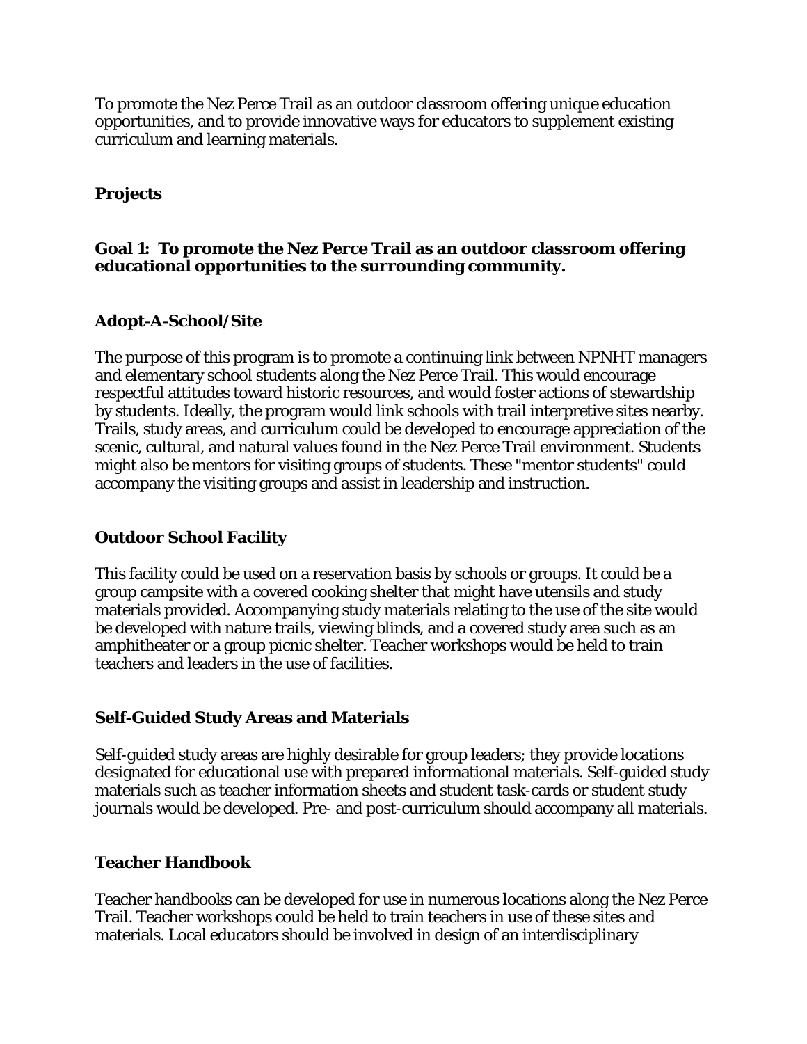To promote the Nez Perce Trail as an outdoor classroom offering unique education opportunities, and to provide innovative ways for educators to supplement existing curriculum and learning materials.

## Projects

### Goal 1: To promote the Nez Perce Trail as an outdoor classroom offering educational opportunities to the surrounding community.

#### Adopt-A-School/Site

The purpose of this program is to promote a continuing link between NPNHT managers and elementary school students along the Nez Perce Trail. This would encourage respectful attitudes toward historic resources, and would foster actions of stewardship by students. Ideally, the program would link schools with trail interpretive sites nearby. Trails, study areas, and curriculum could be developed to encourage appreciation of the scenic, cultural, and natural values found in the Nez Perce Trail environment. Students might also be mentors for visiting groups of students. These "mentor students" could accompany the visiting groups and assist in leadership and instruction.

#### Outdoor School Facility

This facility could be used on a reservation basis by schools or groups. It could be a group campsite with a covered cooking shelter that might have utensils and study materials provided. Accompanying study materials relating to the use of the site would be developed with nature trails, viewing blinds, and a covered study area such as an amphitheater or a group picnic shelter. Teacher workshops would be held to train teachers and leaders in the use of facilities.

#### Self-Guided Study Areas and Materials

Self-guided study areas are highly desirable for group leaders; they provide locations designated for educational use with prepared informational materials. Self-guided study materials such as teacher information sheets and student task-cards or student study journals would be developed. Pre- and post-curriculum should accompany all materials.

#### Teacher Handbook

Teacher handbooks can be developed for use in numerous locations along the Nez Perce Trail. Teacher workshops could be held to train teachers in use of these sites and materials. Local educators should be involved in design of an interdisciplinary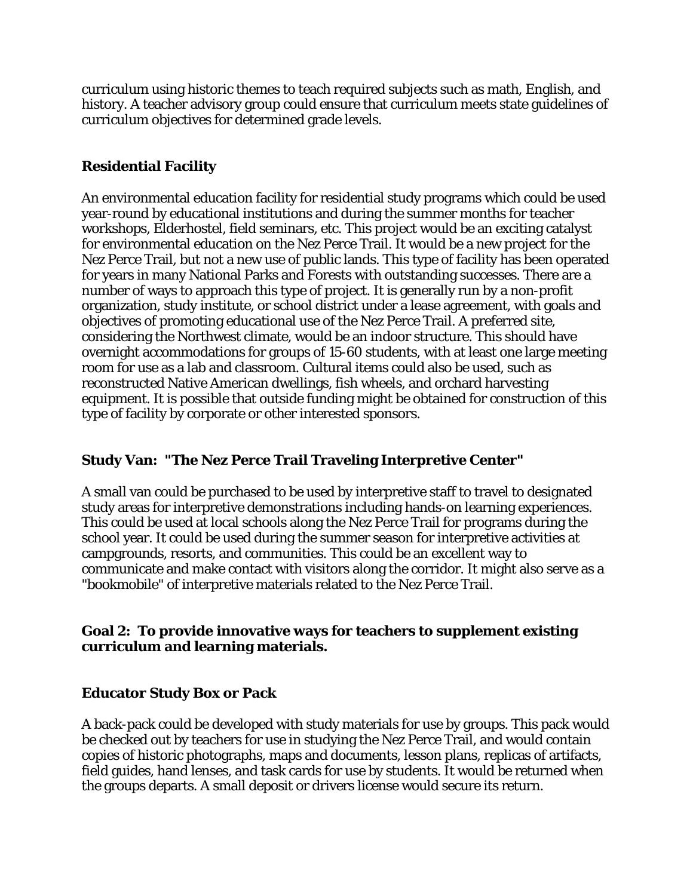curriculum using historic themes to teach required subjects such as math, English, and history. A teacher advisory group could ensure that curriculum meets state guidelines of curriculum objectives for determined grade levels.

### Residential Facility

An environmental education facility for residential study programs which could be used year-round by educational institutions and during the summer months for teacher workshops, Elderhostel, field seminars, etc. This project would be an exciting catalyst for environmental education on the Nez Perce Trail. It would be a new project for the Nez Perce Trail, but not a new use of public lands. This type of facility has been operated for years in many National Parks and Forests with outstanding successes. There are a number of ways to approach this type of project. It is generally run by a non-profit organization, study institute, or school district under a lease agreement, with goals and objectives of promoting educational use of the Nez Perce Trail. A preferred site, considering the Northwest climate, would be an indoor structure. This should have overnight accommodations for groups of 15-60 students, with at least one large meeting room for use as a lab and classroom. Cultural items could also be used, such as reconstructed Native American dwellings, fish wheels, and orchard harvesting equipment. It is possible that outside funding might be obtained for construction of this type of facility by corporate or other interested sponsors.

### Study Van: "The Nez Perce Trail Traveling Interpretive Center"

A small van could be purchased to be used by interpretive staff to travel to designated study areas for interpretive demonstrations including hands-on learning experiences. This could be used at local schools along the Nez Perce Trail for programs during the school year. It could be used during the summer season for interpretive activities at campgrounds, resorts, and communities. This could be an excellent way to communicate and make contact with visitors along the corridor. It might also serve as a "bookmobile" of interpretive materials related to the Nez Perce Trail.

### Goal 2: To provide innovative ways for teachers to supplement existing curriculum and learning materials.

### Educator Study Box or Pack

A back-pack could be developed with study materials for use by groups. This pack would be checked out by teachers for use in studying the Nez Perce Trail, and would contain copies of historic photographs, maps and documents, lesson plans, replicas of artifacts, field guides, hand lenses, and task cards for use by students. It would be returned when the groups departs. A small deposit or drivers license would secure its return.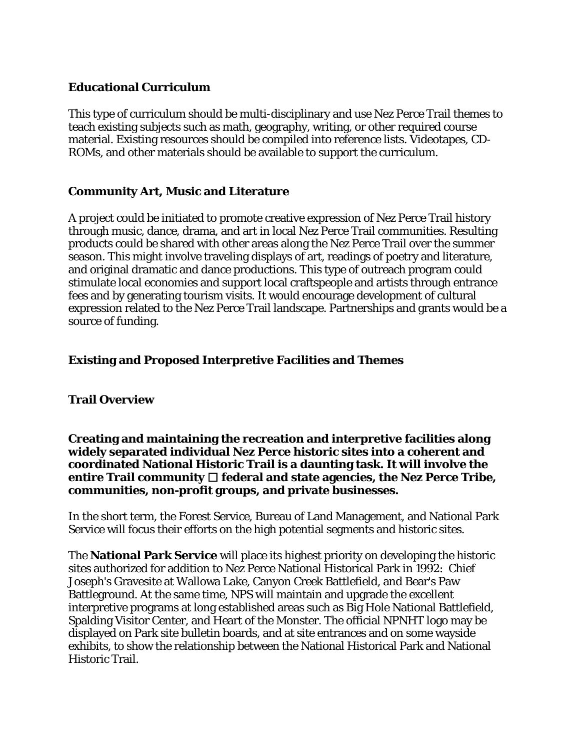### Educational Curriculum

This type of curriculum should be multi-disciplinary and use Nez Perce Trail themes to teach existing subjects such as math, geography, writing, or other required course material. Existing resources should be compiled into reference lists. Videotapes, CD-ROMs, and other materials should be available to support the curriculum.

### Community Art, Music and Literature

A project could be initiated to promote creative expression of Nez Perce Trail history through music, dance, drama, and art in local Nez Perce Trail communities. Resulting products could be shared with other areas along the Nez Perce Trail over the summer season. This might involve traveling displays of art, readings of poetry and literature, and original dramatic and dance productions. This type of outreach program could stimulate local economies and support local craftspeople and artists through entrance fees and by generating tourism visits. It would encourage development of cultural expression related to the Nez Perce Trail landscape. Partnerships and grants would be a source of funding.

## Existing and Proposed Interpretive Facilities and Themes

### Trail Overview

**Creating and maintaining the recreation and interpretive facilities along widely separated individual Nez Perce historic sites into a coherent and coordinated National Historic Trail is a daunting task. It will involve the entire Trail community  federal and state agencies, the Nez Perce Tribe, communities, non-profit groups, and private businesses.**

In the short term, the Forest Service, Bureau of Land Management, and National Park Service will focus their efforts on the high potential segments and historic sites.

The **National Park Service** will place its highest priority on developing the historic sites authorized for addition to Nez Perce National Historical Park in 1992: Chief Joseph's Gravesite at Wallowa Lake, Canyon Creek Battlefield, and Bear's Paw Battleground. At the same time, NPS will maintain and upgrade the excellent interpretive programs at long established areas such as Big Hole National Battlefield, Spalding Visitor Center, and Heart of the Monster. The official NPNHT logo may be displayed on Park site bulletin boards, and at site entrances and on some wayside exhibits, to show the relationship between the National Historical Park and National Historic Trail.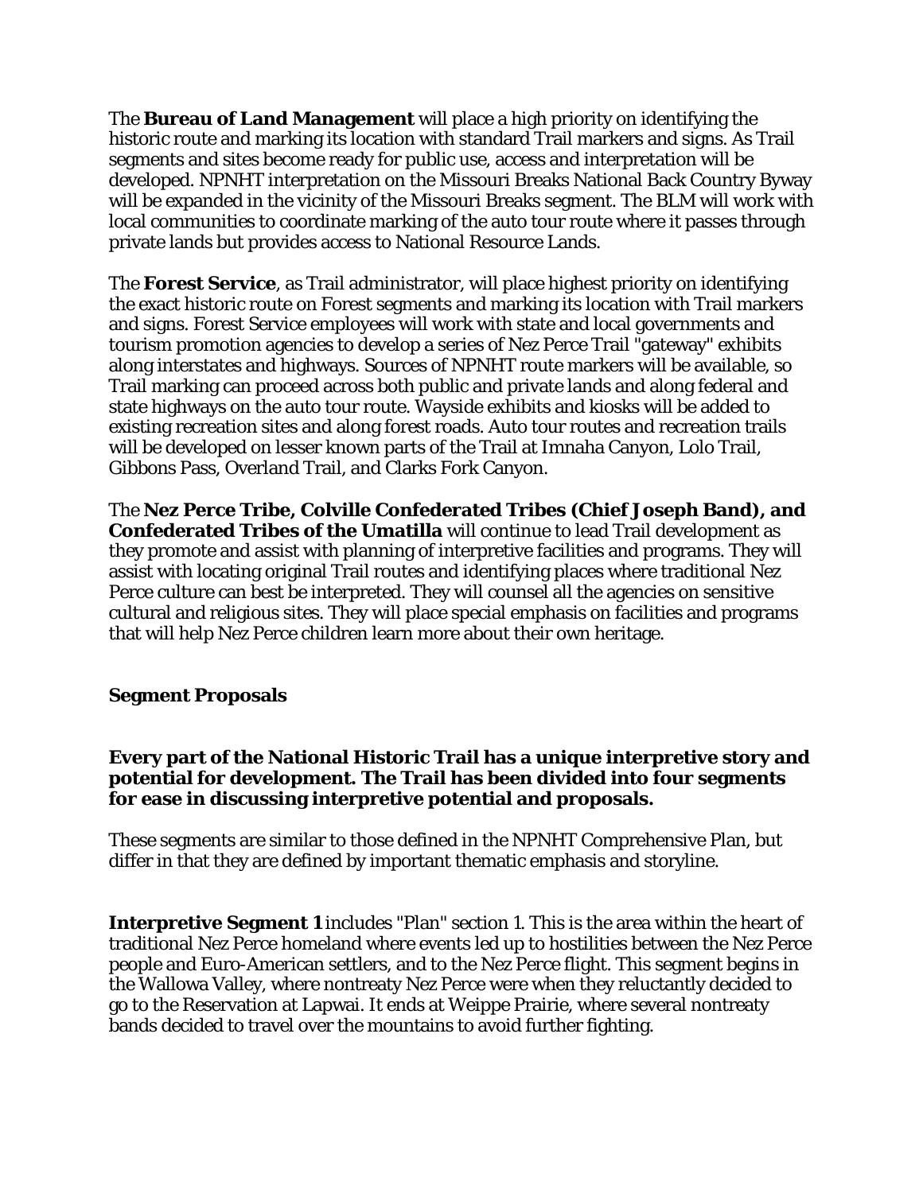The **Bureau of Land Management** will place a high priority on identifying the historic route and marking its location with standard Trail markers and signs. As Trail segments and sites become ready for public use, access and interpretation will be developed. NPNHT interpretation on the Missouri Breaks National Back Country Byway will be expanded in the vicinity of the Missouri Breaks segment. The BLM will work with local communities to coordinate marking of the auto tour route where it passes through private lands but provides access to National Resource Lands.

The **Forest Service**, as Trail administrator, will place highest priority on identifying the exact historic route on Forest segments and marking its location with Trail markers and signs. Forest Service employees will work with state and local governments and tourism promotion agencies to develop a series of Nez Perce Trail "gateway" exhibits along interstates and highways. Sources of NPNHT route markers will be available, so Trail marking can proceed across both public and private lands and along federal and state highways on the auto tour route. Wayside exhibits and kiosks will be added to existing recreation sites and along forest roads. Auto tour routes and recreation trails will be developed on lesser known parts of the Trail at Imnaha Canyon, Lolo Trail, Gibbons Pass, Overland Trail, and Clarks Fork Canyon.

The **Nez Perce Tribe, Colville Confederated Tribes (Chief Joseph Band), and Confederated Tribes of the Umatilla** will continue to lead Trail development as they promote and assist with planning of interpretive facilities and programs. They will assist with locating original Trail routes and identifying places where traditional Nez Perce culture can best be interpreted. They will counsel all the agencies on sensitive cultural and religious sites. They will place special emphasis on facilities and programs that will help Nez Perce children learn more about their own heritage.

## Segment Proposals

**Every part of the National Historic Trail has a unique interpretive story and potential for development. The Trail has been divided into four segments for ease in discussing interpretive potential and proposals.**

These segments are similar to those defined in the NPNHT Comprehensive Plan, but differ in that they are defined by important thematic emphasis and storyline.

**Interpretive Segment 1** includes "Plan" section 1. This is the area within the heart of traditional Nez Perce homeland where events led up to hostilities between the Nez Perce people and Euro-American settlers, and to the Nez Perce flight. This segment begins in the Wallowa Valley, where nontreaty Nez Perce were when they reluctantly decided to go to the Reservation at Lapwai. It ends at Weippe Prairie, where several nontreaty bands decided to travel over the mountains to avoid further fighting.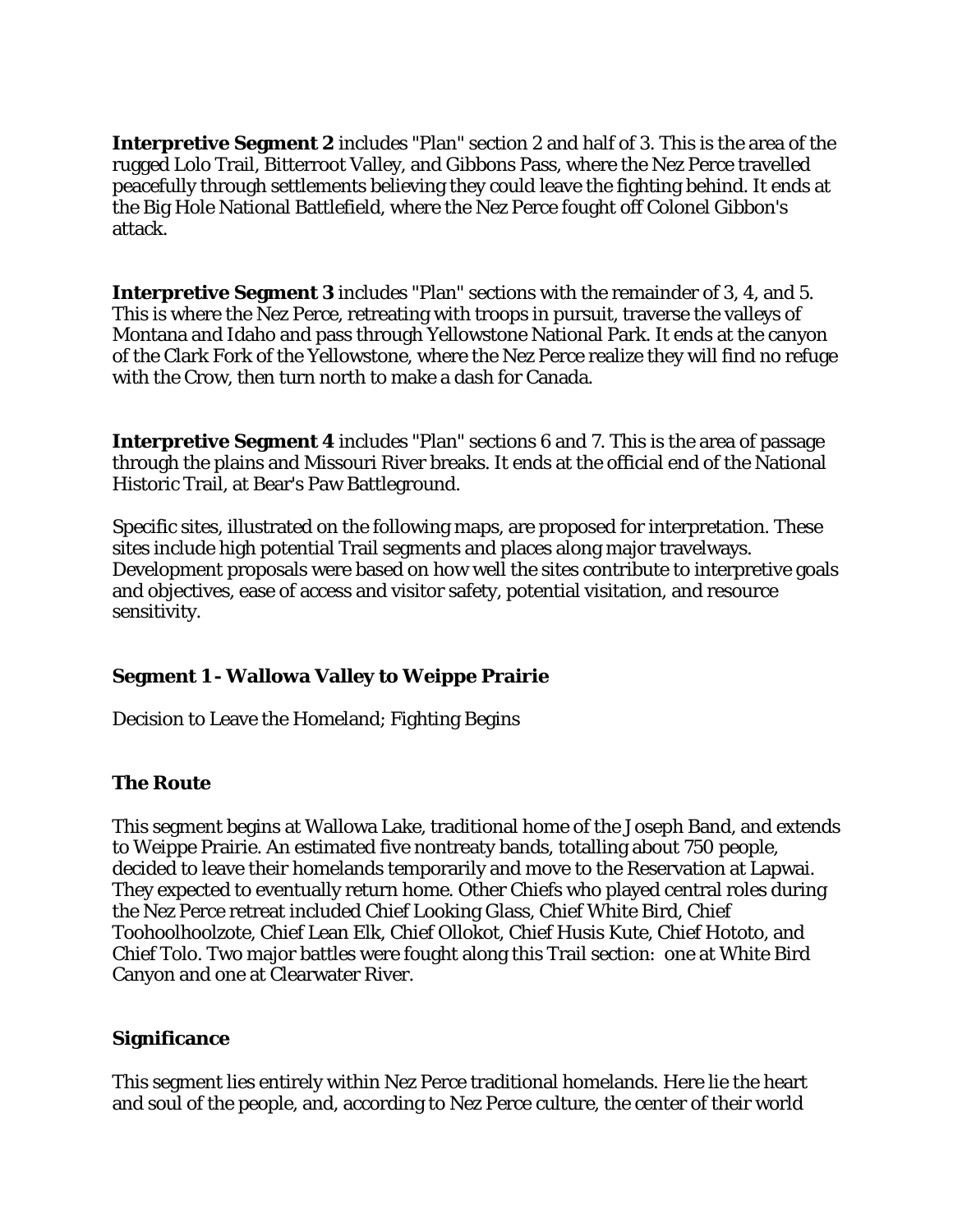**Interpretive Segment 2** includes "Plan" section 2 and half of 3. This is the area of the rugged Lolo Trail, Bitterroot Valley, and Gibbons Pass, where the Nez Perce travelled peacefully through settlements believing they could leave the fighting behind. It ends at the Big Hole National Battlefield, where the Nez Perce fought off Colonel Gibbon's attack.

**Interpretive Segment 3** includes "Plan" sections with the remainder of 3, 4, and 5. This is where the Nez Perce, retreating with troops in pursuit, traverse the valleys of Montana and Idaho and pass through Yellowstone National Park. It ends at the canyon of the Clark Fork of the Yellowstone, where the Nez Perce realize they will find no refuge with the Crow, then turn north to make a dash for Canada.

**Interpretive Segment 4** includes "Plan" sections 6 and 7. This is the area of passage through the plains and Missouri River breaks. It ends at the official end of the National Historic Trail, at Bear's Paw Battleground.

Specific sites, illustrated on the following maps, are proposed for interpretation. These sites include high potential Trail segments and places along major travelways. Development proposals were based on how well the sites contribute to interpretive goals and objectives, ease of access and visitor safety, potential visitation, and resource sensitivity.

### Segment 1 - Wallowa Valley to Weippe Prairie

Decision to Leave the Homeland; Fighting Begins

### The Route

This segment begins at Wallowa Lake, traditional home of the Joseph Band, and extends to Weippe Prairie. An estimated five nontreaty bands, totalling about 750 people, decided to leave their homelands temporarily and move to the Reservation at Lapwai. They expected to eventually return home. Other Chiefs who played central roles during the Nez Perce retreat included Chief Looking Glass, Chief White Bird, Chief Toohoolhoolzote, Chief Lean Elk, Chief Ollokot, Chief Husis Kute, Chief Hototo, and Chief Tolo. Two major battles were fought along this Trail section: one at White Bird Canyon and one at Clearwater River.

### Significance

This segment lies entirely within Nez Perce traditional homelands. Here lie the heart and soul of the people, and, according to Nez Perce culture, the center of their world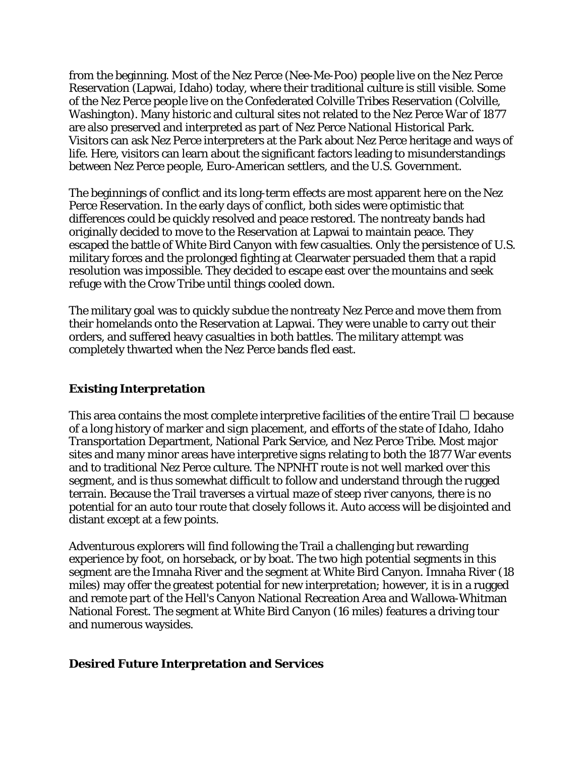from the beginning. Most of the Nez Perce (Nee-Me-Poo) people live on the Nez Perce Reservation (Lapwai, Idaho) today, where their traditional culture is still visible. Some of the Nez Perce people live on the Confederated Colville Tribes Reservation (Colville, Washington). Many historic and cultural sites not related to the Nez Perce War of 1877 are also preserved and interpreted as part of Nez Perce National Historical Park. Visitors can ask Nez Perce interpreters at the Park about Nez Perce heritage and ways of life. Here, visitors can learn about the significant factors leading to misunderstandings between Nez Perce people, Euro-American settlers, and the U.S. Government.

The beginnings of conflict and its long-term effects are most apparent here on the Nez Perce Reservation. In the early days of conflict, both sides were optimistic that differences could be quickly resolved and peace restored. The nontreaty bands had originally decided to move to the Reservation at Lapwai to maintain peace. They escaped the battle of White Bird Canyon with few casualties. Only the persistence of U.S. military forces and the prolonged fighting at Clearwater persuaded them that a rapid resolution was impossible. They decided to escape east over the mountains and seek refuge with the Crow Tribe until things cooled down.

The military goal was to quickly subdue the nontreaty Nez Perce and move them from their homelands onto the Reservation at Lapwai. They were unable to carry out their orders, and suffered heavy casualties in both battles. The military attempt was completely thwarted when the Nez Perce bands fled east.

### Existing Interpretation

This area contains the most complete interpretive facilities of the entire Trail  because of a long history of marker and sign placement, and efforts of the state of Idaho, Idaho Transportation Department, National Park Service, and Nez Perce Tribe. Most major sites and many minor areas have interpretive signs relating to both the 1877 War events and to traditional Nez Perce culture. The NPNHT route is not well marked over this segment, and is thus somewhat difficult to follow and understand through the rugged terrain. Because the Trail traverses a virtual maze of steep river canyons, there is no potential for an auto tour route that closely follows it. Auto access will be disjointed and distant except at a few points.

Adventurous explorers will find following the Trail a challenging but rewarding experience by foot, on horseback, or by boat. The two high potential segments in this segment are the Imnaha River and the segment at White Bird Canyon. Imnaha River (18 miles) may offer the greatest potential for new interpretation; however, it is in a rugged and remote part of the Hell's Canyon National Recreation Area and Wallowa-Whitman National Forest. The segment at White Bird Canyon (16 miles) features a driving tour and numerous waysides.

### Desired Future Interpretation and Services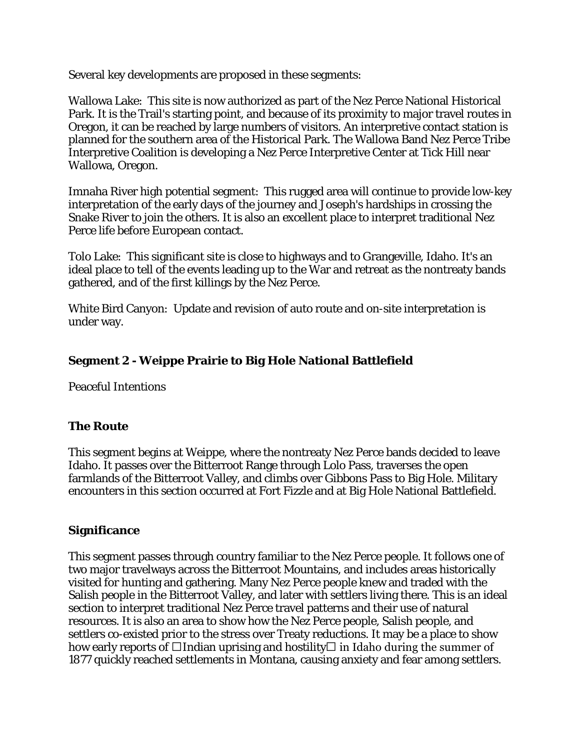Several key developments are proposed in these segments:

Wallowa Lake: This site is now authorized as part of the Nez Perce National Historical Park. It is the Trail's starting point, and because of its proximity to major travel routes in Oregon, it can be reached by large numbers of visitors. An interpretive contact station is planned for the southern area of the Historical Park. The Wallowa Band Nez Perce Tribe Interpretive Coalition is developing a Nez Perce Interpretive Center at Tick Hill near Wallowa, Oregon.

Imnaha River high potential segment: This rugged area will continue to provide low-key interpretation of the early days of the journey and Joseph's hardships in crossing the Snake River to join the others. It is also an excellent place to interpret traditional Nez Perce life before European contact.

Tolo Lake: This significant site is close to highways and to Grangeville, Idaho. It's an ideal place to tell of the events leading up to the War and retreat as the nontreaty bands gathered, and of the first killings by the Nez Perce.

White Bird Canyon: Update and revision of auto route and on-site interpretation is under way.

## Segment 2 - Weippe Prairie to Big Hole National Battlefield

Peaceful Intentions

### The Route

This segment begins at Weippe, where the nontreaty Nez Perce bands decided to leave Idaho. It passes over the Bitterroot Range through Lolo Pass, traverses the open farmlands of the Bitterroot Valley, and climbs over Gibbons Pass to Big Hole. Military encounters in this section occurred at Fort Fizzle and at Big Hole National Battlefield.

### Significance

This segment passes through country familiar to the Nez Perce people. It follows one of two major travelways across the Bitterroot Mountains, and includes areas historically visited for hunting and gathering. Many Nez Perce people knew and traded with the Salish people in the Bitterroot Valley, and later with settlers living there. This is an ideal section to interpret traditional Nez Perce travel patterns and their use of natural resources. It is also an area to show how the Nez Perce people, Salish people, and settlers co-existed prior to the stress over Treaty reductions. It may be a place to show how early reports of "Indian uprising and hostility" in Idaho during the summer of 1877 quickly reached settlements in Montana, causing anxiety and fear among settlers.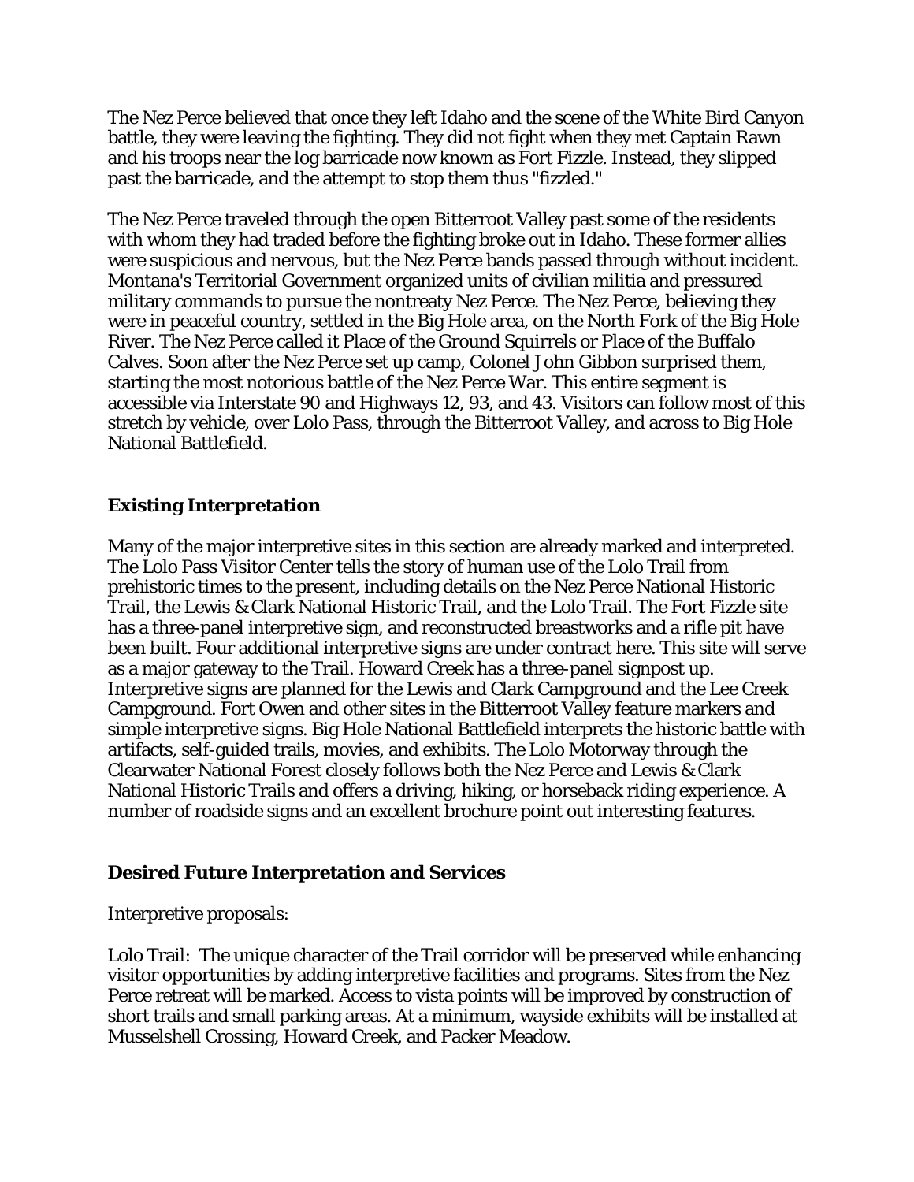The Nez Perce believed that once they left Idaho and the scene of the White Bird Canyon battle, they were leaving the fighting. They did not fight when they met Captain Rawn and his troops near the log barricade now known as Fort Fizzle. Instead, they slipped past the barricade, and the attempt to stop them thus "fizzled."

The Nez Perce traveled through the open Bitterroot Valley past some of the residents with whom they had traded before the fighting broke out in Idaho. These former allies were suspicious and nervous, but the Nez Perce bands passed through without incident. Montana's Territorial Government organized units of civilian militia and pressured military commands to pursue the nontreaty Nez Perce. The Nez Perce, believing they were in peaceful country, settled in the Big Hole area, on the North Fork of the Big Hole River. The Nez Perce called it Place of the Ground Squirrels or Place of the Buffalo Calves. Soon after the Nez Perce set up camp, Colonel John Gibbon surprised them, starting the most notorious battle of the Nez Perce War. This entire segment is accessible via Interstate 90 and Highways 12, 93, and 43. Visitors can follow most of this stretch by vehicle, over Lolo Pass, through the Bitterroot Valley, and across to Big Hole National Battlefield.

## Existing Interpretation

Many of the major interpretive sites in this section are already marked and interpreted. The Lolo Pass Visitor Center tells the story of human use of the Lolo Trail from prehistoric times to the present, including details on the Nez Perce National Historic Trail, the Lewis & Clark National Historic Trail, and the Lolo Trail. The Fort Fizzle site has a three-panel interpretive sign, and reconstructed breastworks and a rifle pit have been built. Four additional interpretive signs are under contract here. This site will serve as a major gateway to the Trail. Howard Creek has a three-panel signpost up. Interpretive signs are planned for the Lewis and Clark Campground and the Lee Creek Campground. Fort Owen and other sites in the Bitterroot Valley feature markers and simple interpretive signs. Big Hole National Battlefield interprets the historic battle with artifacts, self-guided trails, movies, and exhibits. The Lolo Motorway through the Clearwater National Forest closely follows both the Nez Perce and Lewis & Clark National Historic Trails and offers a driving, hiking, or horseback riding experience. A number of roadside signs and an excellent brochure point out interesting features.

## Desired Future Interpretation and Services

Interpretive proposals:

Lolo Trail: The unique character of the Trail corridor will be preserved while enhancing visitor opportunities by adding interpretive facilities and programs. Sites from the Nez Perce retreat will be marked. Access to vista points will be improved by construction of short trails and small parking areas. At a minimum, wayside exhibits will be installed at Musselshell Crossing, Howard Creek, and Packer Meadow.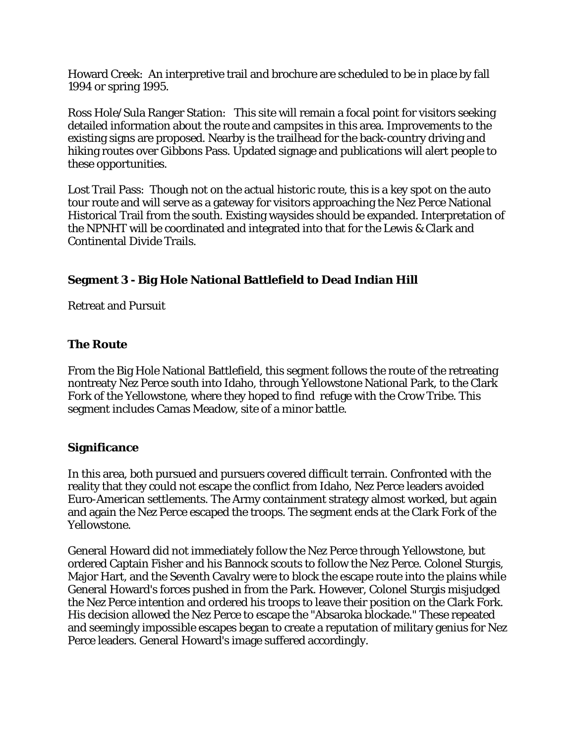Howard Creek: An interpretive trail and brochure are scheduled to be in place by fall 1994 or spring 1995.

Ross Hole/Sula Ranger Station: This site will remain a focal point for visitors seeking detailed information about the route and campsites in this area. Improvements to the existing signs are proposed. Nearby is the trailhead for the back-country driving and hiking routes over Gibbons Pass. Updated signage and publications will alert people to these opportunities.

Lost Trail Pass: Though not on the actual historic route, this is a key spot on the auto tour route and will serve as a gateway for visitors approaching the Nez Perce National Historical Trail from the south. Existing waysides should be expanded. Interpretation of the NPNHT will be coordinated and integrated into that for the Lewis & Clark and Continental Divide Trails.

### Segment 3 - Big Hole National Battlefield to Dead Indian Hill

Retreat and Pursuit

### The Route

From the Big Hole National Battlefield, this segment follows the route of the retreating nontreaty Nez Perce south into Idaho, through Yellowstone National Park, to the Clark Fork of the Yellowstone, where they hoped to find refuge with the Crow Tribe. This segment includes Camas Meadow, site of a minor battle.

### Significance

In this area, both pursued and pursuers covered difficult terrain. Confronted with the reality that they could not escape the conflict from Idaho, Nez Perce leaders avoided Euro-American settlements. The Army containment strategy almost worked, but again and again the Nez Perce escaped the troops. The segment ends at the Clark Fork of the Yellowstone.

General Howard did not immediately follow the Nez Perce through Yellowstone, but ordered Captain Fisher and his Bannock scouts to follow the Nez Perce. Colonel Sturgis, Major Hart, and the Seventh Cavalry were to block the escape route into the plains while General Howard's forces pushed in from the Park. However, Colonel Sturgis misjudged the Nez Perce intention and ordered his troops to leave their position on the Clark Fork. His decision allowed the Nez Perce to escape the "Absaroka blockade." These repeated and seemingly impossible escapes began to create a reputation of military genius for Nez Perce leaders. General Howard's image suffered accordingly.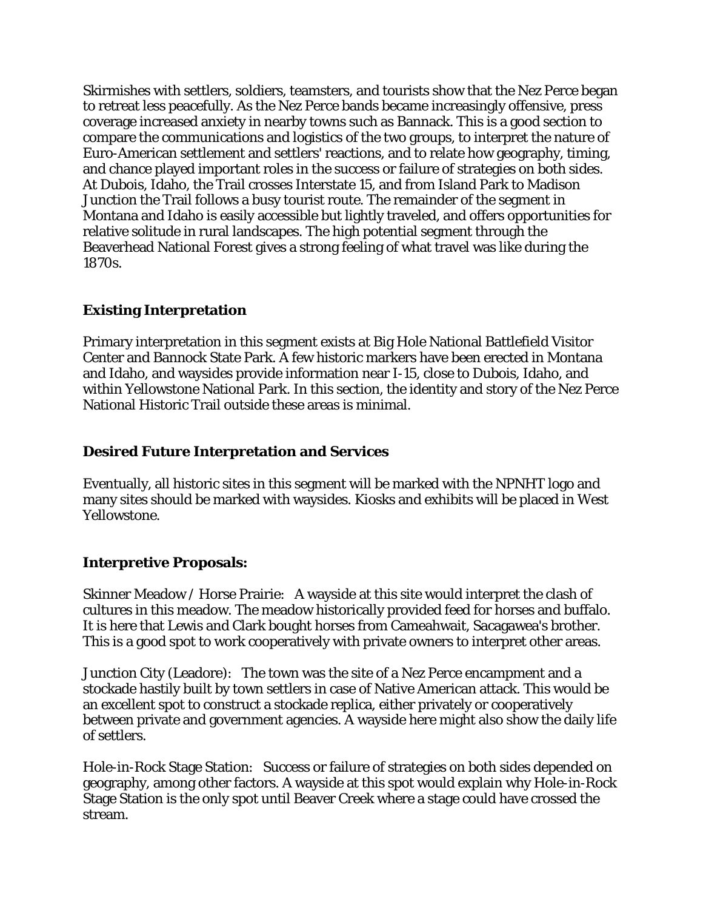Skirmishes with settlers, soldiers, teamsters, and tourists show that the Nez Perce began to retreat less peacefully. As the Nez Perce bands became increasingly offensive, press coverage increased anxiety in nearby towns such as Bannack. This is a good section to compare the communications and logistics of the two groups, to interpret the nature of Euro-American settlement and settlers' reactions, and to relate how geography, timing, and chance played important roles in the success or failure of strategies on both sides. At Dubois, Idaho, the Trail crosses Interstate 15, and from Island Park to Madison Junction the Trail follows a busy tourist route. The remainder of the segment in Montana and Idaho is easily accessible but lightly traveled, and offers opportunities for relative solitude in rural landscapes. The high potential segment through the Beaverhead National Forest gives a strong feeling of what travel was like during the 1870s.

### Existing Interpretation

Primary interpretation in this segment exists at Big Hole National Battlefield Visitor Center and Bannock State Park. A few historic markers have been erected in Montana and Idaho, and waysides provide information near I-15, close to Dubois, Idaho, and within Yellowstone National Park. In this section, the identity and story of the Nez Perce National Historic Trail outside these areas is minimal.

### Desired Future Interpretation and Services

Eventually, all historic sites in this segment will be marked with the NPNHT logo and many sites should be marked with waysides. Kiosks and exhibits will be placed in West Yellowstone.

### Interpretive Proposals:

Skinner Meadow / Horse Prairie: A wayside at this site would interpret the clash of cultures in this meadow. The meadow historically provided feed for horses and buffalo. It is here that Lewis and Clark bought horses from Cameahwait, Sacagawea's brother. This is a good spot to work cooperatively with private owners to interpret other areas.

Junction City (Leadore): The town was the site of a Nez Perce encampment and a stockade hastily built by town settlers in case of Native American attack. This would be an excellent spot to construct a stockade replica, either privately or cooperatively between private and government agencies. A wayside here might also show the daily life of settlers.

Hole-in-Rock Stage Station: Success or failure of strategies on both sides depended on geography, among other factors. A wayside at this spot would explain why Hole-in-Rock Stage Station is the only spot until Beaver Creek where a stage could have crossed the stream.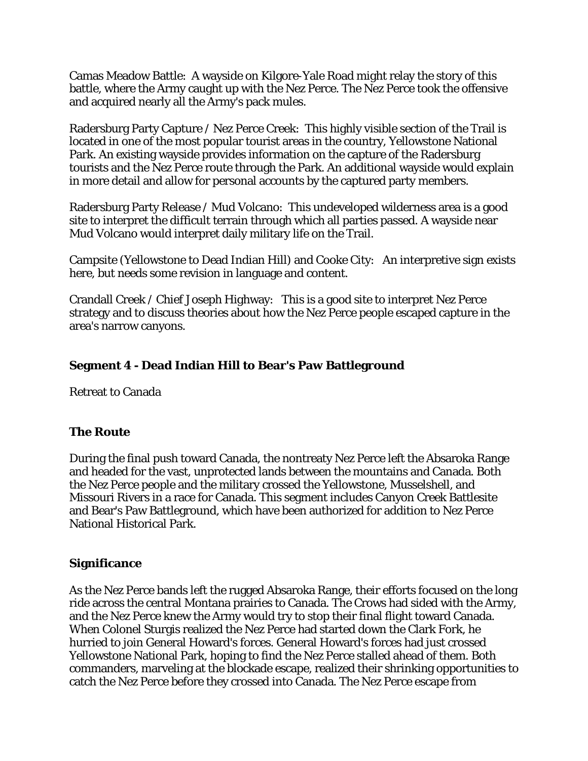Camas Meadow Battle: A wayside on Kilgore-Yale Road might relay the story of this battle, where the Army caught up with the Nez Perce. The Nez Perce took the offensive and acquired nearly all the Army's pack mules.

Radersburg Party Capture / Nez Perce Creek: This highly visible section of the Trail is located in one of the most popular tourist areas in the country, Yellowstone National Park. An existing wayside provides information on the capture of the Radersburg tourists and the Nez Perce route through the Park. An additional wayside would explain in more detail and allow for personal accounts by the captured party members.

Radersburg Party Release / Mud Volcano: This undeveloped wilderness area is a good site to interpret the difficult terrain through which all parties passed. A wayside near Mud Volcano would interpret daily military life on the Trail.

Campsite (Yellowstone to Dead Indian Hill) and Cooke City: An interpretive sign exists here, but needs some revision in language and content.

Crandall Creek / Chief Joseph Highway: This is a good site to interpret Nez Perce strategy and to discuss theories about how the Nez Perce people escaped capture in the area's narrow canyons.

## Segment 4 - Dead Indian Hill to Bear's Paw Battleground

Retreat to Canada

### The Route

During the final push toward Canada, the nontreaty Nez Perce left the Absaroka Range and headed for the vast, unprotected lands between the mountains and Canada. Both the Nez Perce people and the military crossed the Yellowstone, Musselshell, and Missouri Rivers in a race for Canada. This segment includes Canyon Creek Battlesite and Bear's Paw Battleground, which have been authorized for addition to Nez Perce National Historical Park.

### Significance

As the Nez Perce bands left the rugged Absaroka Range, their efforts focused on the long ride across the central Montana prairies to Canada. The Crows had sided with the Army, and the Nez Perce knew the Army would try to stop their final flight toward Canada. When Colonel Sturgis realized the Nez Perce had started down the Clark Fork, he hurried to join General Howard's forces. General Howard's forces had just crossed Yellowstone National Park, hoping to find the Nez Perce stalled ahead of them. Both commanders, marveling at the blockade escape, realized their shrinking opportunities to catch the Nez Perce before they crossed into Canada. The Nez Perce escape from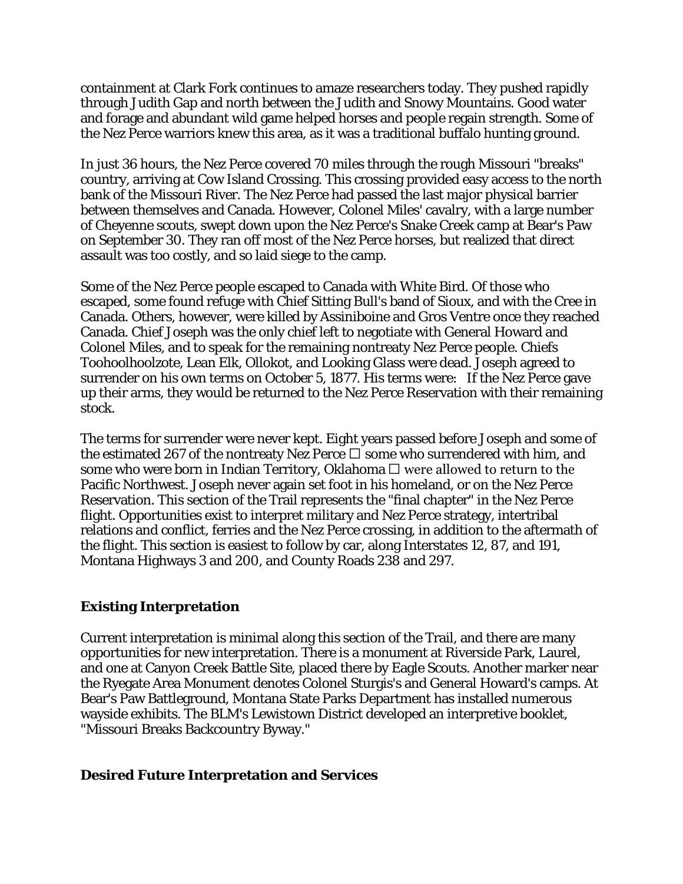containment at Clark Fork continues to amaze researchers today. They pushed rapidly through Judith Gap and north between the Judith and Snowy Mountains. Good water and forage and abundant wild game helped horses and people regain strength. Some of the Nez Perce warriors knew this area, as it was a traditional buffalo hunting ground.

In just 36 hours, the Nez Perce covered 70 miles through the rough Missouri "breaks" country, arriving at Cow Island Crossing. This crossing provided easy access to the north bank of the Missouri River. The Nez Perce had passed the last major physical barrier between themselves and Canada. However, Colonel Miles' cavalry, with a large number of Cheyenne scouts, swept down upon the Nez Perce's Snake Creek camp at Bear's Paw on September 30. They ran off most of the Nez Perce horses, but realized that direct assault was too costly, and so laid siege to the camp.

Some of the Nez Perce people escaped to Canada with White Bird. Of those who escaped, some found refuge with Chief Sitting Bull's band of Sioux, and with the Cree in Canada. Others, however, were killed by Assiniboine and Gros Ventre once they reached Canada. Chief Joseph was the only chief left to negotiate with General Howard and Colonel Miles, and to speak for the remaining nontreaty Nez Perce people. Chiefs Toohoolhoolzote, Lean Elk, Ollokot, and Looking Glass were dead. Joseph agreed to surrender on his own terms on October 5, 1877. His terms were: If the Nez Perce gave up their arms, they would be returned to the Nez Perce Reservation with their remaining stock.

The terms for surrender were never kept. Eight years passed before Joseph and some of the estimated 267 of the nontreaty Nez Perce — some who surrendered with him, and some who were born in Indian Territory, Oklahoma — were allowed to return to the Pacific Northwest. Joseph never again set foot in his homeland, or on the Nez Perce Reservation. This section of the Trail represents the "final chapter" in the Nez Perce flight. Opportunities exist to interpret military and Nez Perce strategy, intertribal relations and conflict, ferries and the Nez Perce crossing, in addition to the aftermath of the flight. This section is easiest to follow by car, along Interstates 12, 87, and 191, Montana Highways 3 and 200, and County Roads 238 and 297.

### Existing Interpretation

Current interpretation is minimal along this section of the Trail, and there are many opportunities for new interpretation. There is a monument at Riverside Park, Laurel, and one at Canyon Creek Battle Site, placed there by Eagle Scouts. Another marker near the Ryegate Area Monument denotes Colonel Sturgis's and General Howard's camps. At Bear's Paw Battleground, Montana State Parks Department has installed numerous wayside exhibits. The BLM's Lewistown District developed an interpretive booklet, "Missouri Breaks Backcountry Byway."

### Desired Future Interpretation and Services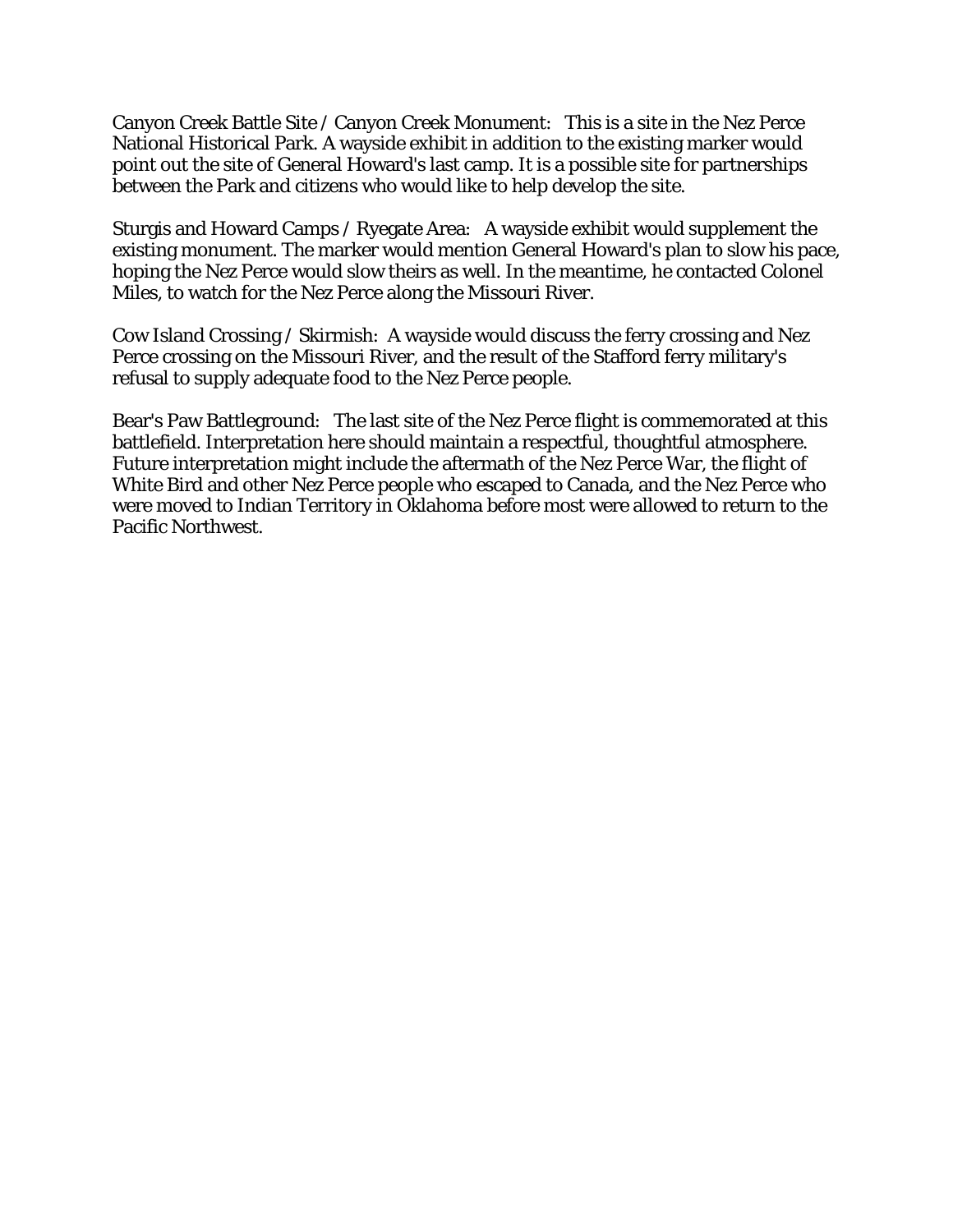Canyon Creek Battle Site / Canyon Creek Monument: This is a site in the Nez Perce National Historical Park. A wayside exhibit in addition to the existing marker would point out the site of General Howard's last camp. It is a possible site for partnerships between the Park and citizens who would like to help develop the site.

Sturgis and Howard Camps / Ryegate Area: A wayside exhibit would supplement the existing monument. The marker would mention General Howard's plan to slow his pace, hoping the Nez Perce would slow theirs as well. In the meantime, he contacted Colonel Miles, to watch for the Nez Perce along the Missouri River.

Cow Island Crossing / Skirmish: A wayside would discuss the ferry crossing and Nez Perce crossing on the Missouri River, and the result of the Stafford ferry military's refusal to supply adequate food to the Nez Perce people.

Bear's Paw Battleground: The last site of the Nez Perce flight is commemorated at this battlefield. Interpretation here should maintain a respectful, thoughtful atmosphere. Future interpretation might include the aftermath of the Nez Perce War, the flight of White Bird and other Nez Perce people who escaped to Canada, and the Nez Perce who were moved to Indian Territory in Oklahoma before most were allowed to return to the Pacific Northwest.